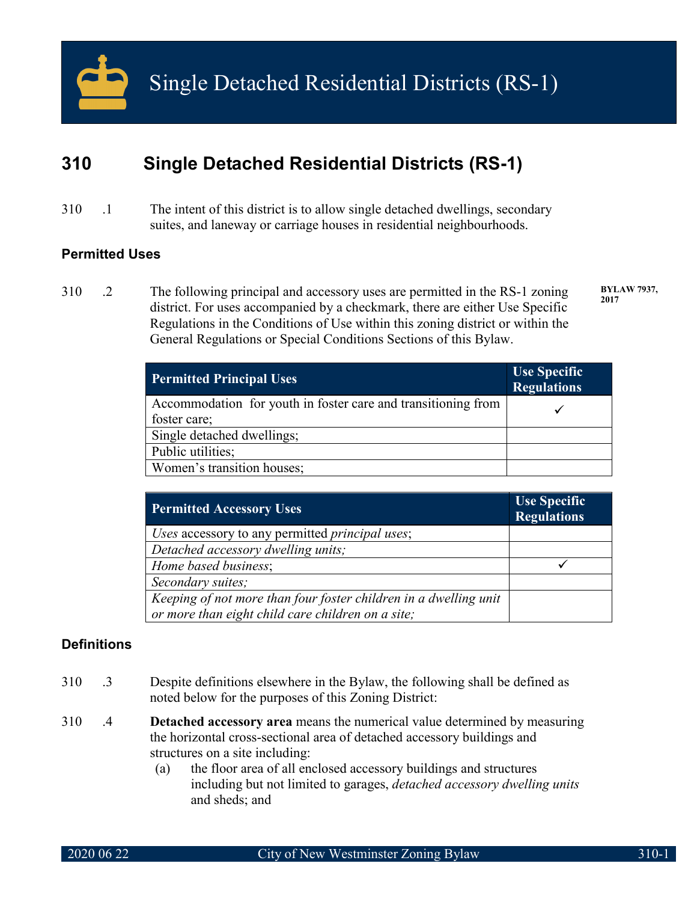# Single Detached Residential Districts (RS-1)

## 310 Single Detached Residential Districts (RS-1)

310 .1 The intent of this district is to allow single detached dwellings, secondary suites, and laneway or carriage houses in residential neighbourhoods.

### Permitted Uses

310 .2 The following principal and accessory uses are permitted in the RS-1 zoning district. For uses accompanied by a checkmark, there are either Use Specific Regulations in the Conditions of Use within this zoning district or within the General Regulations or Special Conditions Sections of this Bylaw. BYLAW 7937, 2017

| Permitted Principal Uses | Use Specific Regulations |
|---|---|
| Accommodation for youth in foster care and transitioning from foster care; | ✓ |
| Single detached dwellings; | |
| Public utilities; | |
| Women's transition houses; | |

| Permitted Accessory Uses | Use Specific Regulations |
|---|---|
| *Uses* accessory to any permitted *principal uses*; | |
| *Detached accessory dwelling units;* | |
| *Home based business*; | ✓ |
| *Secondary suites;* | |
| *Keeping of not more than four foster children in a dwelling unit or more than eight child care children on a site;* | |

### Definitions

310 .3 Despite definitions elsewhere in the Bylaw, the following shall be defined as noted below for the purposes of this Zoning District:

310 .4 **Detached accessory area** means the numerical value determined by measuring the horizontal cross-sectional area of detached accessory buildings and structures on a site including:

(a) the floor area of all enclosed accessory buildings and structures including but not limited to garages, *detached accessory dwelling units* and sheds; and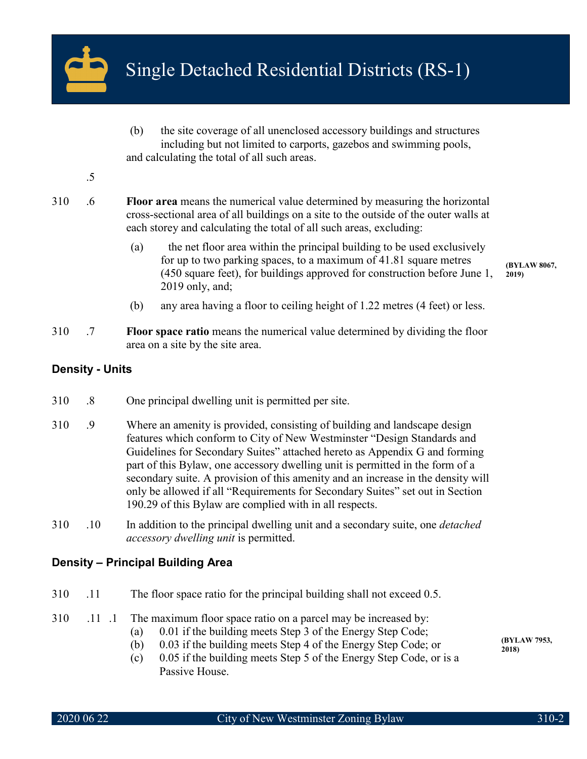(b) the site coverage of all unenclosed accessory buildings and structures including but not limited to carports, gazebos and swimming pools,

and calculating the total of all such areas.

.5

310 .6 **Floor area** means the numerical value determined by measuring the horizontal cross-sectional area of all buildings on a site to the outside of the outer walls at each storey and calculating the total of all such areas, excluding:

(a) the net floor area within the principal building to be used exclusively for up to two parking spaces, to a maximum of 41.81 square metres (450 square feet), for buildings approved for construction before June 1, 2019 only, and; **(BYLAW 8067, 2019)**

(b) any area having a floor to ceiling height of 1.22 metres (4 feet) or less.

310 .7 **Floor space ratio** means the numerical value determined by dividing the floor area on a site by the site area.

### Density - Units

310 .8 One principal dwelling unit is permitted per site.

310 .9 Where an amenity is provided, consisting of building and landscape design features which conform to City of New Westminster "Design Standards and Guidelines for Secondary Suites" attached hereto as Appendix G and forming part of this Bylaw, one accessory dwelling unit is permitted in the form of a secondary suite. A provision of this amenity and an increase in the density will only be allowed if all "Requirements for Secondary Suites" set out in Section 190.29 of this Bylaw are complied with in all respects.

310 .10 In addition to the principal dwelling unit and a secondary suite, one *detached accessory dwelling unit* is permitted.

### Density – Principal Building Area

310 .11 The floor space ratio for the principal building shall not exceed 0.5.

310 .11 .1 The maximum floor space ratio on a parcel may be increased by: **(BYLAW 7953, 2018)**

(a) 0.01 if the building meets Step 3 of the Energy Step Code;
(b) 0.03 if the building meets Step 4 of the Energy Step Code; or
(c) 0.05 if the building meets Step 5 of the Energy Step Code, or is a Passive House.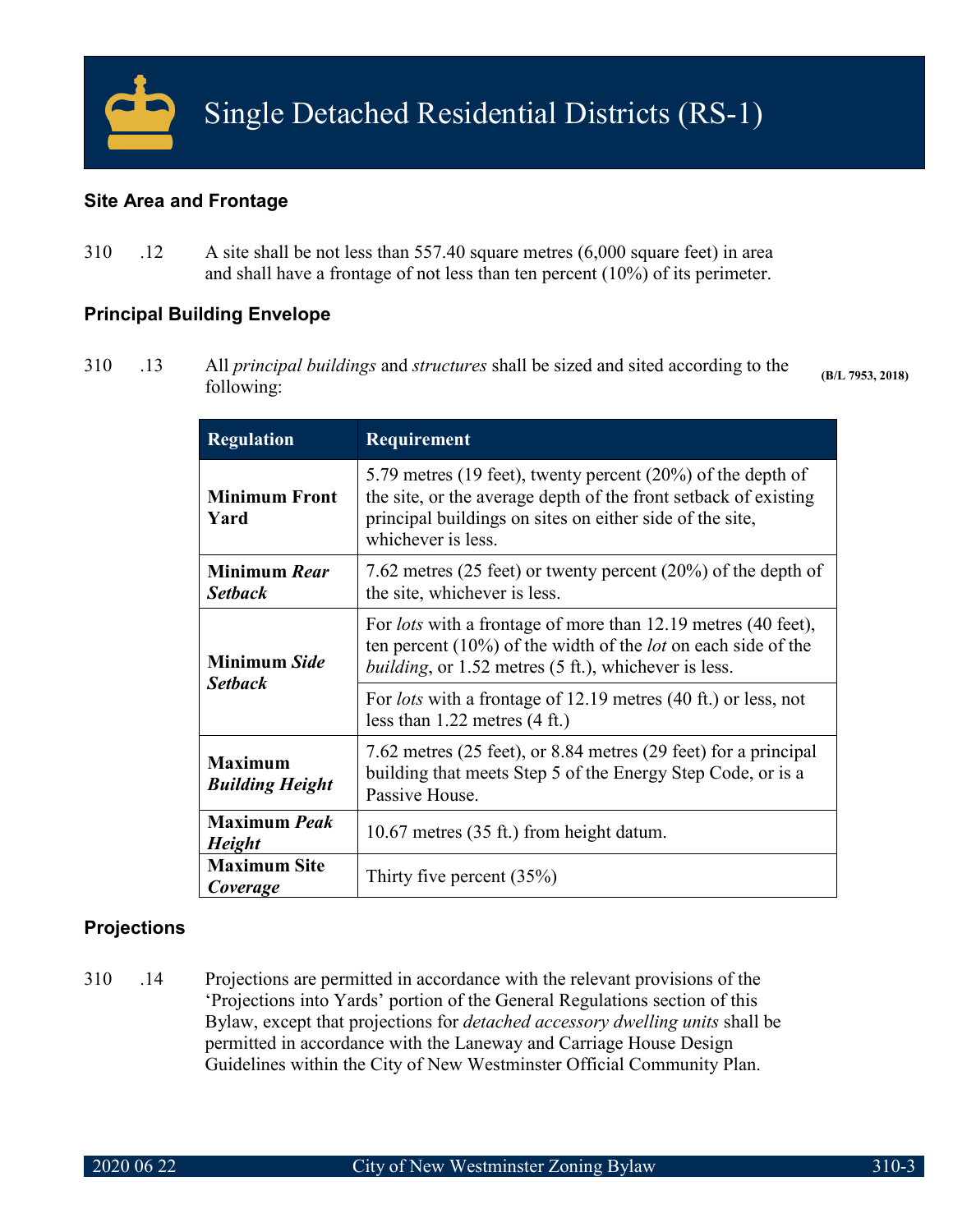# Single Detached Residential Districts (RS-1)

### Site Area and Frontage

310 .12 A site shall be not less than 557.40 square metres (6,000 square feet) in area and shall have a frontage of not less than ten percent (10%) of its perimeter.

### Principal Building Envelope

310 .13 All *principal buildings* and *structures* shall be sized and sited according to the following: **(B/L 7953, 2018)**

| Regulation | Requirement |
| --- | --- |
| **Minimum Front Yard** | 5.79 metres (19 feet), twenty percent (20%) of the depth of the site, or the average depth of the front setback of existing principal buildings on sites on either side of the site, whichever is less. |
| **Minimum *Rear Setback*** | 7.62 metres (25 feet) or twenty percent (20%) of the depth of the site, whichever is less. |
| **Minimum *Side Setback*** | For *lots* with a frontage of more than 12.19 metres (40 feet), ten percent (10%) of the width of the *lot* on each side of the *building*, or 1.52 metres (5 ft.), whichever is less. |
| | For *lots* with a frontage of 12.19 metres (40 ft.) or less, not less than 1.22 metres (4 ft.) |
| **Maximum *Building Height*** | 7.62 metres (25 feet), or 8.84 metres (29 feet) for a principal building that meets Step 5 of the Energy Step Code, or is a Passive House. |
| **Maximum *Peak Height*** | 10.67 metres (35 ft.) from height datum. |
| **Maximum Site *Coverage*** | Thirty five percent (35%) |

### Projections

310 .14 Projections are permitted in accordance with the relevant provisions of the 'Projections into Yards' portion of the General Regulations section of this Bylaw, except that projections for *detached accessory dwelling units* shall be permitted in accordance with the Laneway and Carriage House Design Guidelines within the City of New Westminster Official Community Plan.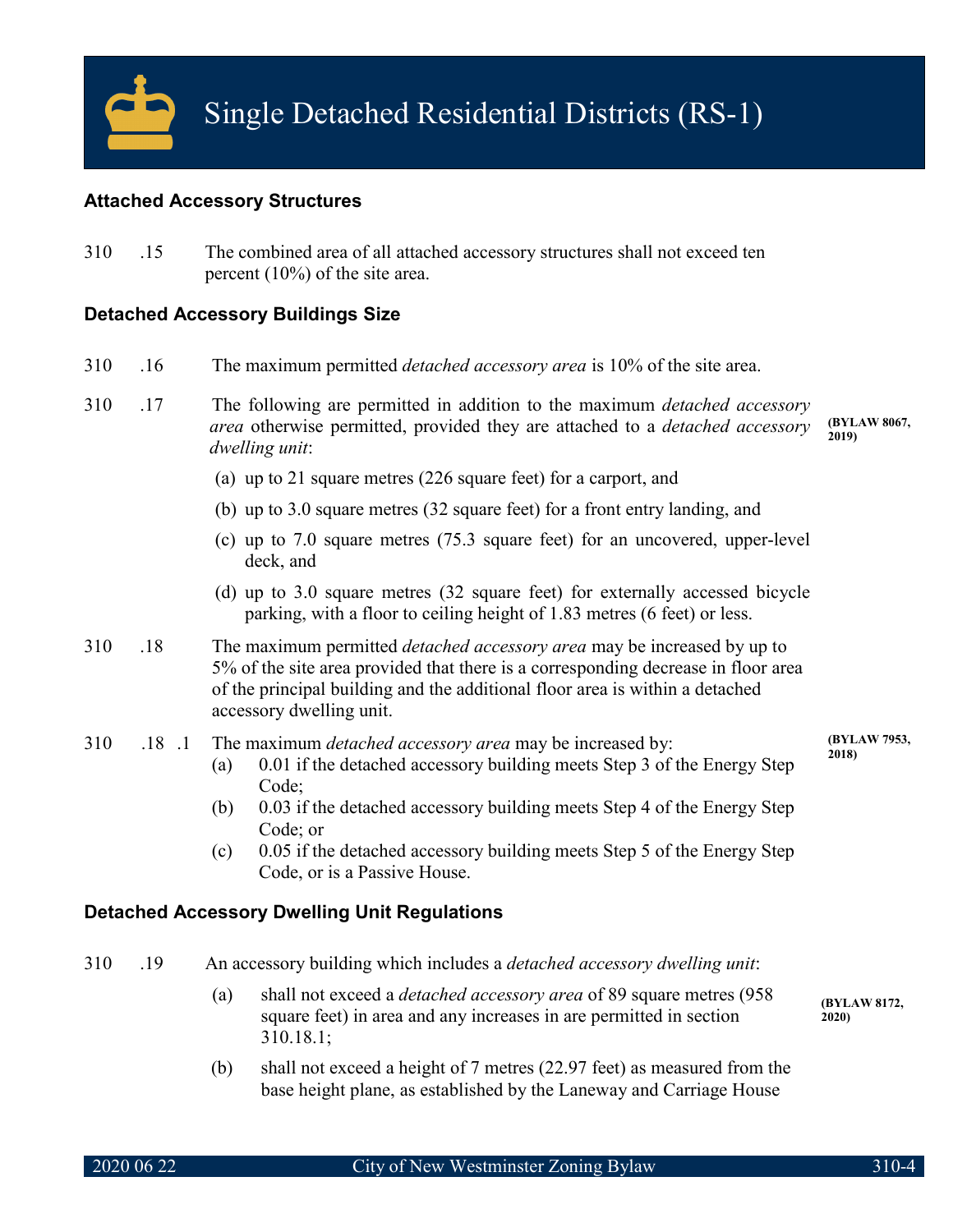# Single Detached Residential Districts (RS-1)

### Attached Accessory Structures

310 .15 The combined area of all attached accessory structures shall not exceed ten percent (10%) of the site area.

### Detached Accessory Buildings Size

310 .16 The maximum permitted *detached accessory area* is 10% of the site area.

310 .17 The following are permitted in addition to the maximum *detached accessory area* otherwise permitted, provided they are attached to a *detached accessory dwelling unit*: **(BYLAW 8067, 2019)**

(a) up to 21 square metres (226 square feet) for a carport, and

(b) up to 3.0 square metres (32 square feet) for a front entry landing, and

(c) up to 7.0 square metres (75.3 square feet) for an uncovered, upper-level deck, and

(d) up to 3.0 square metres (32 square feet) for externally accessed bicycle parking, with a floor to ceiling height of 1.83 metres (6 feet) or less.

310 .18 The maximum permitted *detached accessory area* may be increased by up to 5% of the site area provided that there is a corresponding decrease in floor area of the principal building and the additional floor area is within a detached accessory dwelling unit.

310 .18 .1 The maximum *detached accessory area* may be increased by: **(BYLAW 7953, 2018)**

(a) 0.01 if the detached accessory building meets Step 3 of the Energy Step Code;

(b) 0.03 if the detached accessory building meets Step 4 of the Energy Step Code; or

(c) 0.05 if the detached accessory building meets Step 5 of the Energy Step Code, or is a Passive House.

### Detached Accessory Dwelling Unit Regulations

310 .19 An accessory building which includes a *detached accessory dwelling unit*:

(a) shall not exceed a *detached accessory area* of 89 square metres (958 square feet) in area and any increases in are permitted in section 310.18.1; **(BYLAW 8172, 2020)**

(b) shall not exceed a height of 7 metres (22.97 feet) as measured from the base height plane, as established by the Laneway and Carriage House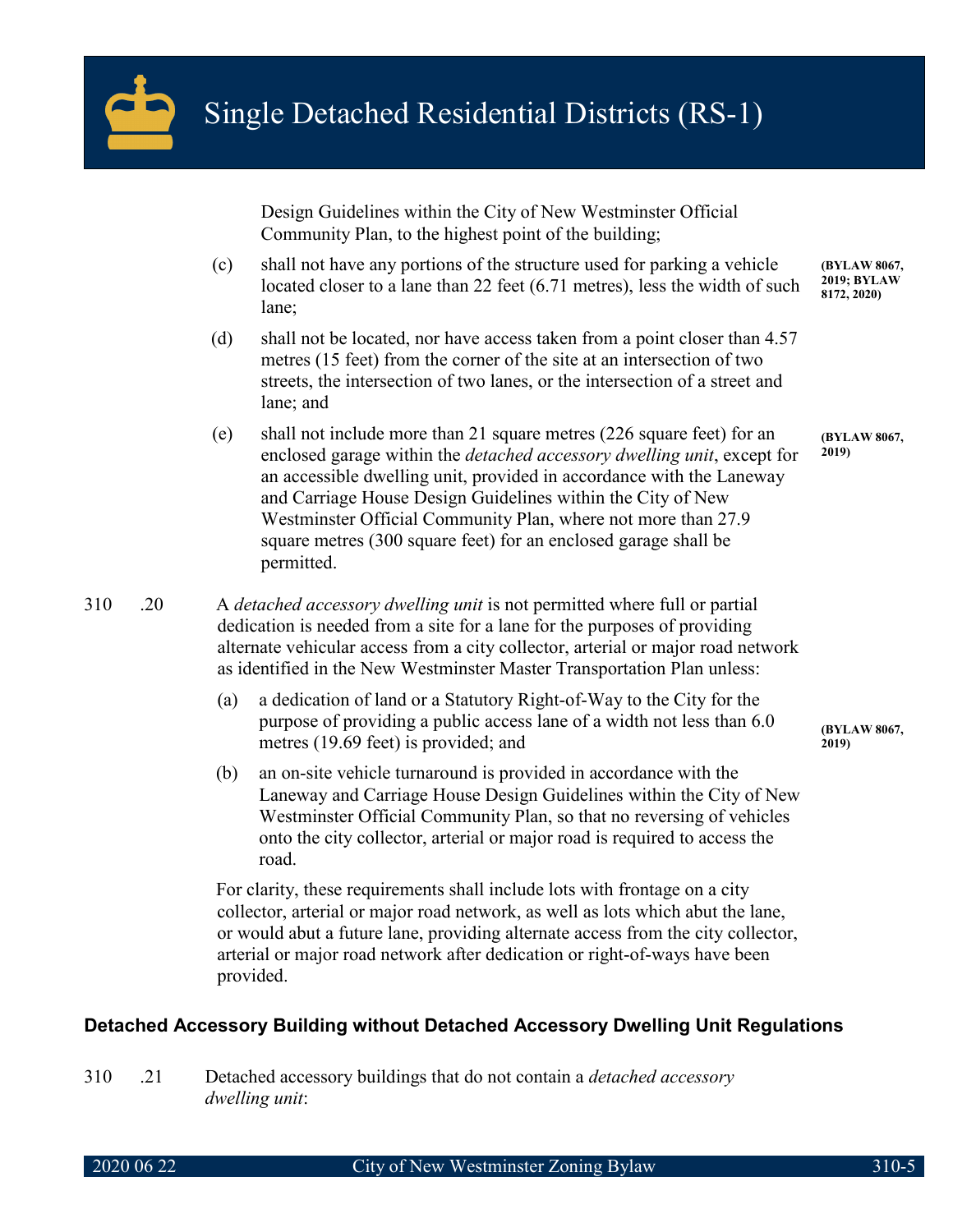Design Guidelines within the City of New Westminster Official Community Plan, to the highest point of the building;

(c) shall not have any portions of the structure used for parking a vehicle located closer to a lane than 22 feet (6.71 metres), less the width of such lane; **(BYLAW 8067, 2019; BYLAW 8172, 2020)**

(d) shall not be located, nor have access taken from a point closer than 4.57 metres (15 feet) from the corner of the site at an intersection of two streets, the intersection of two lanes, or the intersection of a street and lane; and

(e) shall not include more than 21 square metres (226 square feet) for an enclosed garage within the *detached accessory dwelling unit*, except for an accessible dwelling unit, provided in accordance with the Laneway and Carriage House Design Guidelines within the City of New Westminster Official Community Plan, where not more than 27.9 square metres (300 square feet) for an enclosed garage shall be permitted. **(BYLAW 8067, 2019)**

310 .20 A *detached accessory dwelling unit* is not permitted where full or partial dedication is needed from a site for a lane for the purposes of providing alternate vehicular access from a city collector, arterial or major road network as identified in the New Westminster Master Transportation Plan unless:

(a) a dedication of land or a Statutory Right-of-Way to the City for the purpose of providing a public access lane of a width not less than 6.0 metres (19.69 feet) is provided; and **(BYLAW 8067, 2019)**

(b) an on-site vehicle turnaround is provided in accordance with the Laneway and Carriage House Design Guidelines within the City of New Westminster Official Community Plan, so that no reversing of vehicles onto the city collector, arterial or major road is required to access the road.

For clarity, these requirements shall include lots with frontage on a city collector, arterial or major road network, as well as lots which abut the lane, or would abut a future lane, providing alternate access from the city collector, arterial or major road network after dedication or right-of-ways have been provided.

## Detached Accessory Building without Detached Accessory Dwelling Unit Regulations

310 .21 Detached accessory buildings that do not contain a *detached accessory dwelling unit*: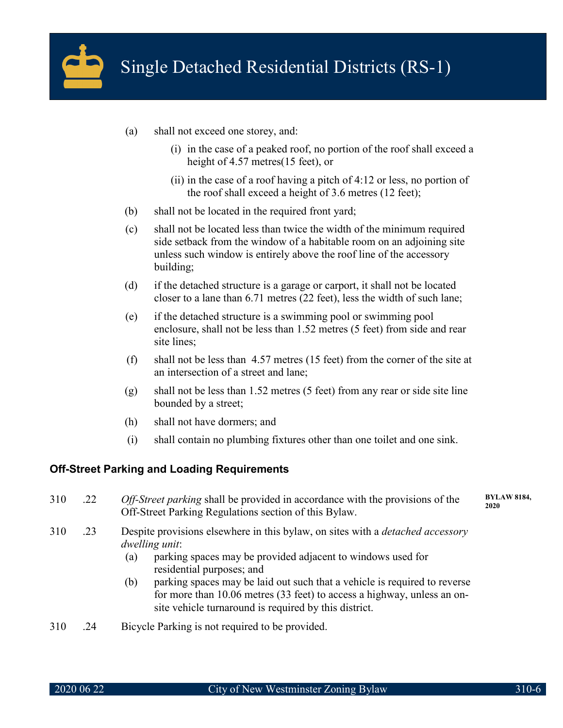(a) shall not exceed one storey, and:

   (i) in the case of a peaked roof, no portion of the roof shall exceed a height of 4.57 metres(15 feet), or

   (ii) in the case of a roof having a pitch of 4:12 or less, no portion of the roof shall exceed a height of 3.6 metres (12 feet);

(b) shall not be located in the required front yard;

(c) shall not be located less than twice the width of the minimum required side setback from the window of a habitable room on an adjoining site unless such window is entirely above the roof line of the accessory building;

(d) if the detached structure is a garage or carport, it shall not be located closer to a lane than 6.71 metres (22 feet), less the width of such lane;

(e) if the detached structure is a swimming pool or swimming pool enclosure, shall not be less than 1.52 metres (5 feet) from side and rear site lines;

(f) shall not be less than 4.57 metres (15 feet) from the corner of the site at an intersection of a street and lane;

(g) shall not be less than 1.52 metres (5 feet) from any rear or side site line bounded by a street;

(h) shall not have dormers; and

(i) shall contain no plumbing fixtures other than one toilet and one sink.

### Off-Street Parking and Loading Requirements

310 .22 *Off-Street parking* shall be provided in accordance with the provisions of the Off-Street Parking Regulations section of this Bylaw. **BYLAW 8184, 2020**

310 .23 Despite provisions elsewhere in this bylaw, on sites with a *detached accessory dwelling unit*:

(a) parking spaces may be provided adjacent to windows used for residential purposes; and

(b) parking spaces may be laid out such that a vehicle is required to reverse for more than 10.06 metres (33 feet) to access a highway, unless an on-site vehicle turnaround is required by this district.

310 .24 Bicycle Parking is not required to be provided.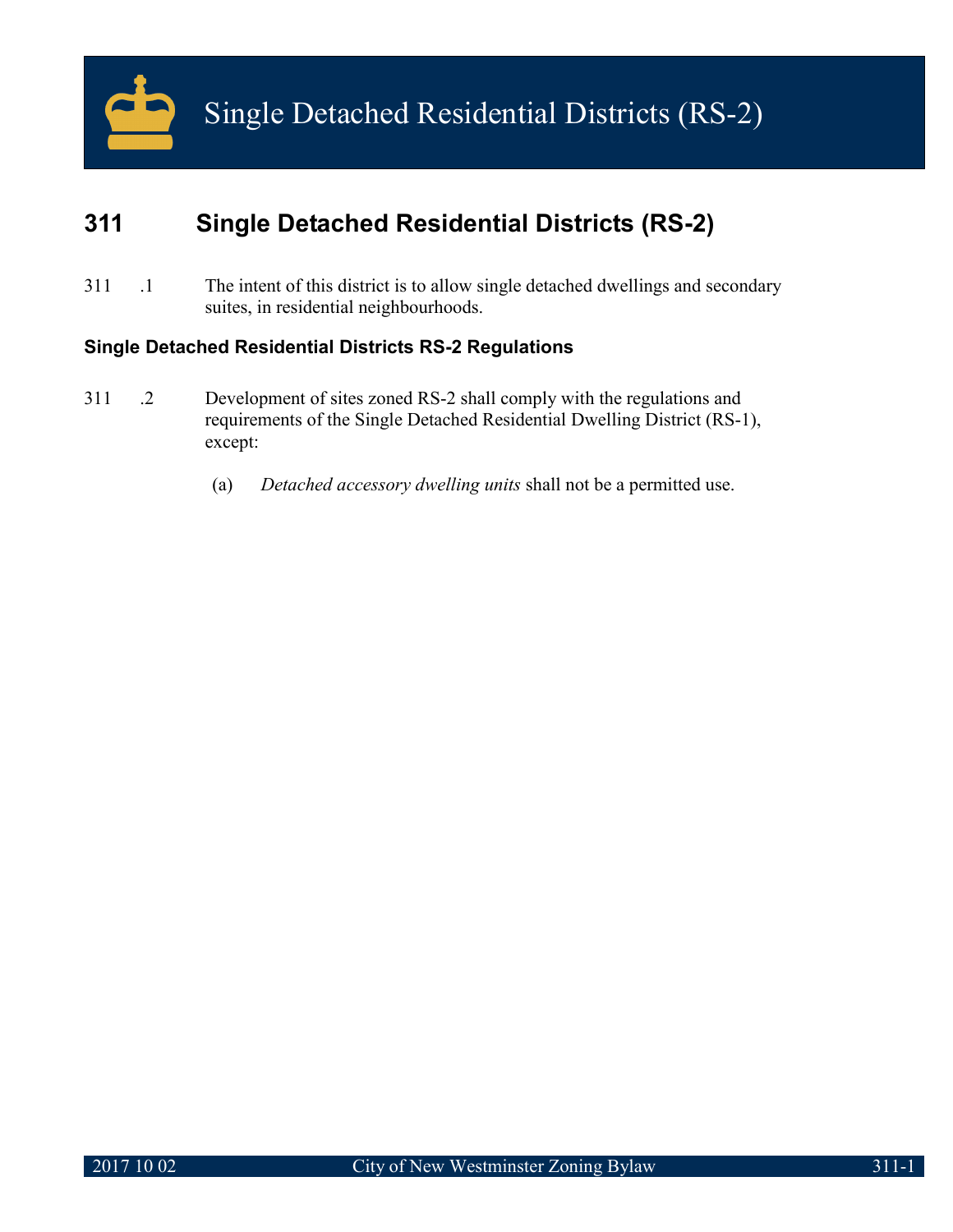# Single Detached Residential Districts (RS-2)

## 311 Single Detached Residential Districts (RS-2)

311 .1 The intent of this district is to allow single detached dwellings and secondary suites, in residential neighbourhoods.

### Single Detached Residential Districts RS-2 Regulations

311 .2 Development of sites zoned RS-2 shall comply with the regulations and requirements of the Single Detached Residential Dwelling District (RS-1), except:

(a) *Detached accessory dwelling units* shall not be a permitted use.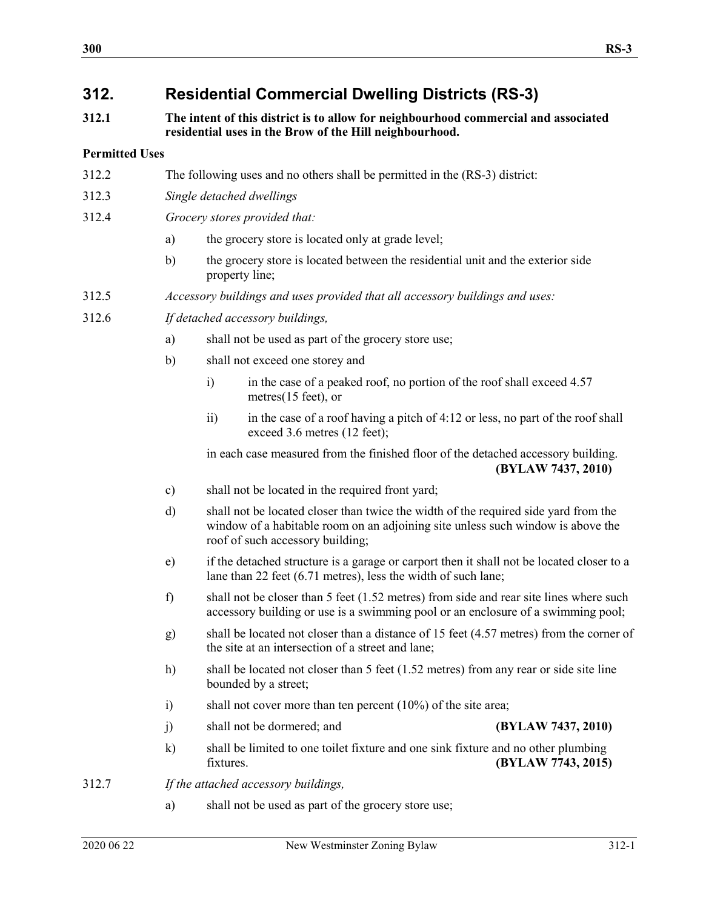## 312. Residential Commercial Dwelling Districts (RS-3)

**312.1 The intent of this district is to allow for neighbourhood commercial and associated residential uses in the Brow of the Hill neighbourhood.**

### Permitted Uses

312.2 The following uses and no others shall be permitted in the (RS-3) district:

312.3 *Single detached dwellings*

312.4 *Grocery stores provided that:*

- a) the grocery store is located only at grade level;
- b) the grocery store is located between the residential unit and the exterior side property line;

312.5 *Accessory buildings and uses provided that all accessory buildings and uses:*

312.6 *If detached accessory buildings,*

- a) shall not be used as part of the grocery store use;
- b) shall not exceed one storey and
  - i) in the case of a peaked roof, no portion of the roof shall exceed 4.57 metres(15 feet), or
  - ii) in the case of a roof having a pitch of 4:12 or less, no part of the roof shall exceed 3.6 metres (12 feet);

  in each case measured from the finished floor of the detached accessory building. **(BYLAW 7437, 2010)**
- c) shall not be located in the required front yard;
- d) shall not be located closer than twice the width of the required side yard from the window of a habitable room on an adjoining site unless such window is above the roof of such accessory building;
- e) if the detached structure is a garage or carport then it shall not be located closer to a lane than 22 feet (6.71 metres), less the width of such lane;
- f) shall not be closer than 5 feet (1.52 metres) from side and rear site lines where such accessory building or use is a swimming pool or an enclosure of a swimming pool;
- g) shall be located not closer than a distance of 15 feet (4.57 metres) from the corner of the site at an intersection of a street and lane;
- h) shall be located not closer than 5 feet (1.52 metres) from any rear or side site line bounded by a street;
- i) shall not cover more than ten percent (10%) of the site area;
- j) shall not be dormered; and **(BYLAW 7437, 2010)**
- k) shall be limited to one toilet fixture and one sink fixture and no other plumbing fixtures. **(BYLAW 7743, 2015)**

312.7 *If the attached accessory buildings,*

- a) shall not be used as part of the grocery store use;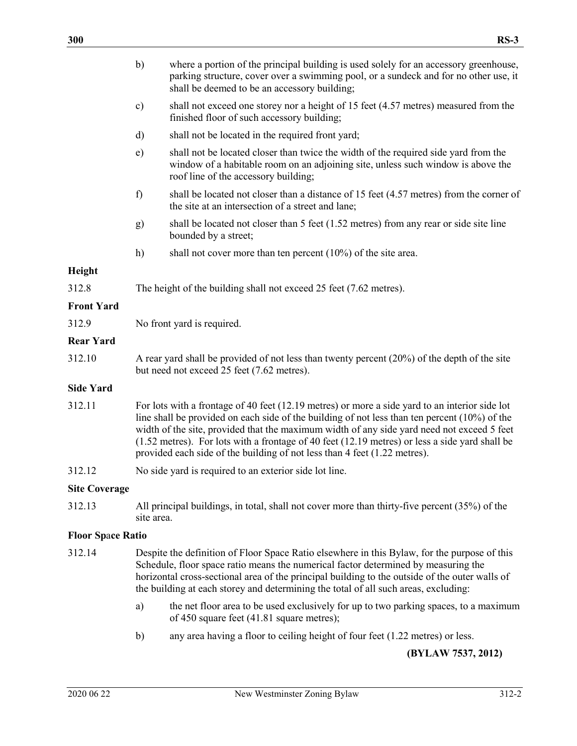b) where a portion of the principal building is used solely for an accessory greenhouse, parking structure, cover over a swimming pool, or a sundeck and for no other use, it shall be deemed to be an accessory building;

c) shall not exceed one storey nor a height of 15 feet (4.57 metres) measured from the finished floor of such accessory building;

d) shall not be located in the required front yard;

e) shall not be located closer than twice the width of the required side yard from the window of a habitable room on an adjoining site, unless such window is above the roof line of the accessory building;

f) shall be located not closer than a distance of 15 feet (4.57 metres) from the corner of the site at an intersection of a street and lane;

g) shall be located not closer than 5 feet (1.52 metres) from any rear or side site line bounded by a street;

h) shall not cover more than ten percent (10%) of the site area.

**Height**

312.8 The height of the building shall not exceed 25 feet (7.62 metres).

**Front Yard**

312.9 No front yard is required.

**Rear Yard**

312.10 A rear yard shall be provided of not less than twenty percent (20%) of the depth of the site but need not exceed 25 feet (7.62 metres).

**Side Yard**

312.11 For lots with a frontage of 40 feet (12.19 metres) or more a side yard to an interior side lot line shall be provided on each side of the building of not less than ten percent (10%) of the width of the site, provided that the maximum width of any side yard need not exceed 5 feet (1.52 metres). For lots with a frontage of 40 feet (12.19 metres) or less a side yard shall be provided each side of the building of not less than 4 feet (1.22 metres).

312.12 No side yard is required to an exterior side lot line.

**Site Coverage**

312.13 All principal buildings, in total, shall not cover more than thirty-five percent (35%) of the site area.

**Floor Space Ratio**

312.14 Despite the definition of Floor Space Ratio elsewhere in this Bylaw, for the purpose of this Schedule, floor space ratio means the numerical factor determined by measuring the horizontal cross-sectional area of the principal building to the outside of the outer walls of the building at each storey and determining the total of all such areas, excluding:

a) the net floor area to be used exclusively for up to two parking spaces, to a maximum of 450 square feet (41.81 square metres);

b) any area having a floor to ceiling height of four feet (1.22 metres) or less.

**(BYLAW 7537, 2012)**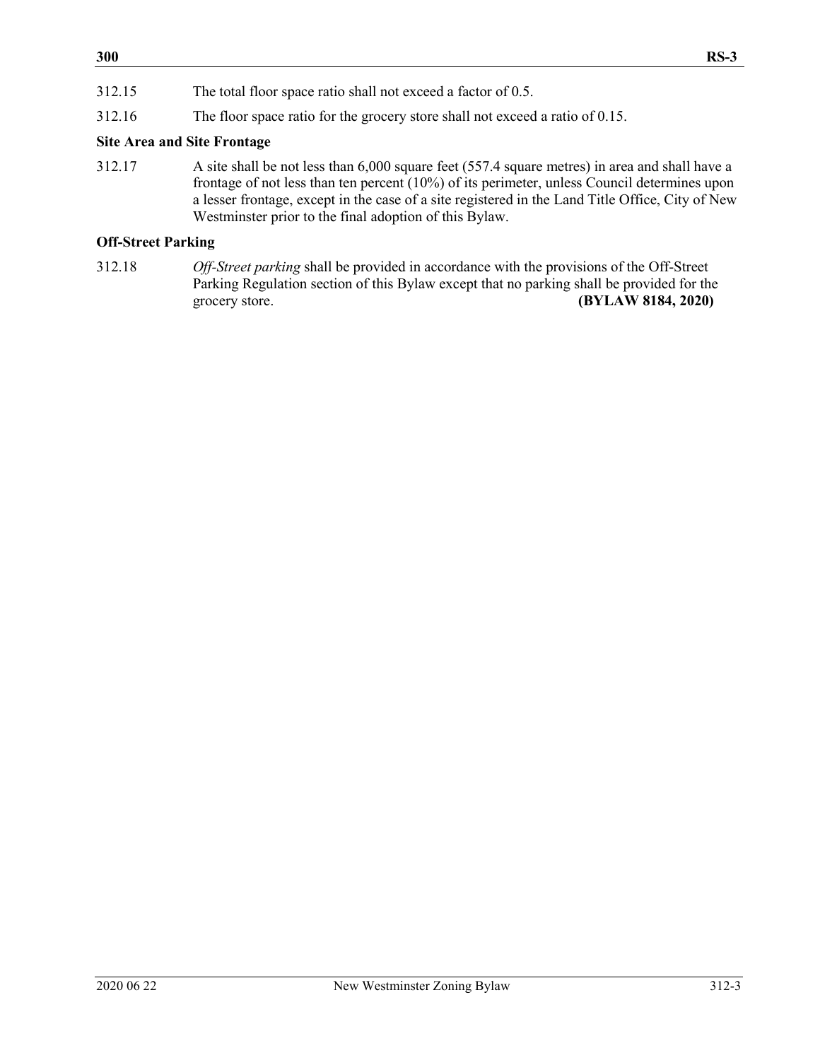312.15 The total floor space ratio shall not exceed a factor of 0.5.

312.16 The floor space ratio for the grocery store shall not exceed a ratio of 0.15.

**Site Area and Site Frontage**

312.17 A site shall be not less than 6,000 square feet (557.4 square metres) in area and shall have a frontage of not less than ten percent (10%) of its perimeter, unless Council determines upon a lesser frontage, except in the case of a site registered in the Land Title Office, City of New Westminster prior to the final adoption of this Bylaw.

**Off-Street Parking**

312.18 *Off-Street parking* shall be provided in accordance with the provisions of the Off-Street Parking Regulation section of this Bylaw except that no parking shall be provided for the grocery store. **(BYLAW 8184, 2020)**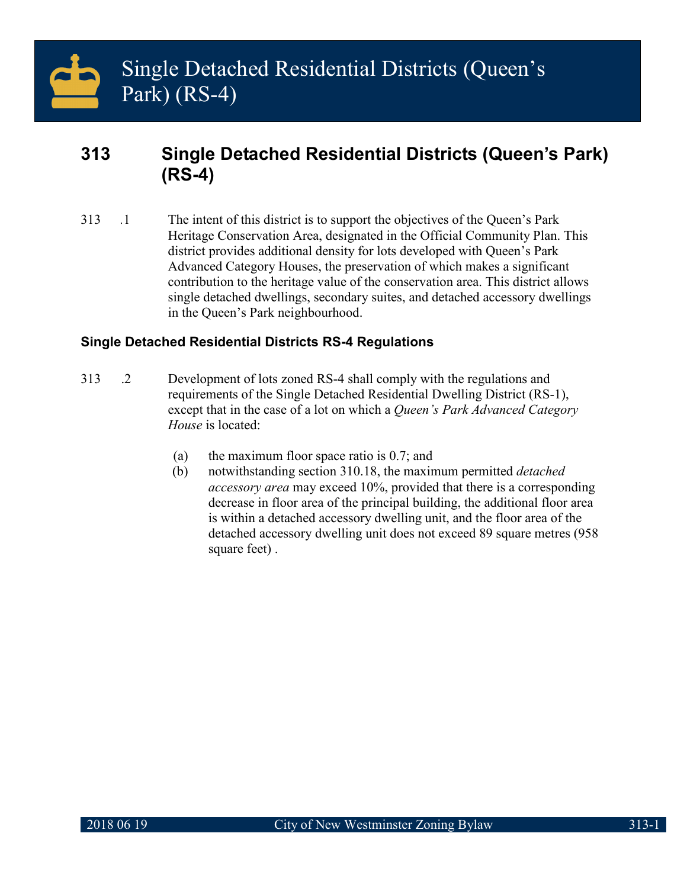# Single Detached Residential Districts (Queen's Park) (RS-4)

## 313 Single Detached Residential Districts (Queen's Park) (RS-4)

313 .1 The intent of this district is to support the objectives of the Queen's Park Heritage Conservation Area, designated in the Official Community Plan. This district provides additional density for lots developed with Queen's Park Advanced Category Houses, the preservation of which makes a significant contribution to the heritage value of the conservation area. This district allows single detached dwellings, secondary suites, and detached accessory dwellings in the Queen's Park neighbourhood.

### Single Detached Residential Districts RS-4 Regulations

313 .2 Development of lots zoned RS-4 shall comply with the regulations and requirements of the Single Detached Residential Dwelling District (RS-1), except that in the case of a lot on which a *Queen's Park Advanced Category House* is located:

(a) the maximum floor space ratio is 0.7; and

(b) notwithstanding section 310.18, the maximum permitted *detached accessory area* may exceed 10%, provided that there is a corresponding decrease in floor area of the principal building, the additional floor area is within a detached accessory dwelling unit, and the floor area of the detached accessory dwelling unit does not exceed 89 square metres (958 square feet) .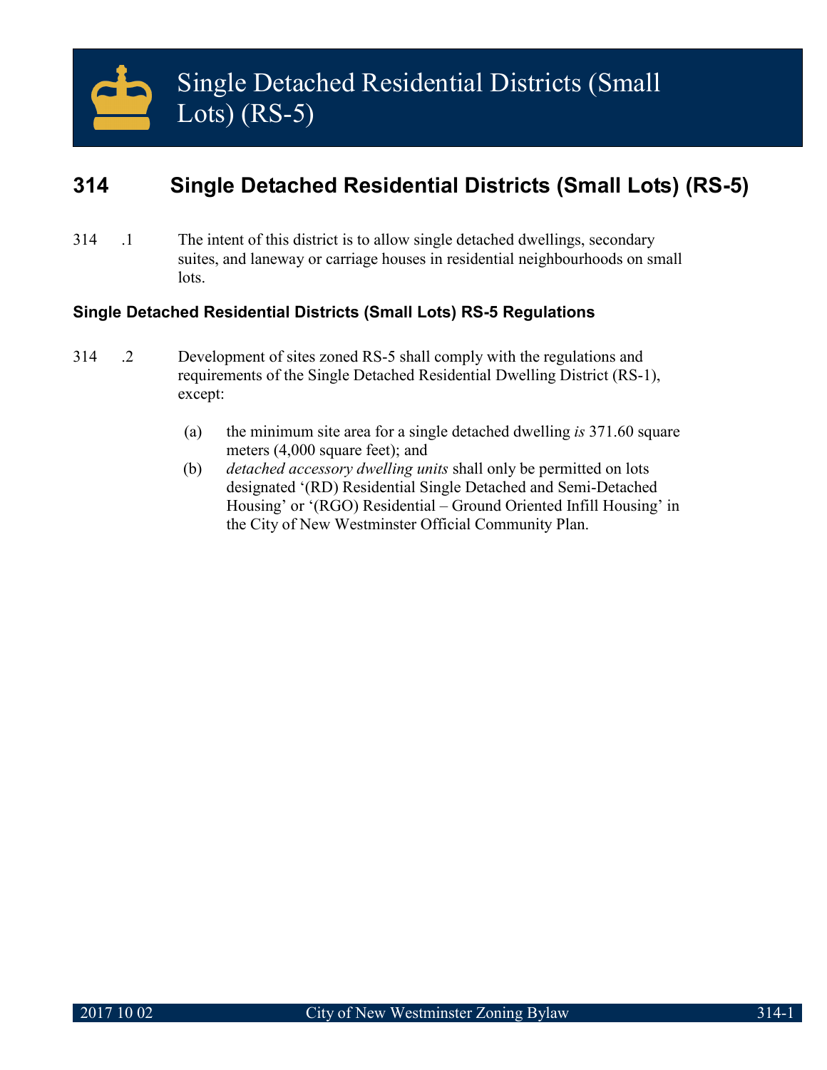# Single Detached Residential Districts (Small Lots) (RS-5)

## 314 Single Detached Residential Districts (Small Lots) (RS-5)

314 .1 The intent of this district is to allow single detached dwellings, secondary suites, and laneway or carriage houses in residential neighbourhoods on small lots.

### Single Detached Residential Districts (Small Lots) RS-5 Regulations

314 .2 Development of sites zoned RS-5 shall comply with the regulations and requirements of the Single Detached Residential Dwelling District (RS-1), except:

(a) the minimum site area for a single detached dwelling *is* 371.60 square meters (4,000 square feet); and

(b) *detached accessory dwelling units* shall only be permitted on lots designated '(RD) Residential Single Detached and Semi-Detached Housing' or '(RGO) Residential – Ground Oriented Infill Housing' in the City of New Westminster Official Community Plan.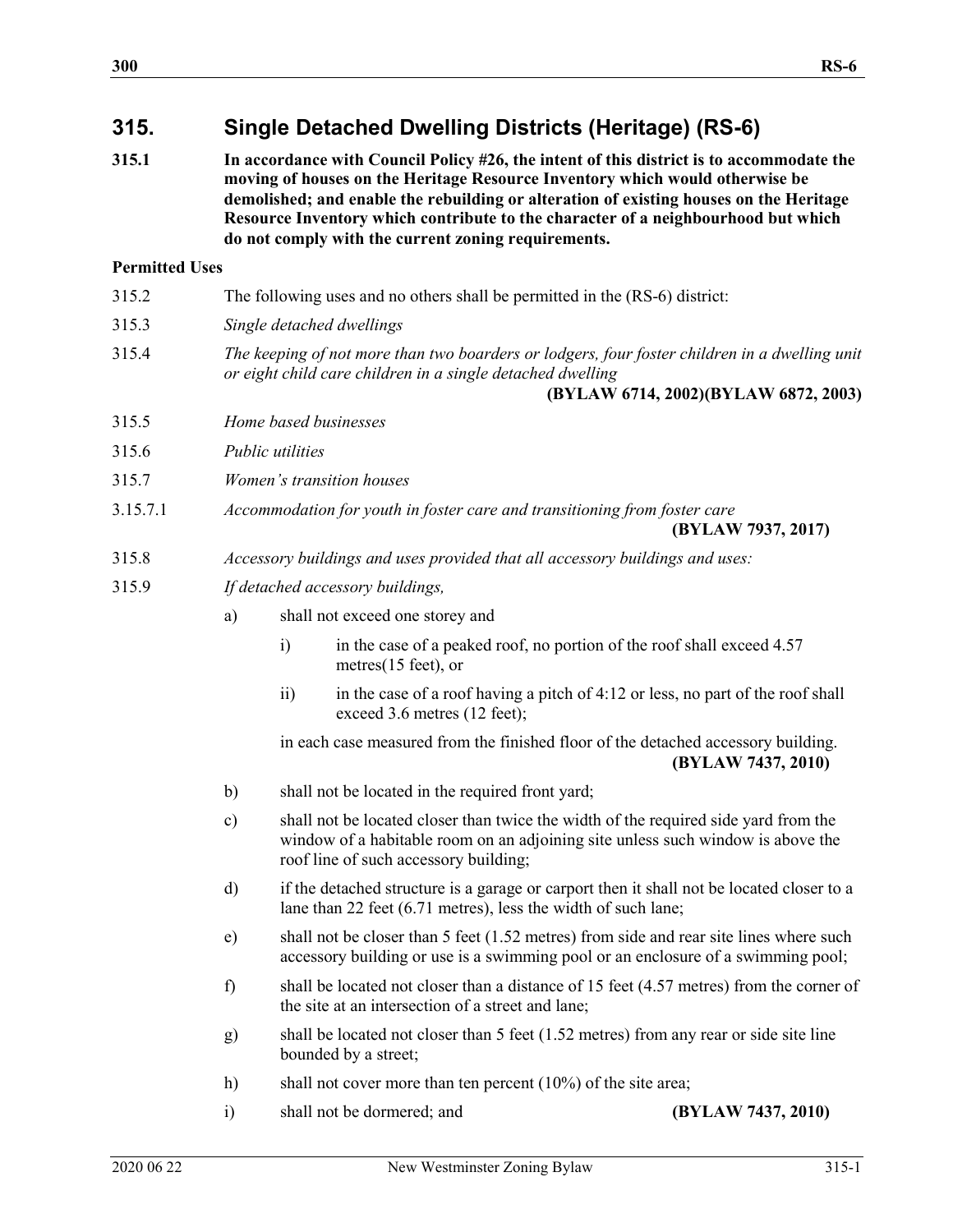## 315. Single Detached Dwelling Districts (Heritage) (RS-6)

**315.1 In accordance with Council Policy #26, the intent of this district is to accommodate the moving of houses on the Heritage Resource Inventory which would otherwise be demolished; and enable the rebuilding or alteration of existing houses on the Heritage Resource Inventory which contribute to the character of a neighbourhood but which do not comply with the current zoning requirements.**

**Permitted Uses**

315.2 The following uses and no others shall be permitted in the (RS-6) district:

315.3 *Single detached dwellings*

315.4 *The keeping of not more than two boarders or lodgers, four foster children in a dwelling unit or eight child care children in a single detached dwelling*
**(BYLAW 6714, 2002)(BYLAW 6872, 2003)**

315.5 *Home based businesses*

315.6 *Public utilities*

315.7 *Women's transition houses*

3.15.7.1 *Accommodation for youth in foster care and transitioning from foster care*
**(BYLAW 7937, 2017)**

315.8 *Accessory buildings and uses provided that all accessory buildings and uses:*

315.9 *If detached accessory buildings,*

a) shall not exceed one storey and

   i) in the case of a peaked roof, no portion of the roof shall exceed 4.57 metres(15 feet), or

   ii) in the case of a roof having a pitch of 4:12 or less, no part of the roof shall exceed 3.6 metres (12 feet);

   in each case measured from the finished floor of the detached accessory building.
   **(BYLAW 7437, 2010)**

b) shall not be located in the required front yard;

c) shall not be located closer than twice the width of the required side yard from the window of a habitable room on an adjoining site unless such window is above the roof line of such accessory building;

d) if the detached structure is a garage or carport then it shall not be located closer to a lane than 22 feet (6.71 metres), less the width of such lane;

e) shall not be closer than 5 feet (1.52 metres) from side and rear site lines where such accessory building or use is a swimming pool or an enclosure of a swimming pool;

f) shall be located not closer than a distance of 15 feet (4.57 metres) from the corner of the site at an intersection of a street and lane;

g) shall be located not closer than 5 feet (1.52 metres) from any rear or side site line bounded by a street;

h) shall not cover more than ten percent (10%) of the site area;

i) shall not be dormered; and **(BYLAW 7437, 2010)**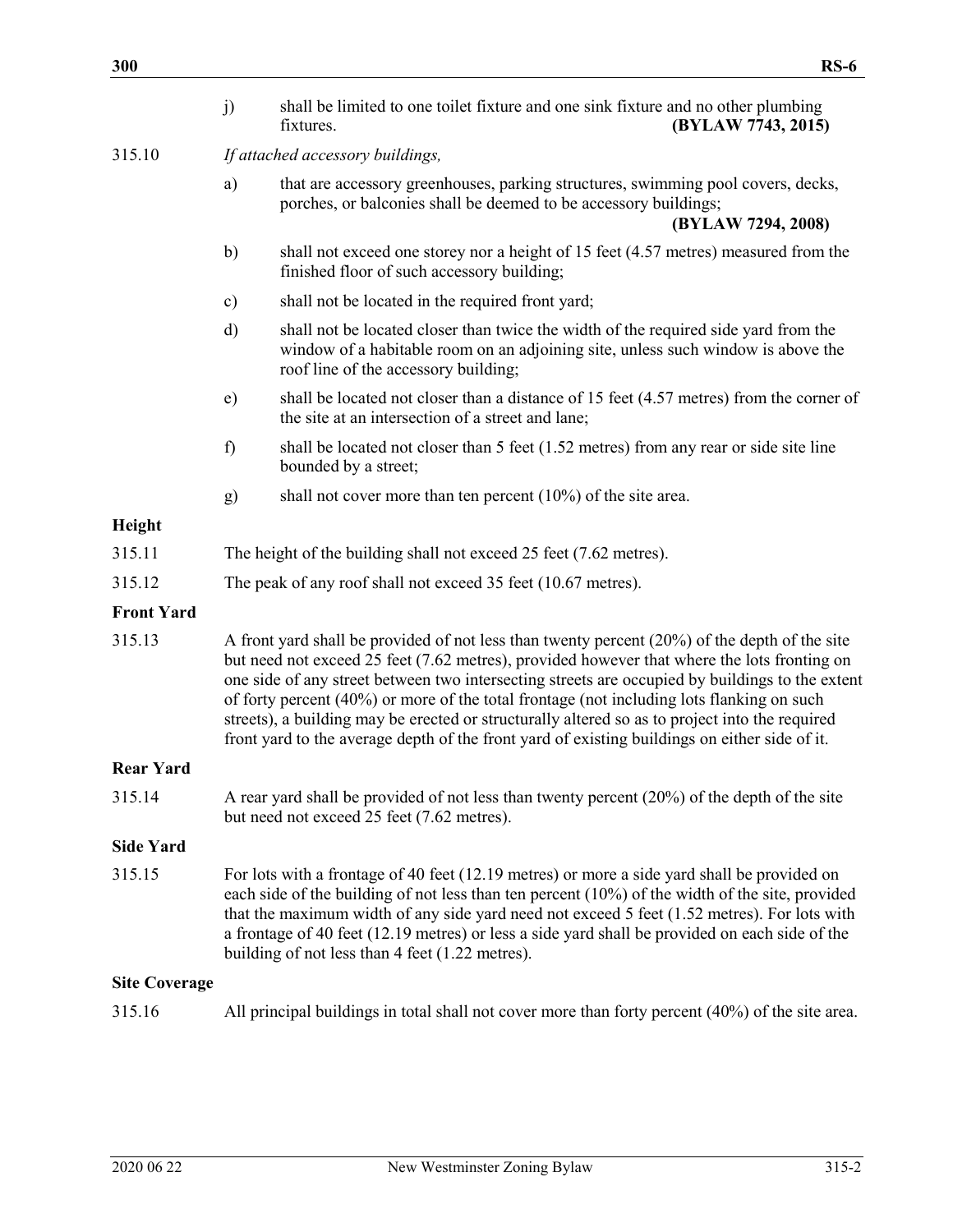j) shall be limited to one toilet fixture and one sink fixture and no other plumbing fixtures. **(BYLAW 7743, 2015)**

315.10 *If attached accessory buildings,*

a) that are accessory greenhouses, parking structures, swimming pool covers, decks, porches, or balconies shall be deemed to be accessory buildings; **(BYLAW 7294, 2008)**

b) shall not exceed one storey nor a height of 15 feet (4.57 metres) measured from the finished floor of such accessory building;

c) shall not be located in the required front yard;

d) shall not be located closer than twice the width of the required side yard from the window of a habitable room on an adjoining site, unless such window is above the roof line of the accessory building;

e) shall be located not closer than a distance of 15 feet (4.57 metres) from the corner of the site at an intersection of a street and lane;

f) shall be located not closer than 5 feet (1.52 metres) from any rear or side site line bounded by a street;

g) shall not cover more than ten percent (10%) of the site area.

**Height**

315.11 The height of the building shall not exceed 25 feet (7.62 metres).

315.12 The peak of any roof shall not exceed 35 feet (10.67 metres).

**Front Yard**

315.13 A front yard shall be provided of not less than twenty percent (20%) of the depth of the site but need not exceed 25 feet (7.62 metres), provided however that where the lots fronting on one side of any street between two intersecting streets are occupied by buildings to the extent of forty percent (40%) or more of the total frontage (not including lots flanking on such streets), a building may be erected or structurally altered so as to project into the required front yard to the average depth of the front yard of existing buildings on either side of it.

**Rear Yard**

315.14 A rear yard shall be provided of not less than twenty percent (20%) of the depth of the site but need not exceed 25 feet (7.62 metres).

**Side Yard**

315.15 For lots with a frontage of 40 feet (12.19 metres) or more a side yard shall be provided on each side of the building of not less than ten percent (10%) of the width of the site, provided that the maximum width of any side yard need not exceed 5 feet (1.52 metres). For lots with a frontage of 40 feet (12.19 metres) or less a side yard shall be provided on each side of the building of not less than 4 feet (1.22 metres).

**Site Coverage**

315.16 All principal buildings in total shall not cover more than forty percent (40%) of the site area.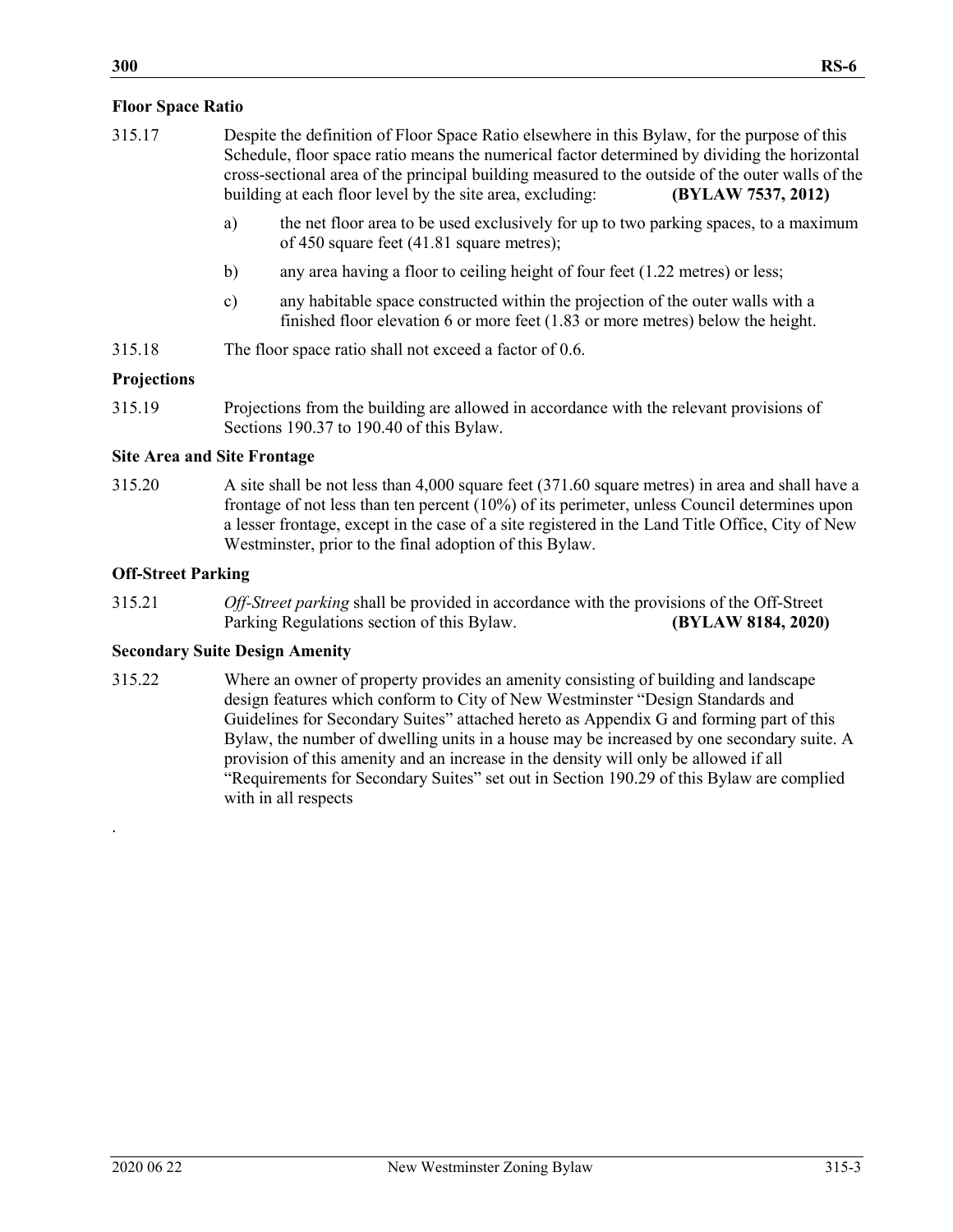### Floor Space Ratio

315.17 Despite the definition of Floor Space Ratio elsewhere in this Bylaw, for the purpose of this Schedule, floor space ratio means the numerical factor determined by dividing the horizontal cross-sectional area of the principal building measured to the outside of the outer walls of the building at each floor level by the site area, excluding: **(BYLAW 7537, 2012)**

a) the net floor area to be used exclusively for up to two parking spaces, to a maximum of 450 square feet (41.81 square metres);

b) any area having a floor to ceiling height of four feet (1.22 metres) or less;

c) any habitable space constructed within the projection of the outer walls with a finished floor elevation 6 or more feet (1.83 or more metres) below the height.

315.18 The floor space ratio shall not exceed a factor of 0.6.

### Projections

315.19 Projections from the building are allowed in accordance with the relevant provisions of Sections 190.37 to 190.40 of this Bylaw.

### Site Area and Site Frontage

315.20 A site shall be not less than 4,000 square feet (371.60 square metres) in area and shall have a frontage of not less than ten percent (10%) of its perimeter, unless Council determines upon a lesser frontage, except in the case of a site registered in the Land Title Office, City of New Westminster, prior to the final adoption of this Bylaw.

### Off-Street Parking

315.21 *Off-Street parking* shall be provided in accordance with the provisions of the Off-Street Parking Regulations section of this Bylaw. **(BYLAW 8184, 2020)**

### Secondary Suite Design Amenity

315.22 Where an owner of property provides an amenity consisting of building and landscape design features which conform to City of New Westminster "Design Standards and Guidelines for Secondary Suites" attached hereto as Appendix G and forming part of this Bylaw, the number of dwelling units in a house may be increased by one secondary suite. A provision of this amenity and an increase in the density will only be allowed if all "Requirements for Secondary Suites" set out in Section 190.29 of this Bylaw are complied with in all respects

.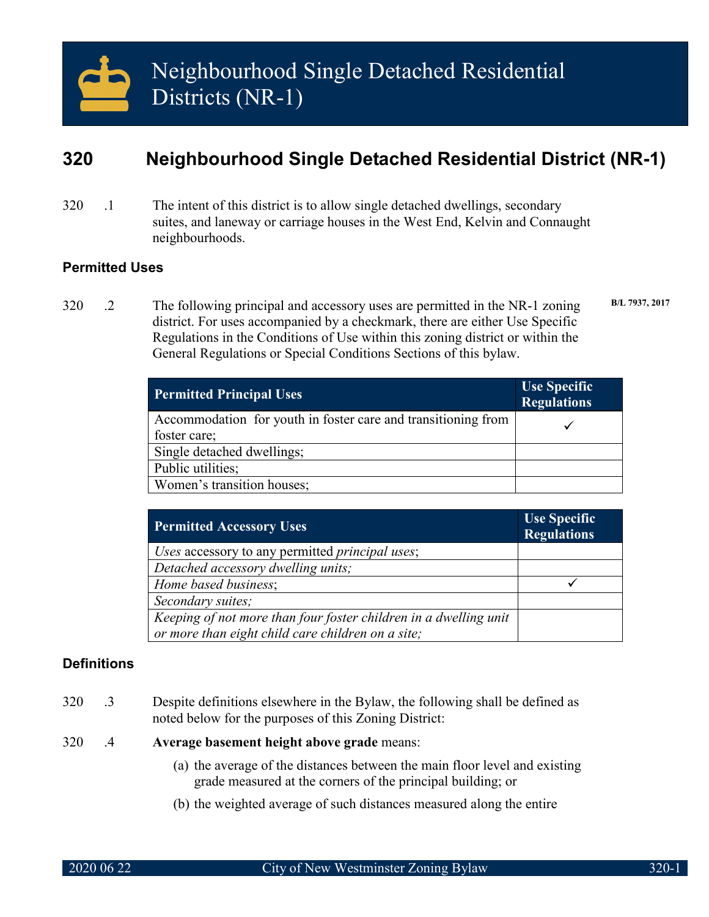# Neighbourhood Single Detached Residential Districts (NR-1)

## 320 Neighbourhood Single Detached Residential District (NR-1)

320 .1 The intent of this district is to allow single detached dwellings, secondary suites, and laneway or carriage houses in the West End, Kelvin and Connaught neighbourhoods.

### Permitted Uses

320 .2 The following principal and accessory uses are permitted in the NR-1 zoning district. For uses accompanied by a checkmark, there are either Use Specific Regulations in the Conditions of Use within this zoning district or within the General Regulations or Special Conditions Sections of this bylaw. **B/L 7937, 2017**

| Permitted Principal Uses | Use Specific Regulations |
|---|---|
| Accommodation for youth in foster care and transitioning from foster care; | ✓ |
| Single detached dwellings; | |
| Public utilities; | |
| Women's transition houses; | |

| Permitted Accessory Uses | Use Specific Regulations |
|---|---|
| *Uses* accessory to any permitted *principal uses*; | |
| *Detached accessory dwelling units;* | |
| *Home based business*; | ✓ |
| *Secondary suites;* | |
| *Keeping of not more than four foster children in a dwelling unit or more than eight child care children on a site;* | |

### Definitions

320 .3 Despite definitions elsewhere in the Bylaw, the following shall be defined as noted below for the purposes of this Zoning District:

320 .4 **Average basement height above grade** means:

(a) the average of the distances between the main floor level and existing grade measured at the corners of the principal building; or

(b) the weighted average of such distances measured along the entire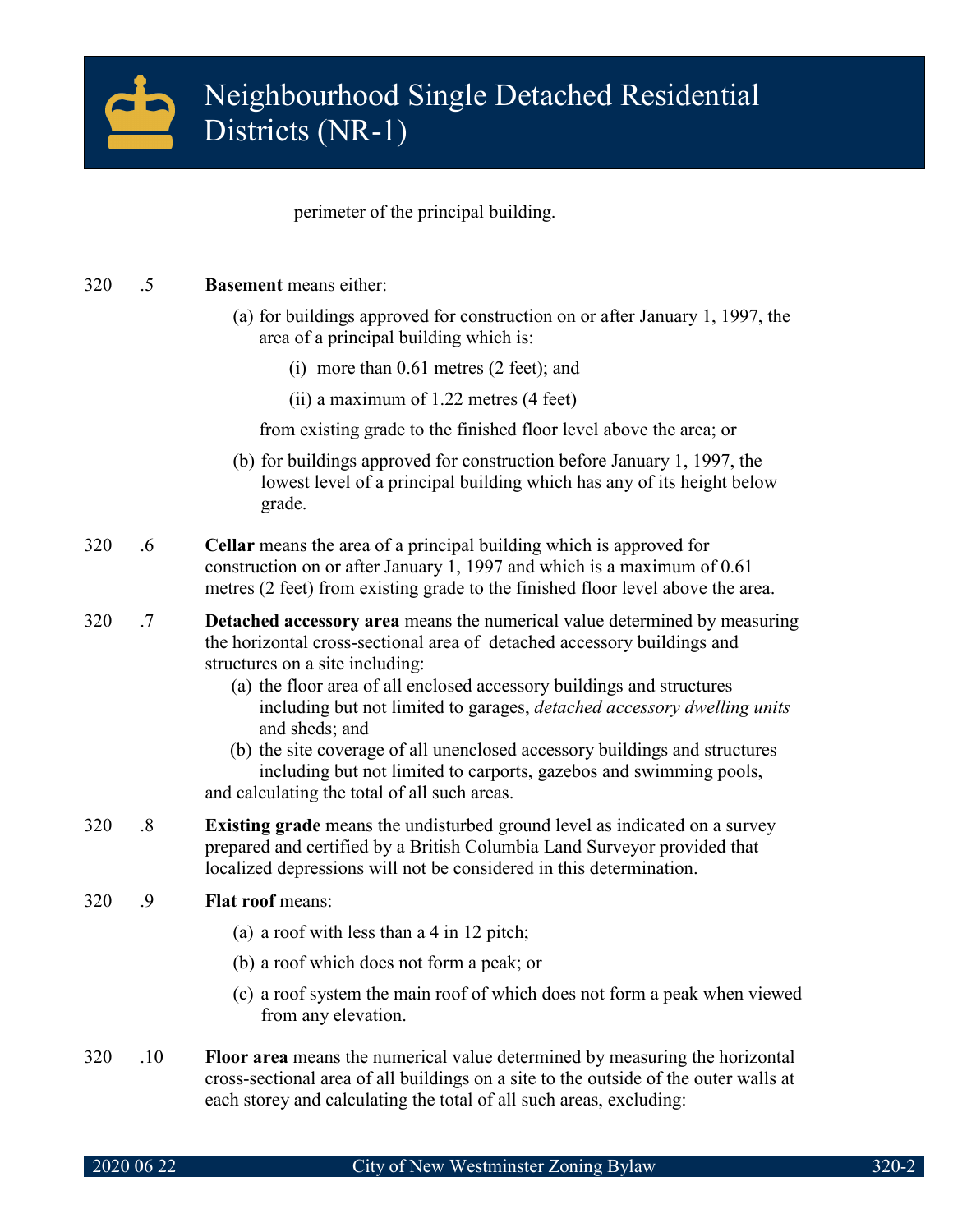perimeter of the principal building.

320 .5 **Basement** means either:

(a) for buildings approved for construction on or after January 1, 1997, the area of a principal building which is:

(i) more than 0.61 metres (2 feet); and

(ii) a maximum of 1.22 metres (4 feet)

from existing grade to the finished floor level above the area; or

(b) for buildings approved for construction before January 1, 1997, the lowest level of a principal building which has any of its height below grade.

320 .6 **Cellar** means the area of a principal building which is approved for construction on or after January 1, 1997 and which is a maximum of 0.61 metres (2 feet) from existing grade to the finished floor level above the area.

320 .7 **Detached accessory area** means the numerical value determined by measuring the horizontal cross-sectional area of detached accessory buildings and structures on a site including:

(a) the floor area of all enclosed accessory buildings and structures including but not limited to garages, *detached accessory dwelling units* and sheds; and

(b) the site coverage of all unenclosed accessory buildings and structures including but not limited to carports, gazebos and swimming pools,

and calculating the total of all such areas.

320 .8 **Existing grade** means the undisturbed ground level as indicated on a survey prepared and certified by a British Columbia Land Surveyor provided that localized depressions will not be considered in this determination.

320 .9 **Flat roof** means:

(a) a roof with less than a 4 in 12 pitch;

(b) a roof which does not form a peak; or

(c) a roof system the main roof of which does not form a peak when viewed from any elevation.

320 .10 **Floor area** means the numerical value determined by measuring the horizontal cross-sectional area of all buildings on a site to the outside of the outer walls at each storey and calculating the total of all such areas, excluding: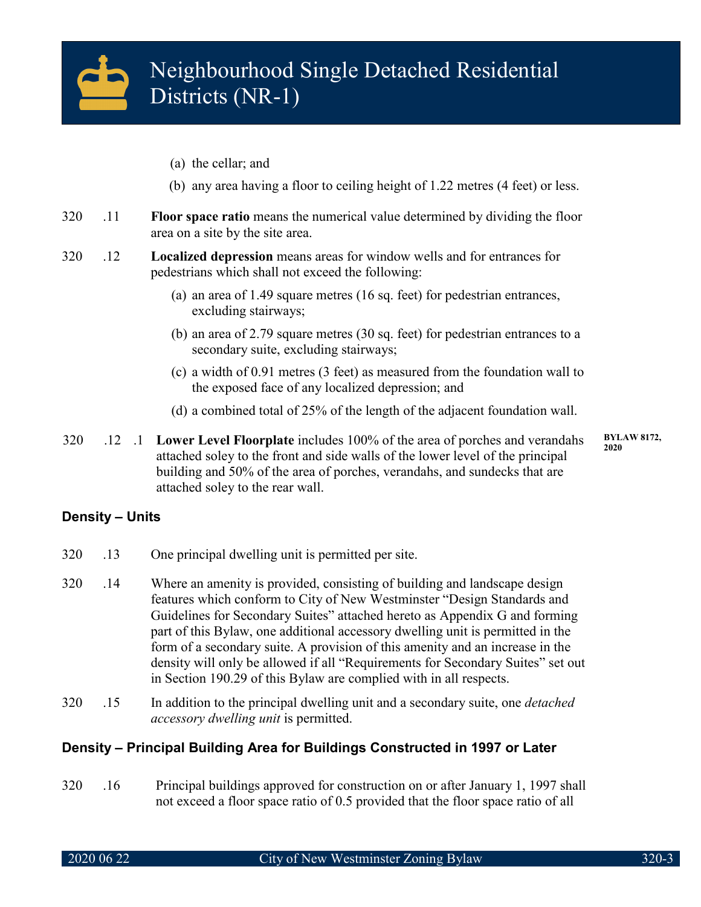(a) the cellar; and

(b) any area having a floor to ceiling height of 1.22 metres (4 feet) or less.

320 .11 **Floor space ratio** means the numerical value determined by dividing the floor area on a site by the site area.

320 .12 **Localized depression** means areas for window wells and for entrances for pedestrians which shall not exceed the following:

(a) an area of 1.49 square metres (16 sq. feet) for pedestrian entrances, excluding stairways;

(b) an area of 2.79 square metres (30 sq. feet) for pedestrian entrances to a secondary suite, excluding stairways;

(c) a width of 0.91 metres (3 feet) as measured from the foundation wall to the exposed face of any localized depression; and

(d) a combined total of 25% of the length of the adjacent foundation wall.

320 .12 .1 **Lower Level Floorplate** includes 100% of the area of porches and verandahs attached soley to the front and side walls of the lower level of the principal building and 50% of the area of porches, verandahs, and sundecks that are attached soley to the rear wall. **BYLAW 8172, 2020**

## Density – Units

320 .13 One principal dwelling unit is permitted per site.

320 .14 Where an amenity is provided, consisting of building and landscape design features which conform to City of New Westminster "Design Standards and Guidelines for Secondary Suites" attached hereto as Appendix G and forming part of this Bylaw, one additional accessory dwelling unit is permitted in the form of a secondary suite. A provision of this amenity and an increase in the density will only be allowed if all "Requirements for Secondary Suites" set out in Section 190.29 of this Bylaw are complied with in all respects.

320 .15 In addition to the principal dwelling unit and a secondary suite, one *detached accessory dwelling unit* is permitted.

## Density – Principal Building Area for Buildings Constructed in 1997 or Later

320 .16 Principal buildings approved for construction on or after January 1, 1997 shall not exceed a floor space ratio of 0.5 provided that the floor space ratio of all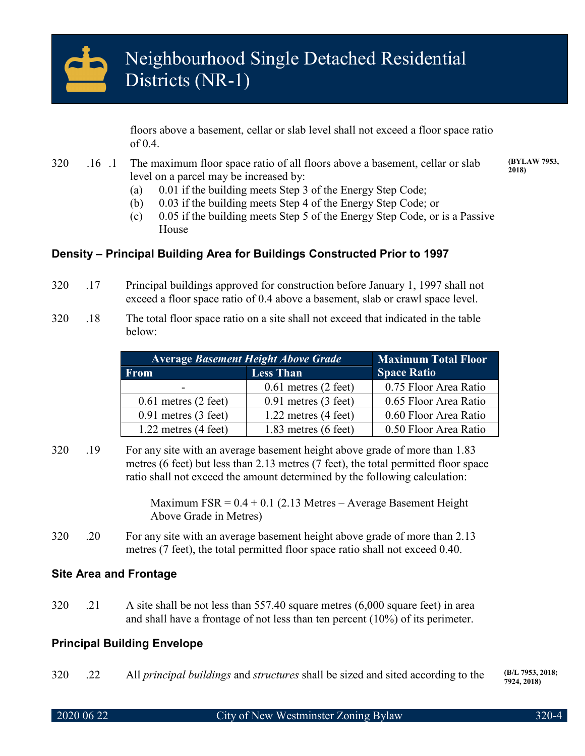floors above a basement, cellar or slab level shall not exceed a floor space ratio of 0.4.

320 .16 .1 The maximum floor space ratio of all floors above a basement, cellar or slab level on a parcel may be increased by: **(BYLAW 7953, 2018)**

(a) 0.01 if the building meets Step 3 of the Energy Step Code;

(b) 0.03 if the building meets Step 4 of the Energy Step Code; or

(c) 0.05 if the building meets Step 5 of the Energy Step Code, or is a Passive House

### Density – Principal Building Area for Buildings Constructed Prior to 1997

320 .17 Principal buildings approved for construction before January 1, 1997 shall not exceed a floor space ratio of 0.4 above a basement, slab or crawl space level.

320 .18 The total floor space ratio on a site shall not exceed that indicated in the table below:

| Average *Basement Height Above Grade* | | Maximum Total Floor Space Ratio |
|---|---|---|
| From | Less Than | |
| - | 0.61 metres (2 feet) | 0.75 Floor Area Ratio |
| 0.61 metres (2 feet) | 0.91 metres (3 feet) | 0.65 Floor Area Ratio |
| 0.91 metres (3 feet) | 1.22 metres (4 feet) | 0.60 Floor Area Ratio |
| 1.22 metres (4 feet) | 1.83 metres (6 feet) | 0.50 Floor Area Ratio |

320 .19 For any site with an average basement height above grade of more than 1.83 metres (6 feet) but less than 2.13 metres (7 feet), the total permitted floor space ratio shall not exceed the amount determined by the following calculation:

Maximum FSR = 0.4 + 0.1 (2.13 Metres – Average Basement Height Above Grade in Metres)

320 .20 For any site with an average basement height above grade of more than 2.13 metres (7 feet), the total permitted floor space ratio shall not exceed 0.40.

### Site Area and Frontage

320 .21 A site shall be not less than 557.40 square metres (6,000 square feet) in area and shall have a frontage of not less than ten percent (10%) of its perimeter.

### Principal Building Envelope

320 .22 All *principal buildings* and *structures* shall be sized and sited according to the **(B/L 7953, 2018; 7924, 2018)**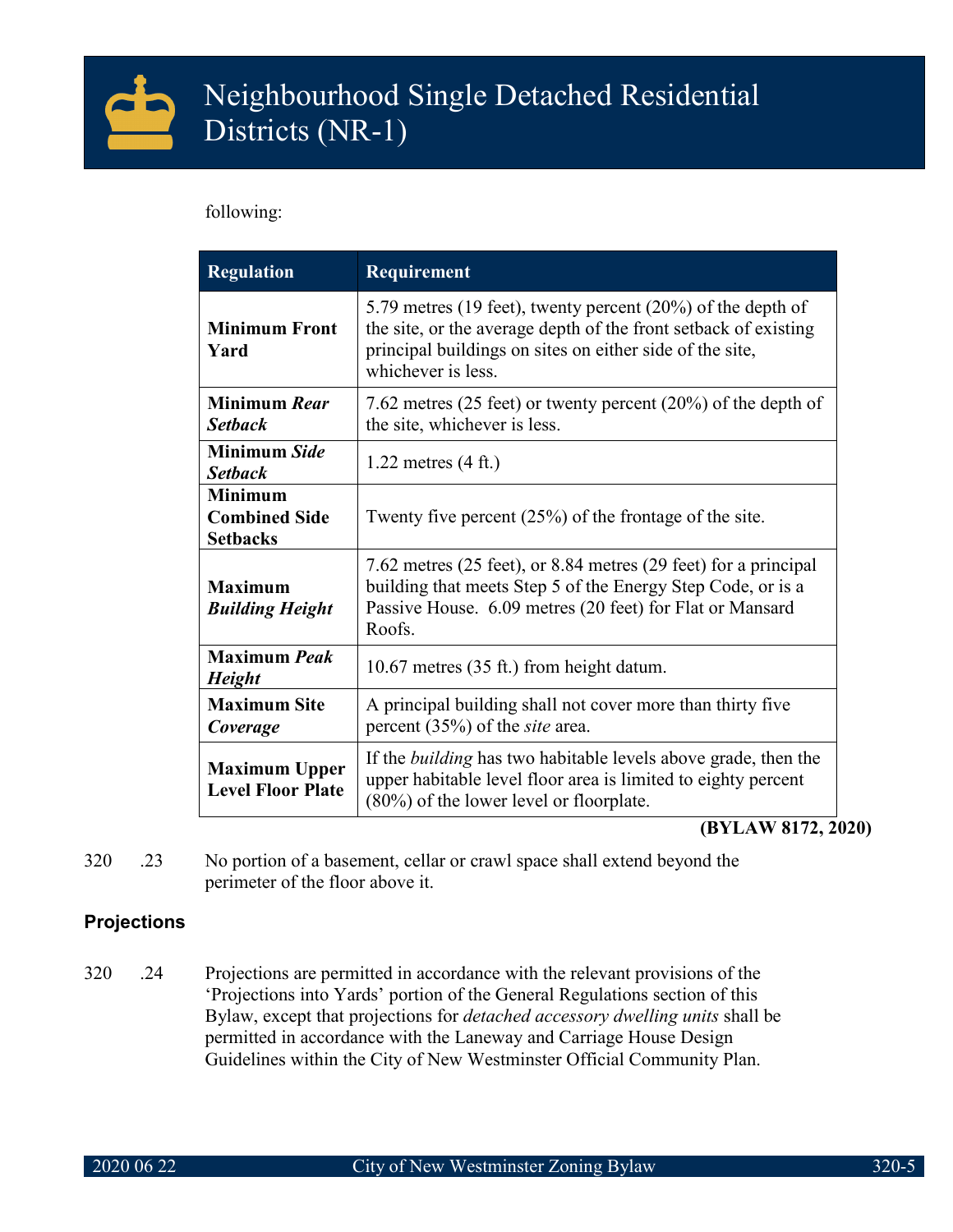following:

| Regulation | Requirement |
|---|---|
| **Minimum Front Yard** | 5.79 metres (19 feet), twenty percent (20%) of the depth of the site, or the average depth of the front setback of existing principal buildings on sites on either side of the site, whichever is less. |
| **Minimum *Rear Setback*** | 7.62 metres (25 feet) or twenty percent (20%) of the depth of the site, whichever is less. |
| **Minimum *Side Setback*** | 1.22 metres (4 ft.) |
| **Minimum Combined Side Setbacks** | Twenty five percent (25%) of the frontage of the site. |
| **Maximum *Building Height*** | 7.62 metres (25 feet), or 8.84 metres (29 feet) for a principal building that meets Step 5 of the Energy Step Code, or is a Passive House. 6.09 metres (20 feet) for Flat or Mansard Roofs. |
| **Maximum *Peak Height*** | 10.67 metres (35 ft.) from height datum. |
| **Maximum Site *Coverage*** | A principal building shall not cover more than thirty five percent (35%) of the *site* area. |
| **Maximum Upper Level Floor Plate** | If the *building* has two habitable levels above grade, then the upper habitable level floor area is limited to eighty percent (80%) of the lower level or floorplate. |

**(BYLAW 8172, 2020)**

320 .23 No portion of a basement, cellar or crawl space shall extend beyond the perimeter of the floor above it.

### Projections

320 .24 Projections are permitted in accordance with the relevant provisions of the 'Projections into Yards' portion of the General Regulations section of this Bylaw, except that projections for *detached accessory dwelling units* shall be permitted in accordance with the Laneway and Carriage House Design Guidelines within the City of New Westminster Official Community Plan.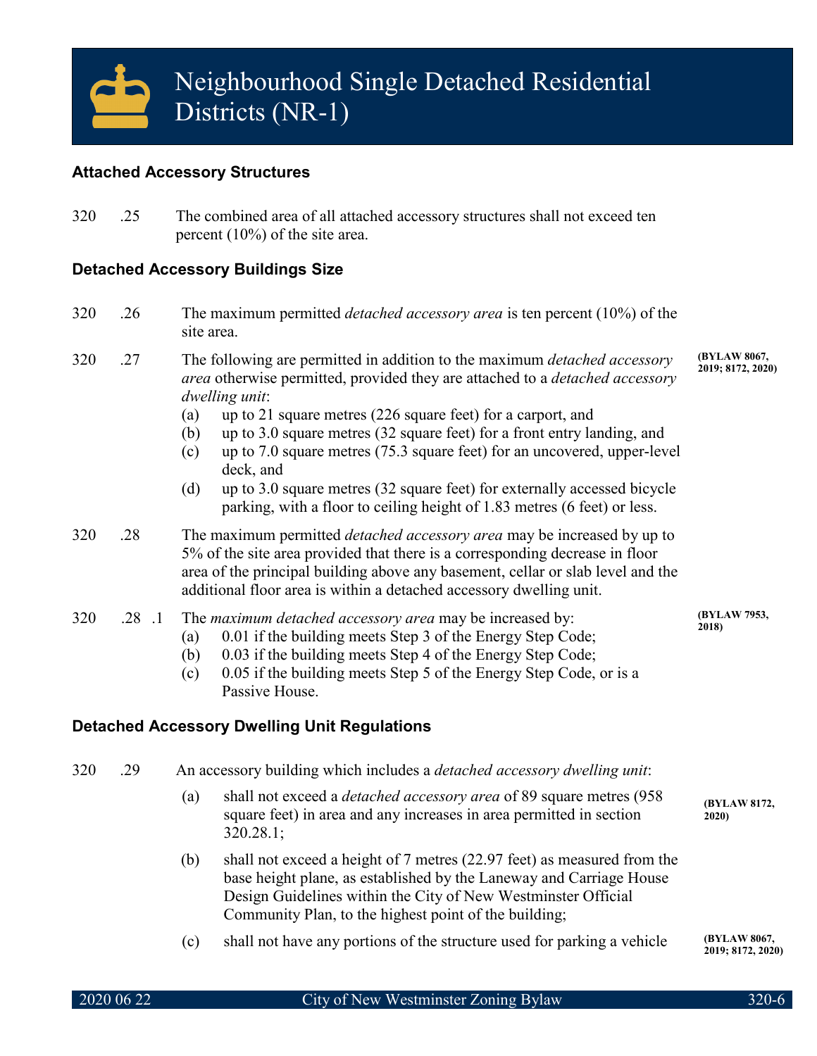# Neighbourhood Single Detached Residential Districts (NR-1)

### Attached Accessory Structures

320 .25 The combined area of all attached accessory structures shall not exceed ten percent (10%) of the site area.

### Detached Accessory Buildings Size

320 .26 The maximum permitted *detached accessory area* is ten percent (10%) of the site area.

320 .27 The following are permitted in addition to the maximum *detached accessory area* otherwise permitted, provided they are attached to a *detached accessory dwelling unit*: **(BYLAW 8067, 2019; 8172, 2020)**

- (a) up to 21 square metres (226 square feet) for a carport, and
- (b) up to 3.0 square metres (32 square feet) for a front entry landing, and
- (c) up to 7.0 square metres (75.3 square feet) for an uncovered, upper-level deck, and
- (d) up to 3.0 square metres (32 square feet) for externally accessed bicycle parking, with a floor to ceiling height of 1.83 metres (6 feet) or less.

320 .28 The maximum permitted *detached accessory area* may be increased by up to 5% of the site area provided that there is a corresponding decrease in floor area of the principal building above any basement, cellar or slab level and the additional floor area is within a detached accessory dwelling unit.

320 .28 .1 The *maximum detached accessory area* may be increased by: **(BYLAW 7953, 2018)**

- (a) 0.01 if the building meets Step 3 of the Energy Step Code;
- (b) 0.03 if the building meets Step 4 of the Energy Step Code;
- (c) 0.05 if the building meets Step 5 of the Energy Step Code, or is a Passive House.

### Detached Accessory Dwelling Unit Regulations

320 .29 An accessory building which includes a *detached accessory dwelling unit*:

- (a) shall not exceed a *detached accessory area* of 89 square metres (958 square feet) in area and any increases in area permitted in section 320.28.1; **(BYLAW 8172, 2020)**
- (b) shall not exceed a height of 7 metres (22.97 feet) as measured from the base height plane, as established by the Laneway and Carriage House Design Guidelines within the City of New Westminster Official Community Plan, to the highest point of the building;
- (c) shall not have any portions of the structure used for parking a vehicle **(BYLAW 8067, 2019; 8172, 2020)**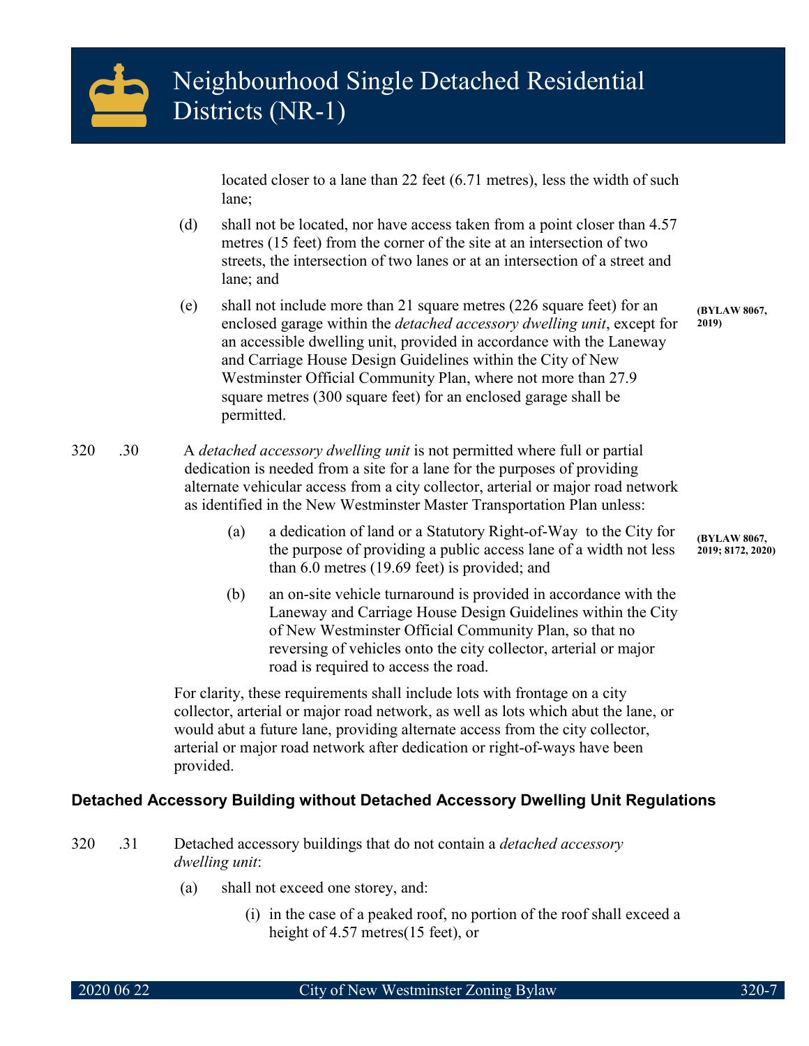located closer to a lane than 22 feet (6.71 metres), less the width of such lane;

(d) shall not be located, nor have access taken from a point closer than 4.57 metres (15 feet) from the corner of the site at an intersection of two streets, the intersection of two lanes or at an intersection of a street and lane; and

(e) shall not include more than 21 square metres (226 square feet) for an enclosed garage within the *detached accessory dwelling unit*, except for an accessible dwelling unit, provided in accordance with the Laneway and Carriage House Design Guidelines within the City of New Westminster Official Community Plan, where not more than 27.9 square metres (300 square feet) for an enclosed garage shall be permitted. **(BYLAW 8067, 2019)**

320 .30 A *detached accessory dwelling unit* is not permitted where full or partial dedication is needed from a site for a lane for the purposes of providing alternate vehicular access from a city collector, arterial or major road network as identified in the New Westminster Master Transportation Plan unless:

(a) a dedication of land or a Statutory Right-of-Way to the City for the purpose of providing a public access lane of a width not less than 6.0 metres (19.69 feet) is provided; and **(BYLAW 8067, 2019; 8172, 2020)**

(b) an on-site vehicle turnaround is provided in accordance with the Laneway and Carriage House Design Guidelines within the City of New Westminster Official Community Plan, so that no reversing of vehicles onto the city collector, arterial or major road is required to access the road.

For clarity, these requirements shall include lots with frontage on a city collector, arterial or major road network, as well as lots which abut the lane, or would abut a future lane, providing alternate access from the city collector, arterial or major road network after dedication or right-of-ways have been provided.

### Detached Accessory Building without Detached Accessory Dwelling Unit Regulations

320 .31 Detached accessory buildings that do not contain a *detached accessory dwelling unit*:

(a) shall not exceed one storey, and:

(i) in the case of a peaked roof, no portion of the roof shall exceed a height of 4.57 metres(15 feet), or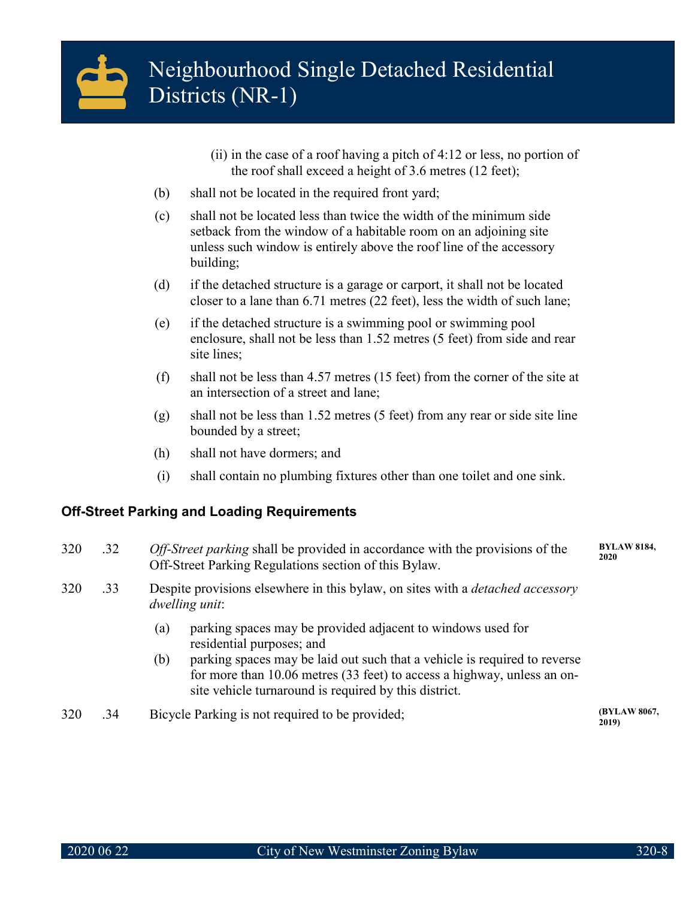(ii) in the case of a roof having a pitch of 4:12 or less, no portion of the roof shall exceed a height of 3.6 metres (12 feet);

(b) shall not be located in the required front yard;

(c) shall not be located less than twice the width of the minimum side setback from the window of a habitable room on an adjoining site unless such window is entirely above the roof line of the accessory building;

(d) if the detached structure is a garage or carport, it shall not be located closer to a lane than 6.71 metres (22 feet), less the width of such lane;

(e) if the detached structure is a swimming pool or swimming pool enclosure, shall not be less than 1.52 metres (5 feet) from side and rear site lines;

(f) shall not be less than 4.57 metres (15 feet) from the corner of the site at an intersection of a street and lane;

(g) shall not be less than 1.52 metres (5 feet) from any rear or side site line bounded by a street;

(h) shall not have dormers; and

(i) shall contain no plumbing fixtures other than one toilet and one sink.

### Off-Street Parking and Loading Requirements

320 .32 *Off-Street parking* shall be provided in accordance with the provisions of the Off-Street Parking Regulations section of this Bylaw. **BYLAW 8184, 2020**

320 .33 Despite provisions elsewhere in this bylaw, on sites with a *detached accessory dwelling unit*:

(a) parking spaces may be provided adjacent to windows used for residential purposes; and

(b) parking spaces may be laid out such that a vehicle is required to reverse for more than 10.06 metres (33 feet) to access a highway, unless an on-site vehicle turnaround is required by this district.

320 .34 Bicycle Parking is not required to be provided; **(BYLAW 8067, 2019)**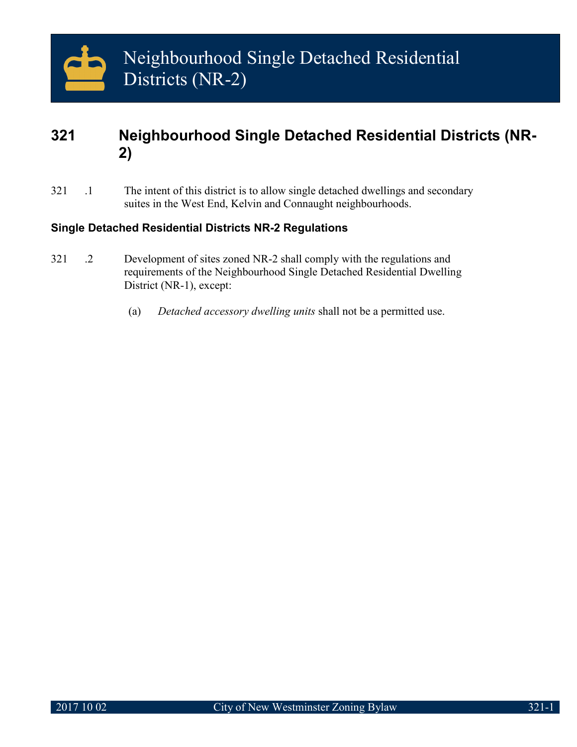# Neighbourhood Single Detached Residential Districts (NR-2)

## 321 Neighbourhood Single Detached Residential Districts (NR-2)

321 .1 The intent of this district is to allow single detached dwellings and secondary suites in the West End, Kelvin and Connaught neighbourhoods.

### Single Detached Residential Districts NR-2 Regulations

321 .2 Development of sites zoned NR-2 shall comply with the regulations and requirements of the Neighbourhood Single Detached Residential Dwelling District (NR-1), except:

(a) *Detached accessory dwelling units* shall not be a permitted use.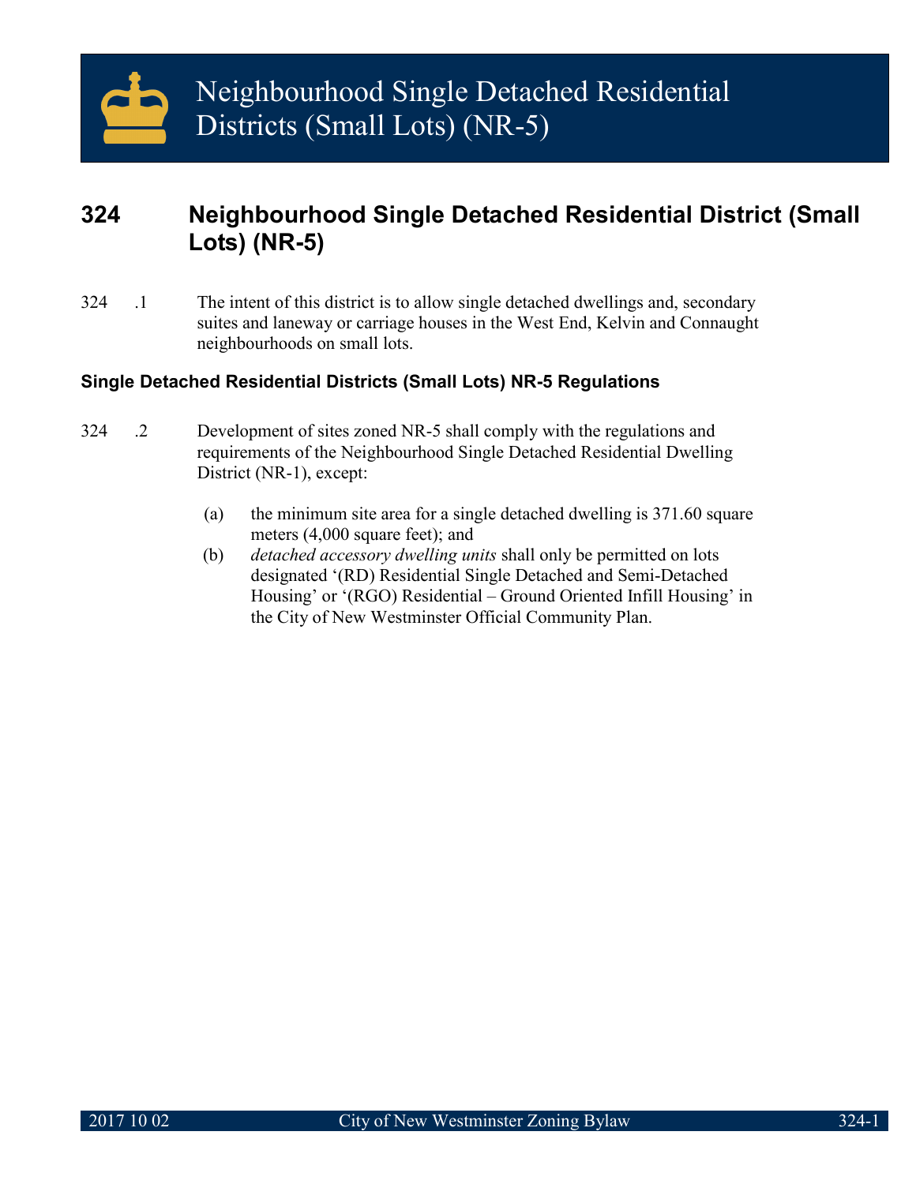# Neighbourhood Single Detached Residential Districts (Small Lots) (NR-5)

## 324 Neighbourhood Single Detached Residential District (Small Lots) (NR-5)

324 .1 The intent of this district is to allow single detached dwellings and, secondary suites and laneway or carriage houses in the West End, Kelvin and Connaught neighbourhoods on small lots.

### Single Detached Residential Districts (Small Lots) NR-5 Regulations

324 .2 Development of sites zoned NR-5 shall comply with the regulations and requirements of the Neighbourhood Single Detached Residential Dwelling District (NR-1), except:

(a) the minimum site area for a single detached dwelling is 371.60 square meters (4,000 square feet); and

(b) *detached accessory dwelling units* shall only be permitted on lots designated '(RD) Residential Single Detached and Semi-Detached Housing' or '(RGO) Residential – Ground Oriented Infill Housing' in the City of New Westminster Official Community Plan.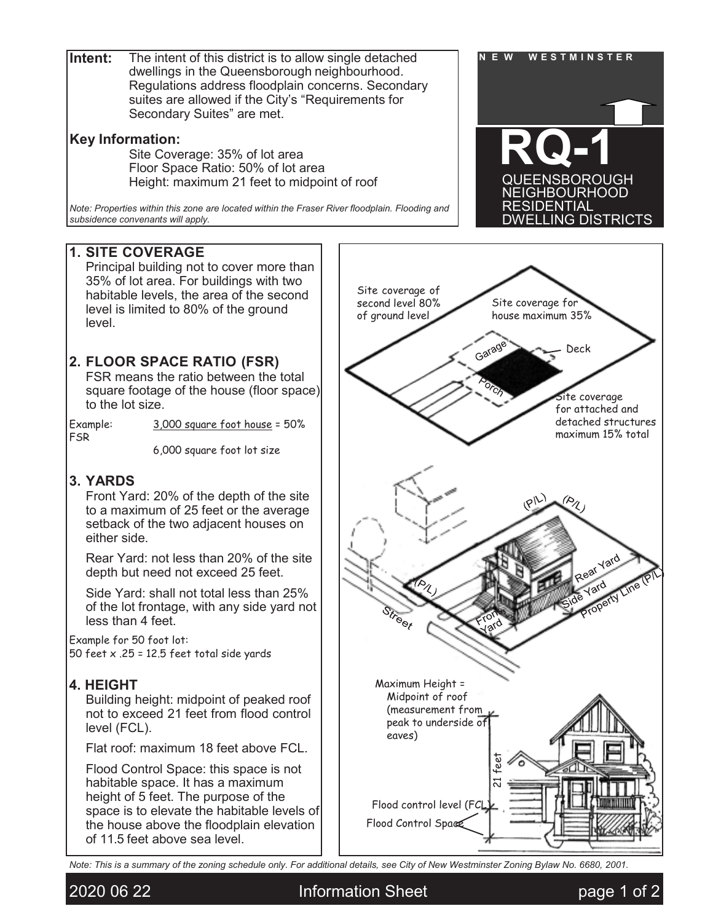**Intent:** The intent of this district is to allow single detached dwellings in the Queensborough neighbourhood. Regulations address floodplain concerns. Secondary suites are allowed if the City's "Requirements for Secondary Suites" are met.

**Key Information:**

Site Coverage: 35% of lot area
Floor Space Ratio: 50% of lot area
Height: maximum 21 feet to midpoint of roof

*Note: Properties within this zone are located within the Fraser River floodplain. Flooding and subsidence convenants will apply.*

NEW WESTMINSTER

# RQ-1

QUEENSBOROUGH NEIGHBOURHOOD RESIDENTIAL DWELLING DISTRICTS

## 1. SITE COVERAGE

Principal building not to cover more than 35% of lot area. For buildings with two habitable levels, the area of the second level is limited to 80% of the ground level.

## 2. FLOOR SPACE RATIO (FSR)

FSR means the ratio between the total square footage of the house (floor space) to the lot size.

Example: FSR 3,000 square foot house / 6,000 square foot lot size = 50%

## 3. YARDS

Front Yard: 20% of the depth of the site to a maximum of 25 feet or the average setback of the two adjacent houses on either side.

Rear Yard: not less than 20% of the site depth but need not exceed 25 feet.

Side Yard: shall not total less than 25% of the lot frontage, with any side yard not less than 4 feet.

Example for 50 foot lot:
50 feet x .25 = 12.5 feet total side yards

## 4. HEIGHT

Building height: midpoint of peaked roof not to exceed 21 feet from flood control level (FCL).

Flat roof: maximum 18 feet above FCL.

Flood Control Space: this space is not habitable space. It has a maximum height of 5 feet. The purpose of the space is to elevate the habitable levels of the house above the floodplain elevation of 11.5 feet above sea level.

Site coverage of second level 80% of ground level

Site coverage for house maximum 35%

Garage

Deck

Porch

Site coverage for attached and detached structures maximum 15% total

(P/L) (P/L) (P/L)

Street

Front Yard

Side Yard

Rear Yard

Property Line (P/L)

Maximum Height = Midpoint of roof (measurement from peak to underside of eaves)

21 feet

Flood control level (FCL)

Flood Control Space

*Note: This is a summary of the zoning schedule only. For additional details, see City of New Westminster Zoning Bylaw No. 6680, 2001.*

2020 06 22 Information Sheet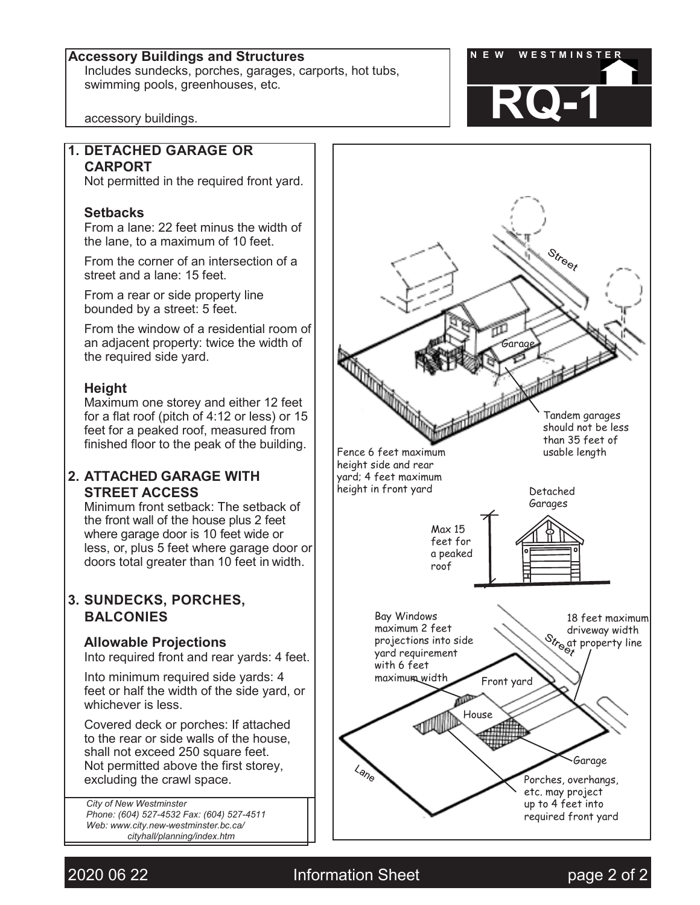**Accessory Buildings and Structures**
Includes sundecks, porches, garages, carports, hot tubs, swimming pools, greenhouses, etc.

accessory buildings.

NEW WESTMINSTER

# RQ-1

## 1. DETACHED GARAGE OR CARPORT

Not permitted in the required front yard.

### Setbacks

From a lane: 22 feet minus the width of the lane, to a maximum of 10 feet.

From the corner of an intersection of a street and a lane: 15 feet.

From a rear or side property line bounded by a street: 5 feet.

From the window of a residential room of an adjacent property: twice the width of the required side yard.

### Height

Maximum one storey and either 12 feet for a flat roof (pitch of 4:12 or less) or 15 feet for a peaked roof, measured from finished floor to the peak of the building.

## 2. ATTACHED GARAGE WITH STREET ACCESS

Minimum front setback: The setback of the front wall of the house plus 2 feet where garage door is 10 feet wide or less, or, plus 5 feet where garage door or doors total greater than 10 feet in width.

## 3. SUNDECKS, PORCHES, BALCONIES

### Allowable Projections

Into required front and rear yards: 4 feet.

Into minimum required side yards: 4 feet or half the width of the side yard, or whichever is less.

Covered deck or porches: If attached to the rear or side walls of the house, shall not exceed 250 square feet. Not permitted above the first storey, excluding the crawl space.

Street

Garage

Tandem garages should not be less than 35 feet of usable length

Fence 6 feet maximum height side and rear yard; 4 feet maximum height in front yard

Detached Garages

Max 15 feet for a peaked roof

Bay Windows maximum 2 feet projections into side yard requirement with 6 feet maximum width

18 feet maximum driveway width at property line

Street

Front yard

House

Garage

Lane

Porches, overhangs, etc. may project up to 4 feet into required front yard

*City of New Westminster*
*Phone: (604) 527-4532 Fax: (604) 527-4511*
*Web: www.city.new-westminster.bc.ca/cityhall/planning/index.htm*

2020 06 22 Information Sheet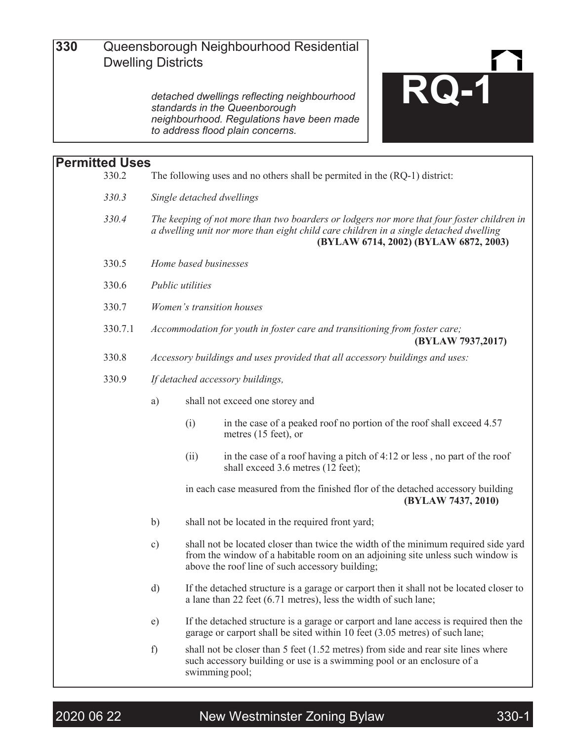# 330 Queensborough Neighbourhood Residential Dwelling Districts

*detached dwellings reflecting neighbourhood standards in the Queenborough neighbourhood. Regulations have been made to address flood plain concerns.*

**RQ-1**

## Permitted Uses

330.2 The following uses and no others shall be permited in the (RQ-1) district:

*330.3* *Single detached dwellings*

*330.4* *The keeping of not more than two boarders or lodgers nor more that four foster children in a dwelling unit nor more than eight child care children in a single detached dwelling* **(BYLAW 6714, 2002) (BYLAW 6872, 2003)**

330.5 *Home based businesses*

330.6 *Public utilities*

330.7 *Women's transition houses*

330.7.1 *Accommodation for youth in foster care and transitioning from foster care;* **(BYLAW 7937,2017)**

330.8 *Accessory buildings and uses provided that all accessory buildings and uses:*

330.9 *If detached accessory buildings,*

a) shall not exceed one storey and

(i) in the case of a peaked roof no portion of the roof shall exceed 4.57 metres (15 feet), or

(ii) in the case of a roof having a pitch of 4:12 or less , no part of the roof shall exceed 3.6 metres (12 feet);

in each case measured from the finished flor of the detached accessory building **(BYLAW 7437, 2010)**

b) shall not be located in the required front yard;

c) shall not be located closer than twice the width of the minimum required side yard from the window of a habitable room on an adjoining site unless such window is above the roof line of such accessory building;

d) If the detached structure is a garage or carport then it shall not be located closer to a lane than 22 feet (6.71 metres), less the width of such lane;

e) If the detached structure is a garage or carport and lane access is required then the garage or carport shall be sited within 10 feet (3.05 metres) of such lane;

f) shall not be closer than 5 feet (1.52 metres) from side and rear site lines where such accessory building or use is a swimming pool or an enclosure of a swimming pool;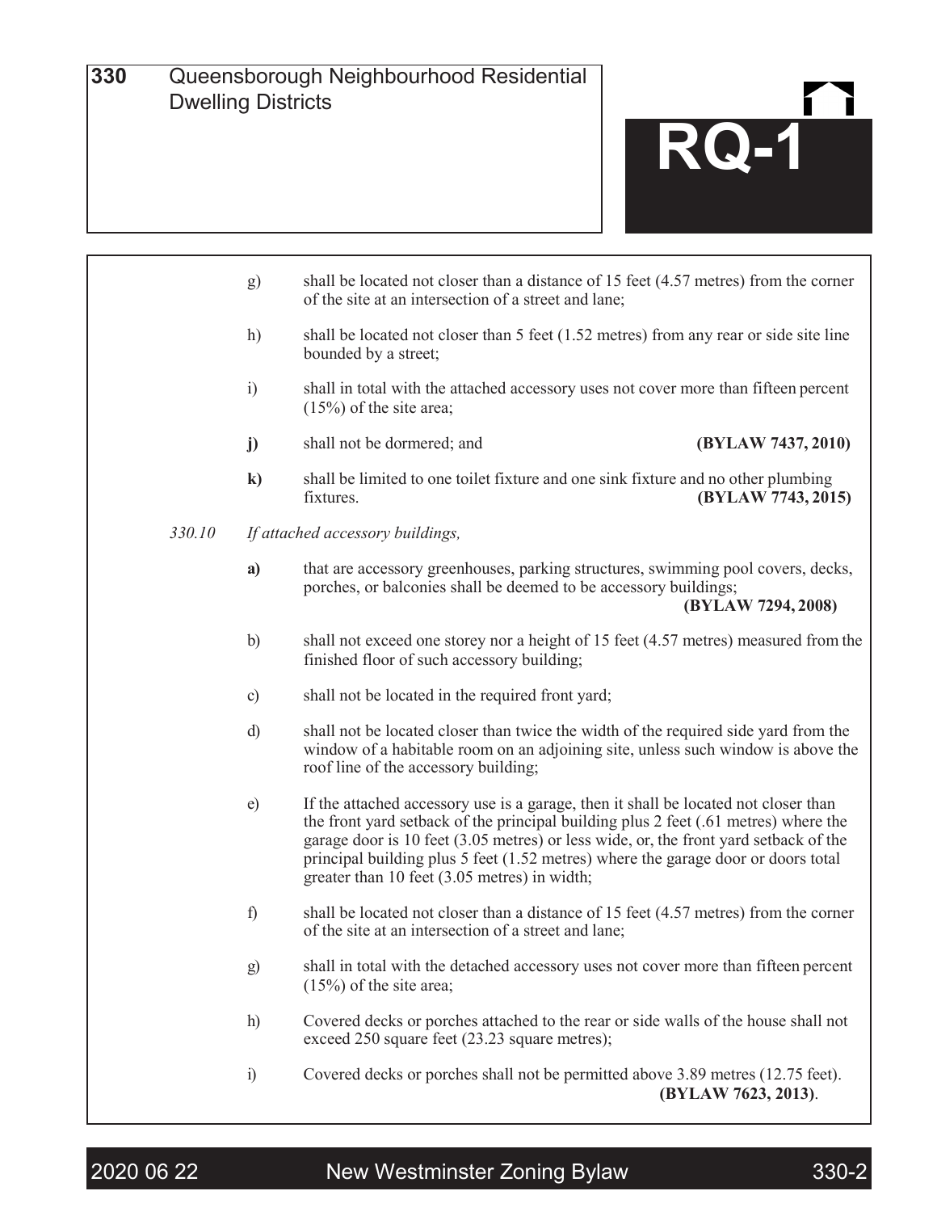g) shall be located not closer than a distance of 15 feet (4.57 metres) from the corner of the site at an intersection of a street and lane;

h) shall be located not closer than 5 feet (1.52 metres) from any rear or side site line bounded by a street;

i) shall in total with the attached accessory uses not cover more than fifteen percent (15%) of the site area;

**j)** shall not be dormered; and **(BYLAW 7437, 2010)**

**k)** shall be limited to one toilet fixture and one sink fixture and no other plumbing fixtures. **(BYLAW 7743, 2015)**

*330.10* *If attached accessory buildings,*

**a)** that are accessory greenhouses, parking structures, swimming pool covers, decks, porches, or balconies shall be deemed to be accessory buildings; **(BYLAW 7294, 2008)**

b) shall not exceed one storey nor a height of 15 feet (4.57 metres) measured from the finished floor of such accessory building;

c) shall not be located in the required front yard;

d) shall not be located closer than twice the width of the required side yard from the window of a habitable room on an adjoining site, unless such window is above the roof line of the accessory building;

e) If the attached accessory use is a garage, then it shall be located not closer than the front yard setback of the principal building plus 2 feet (.61 metres) where the garage door is 10 feet (3.05 metres) or less wide, or, the front yard setback of the principal building plus 5 feet (1.52 metres) where the garage door or doors total greater than 10 feet (3.05 metres) in width;

f) shall be located not closer than a distance of 15 feet (4.57 metres) from the corner of the site at an intersection of a street and lane;

g) shall in total with the detached accessory uses not cover more than fifteen percent (15%) of the site area;

h) Covered decks or porches attached to the rear or side walls of the house shall not exceed 250 square feet (23.23 square metres);

i) Covered decks or porches shall not be permitted above 3.89 metres (12.75 feet). **(BYLAW 7623, 2013)**.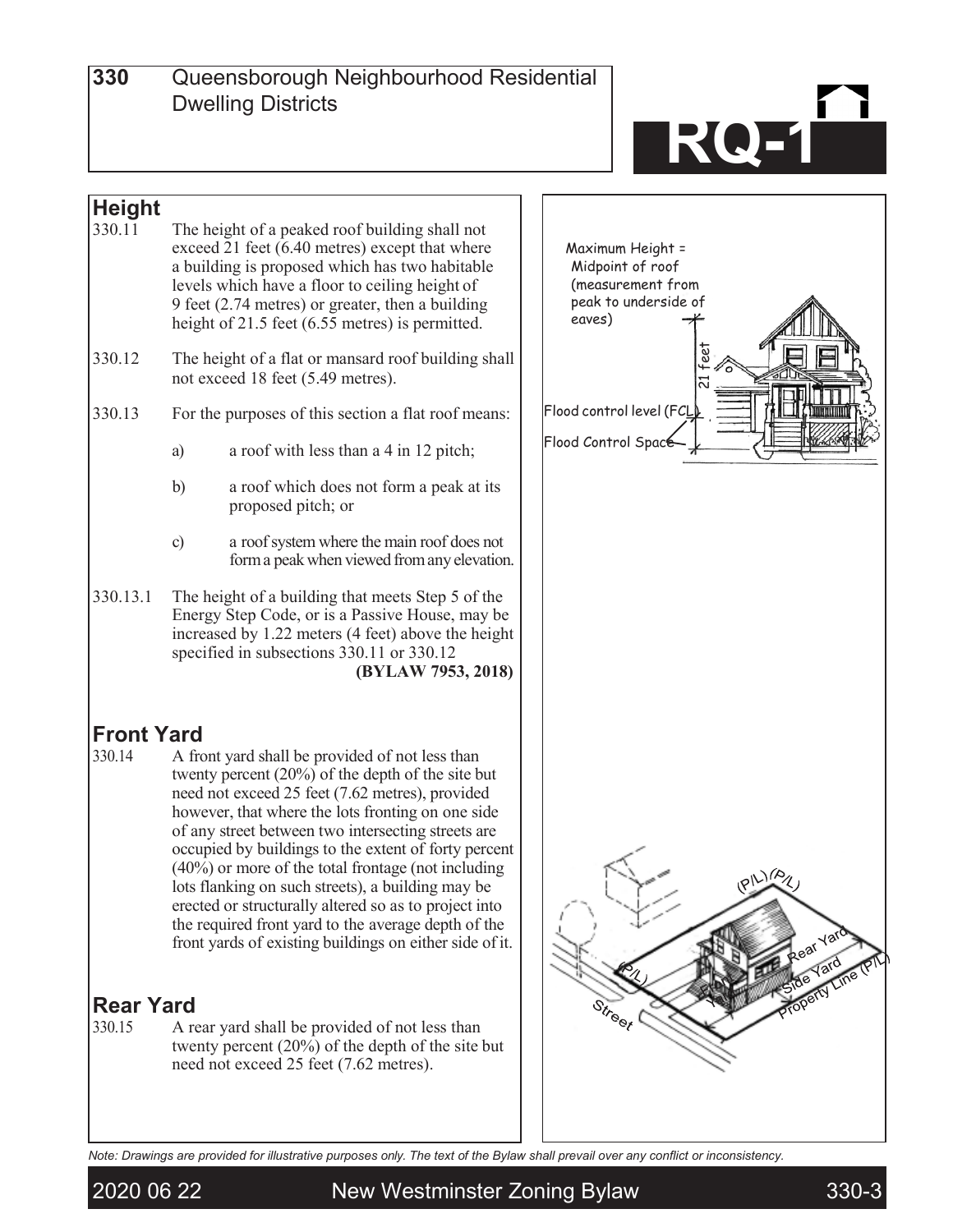# 330 Queensborough Neighbourhood Residential Dwelling Districts

**RQ-1**

## Height

330.11 The height of a peaked roof building shall not exceed 21 feet (6.40 metres) except that where a building is proposed which has two habitable levels which have a floor to ceiling height of 9 feet (2.74 metres) or greater, then a building height of 21.5 feet (6.55 metres) is permitted.

330.12 The height of a flat or mansard roof building shall not exceed 18 feet (5.49 metres).

330.13 For the purposes of this section a flat roof means:

a) a roof with less than a 4 in 12 pitch;

b) a roof which does not form a peak at its proposed pitch; or

c) a roof system where the main roof does not form a peak when viewed from any elevation.

330.13.1 The height of a building that meets Step 5 of the Energy Step Code, or is a Passive House, may be increased by 1.22 meters (4 feet) above the height specified in subsections 330.11 or 330.12
**(BYLAW 7953, 2018)**

## Front Yard

330.14 A front yard shall be provided of not less than twenty percent (20%) of the depth of the site but need not exceed 25 feet (7.62 metres), provided however, that where the lots fronting on one side of any street between two intersecting streets are occupied by buildings to the extent of forty percent (40%) or more of the total frontage (not including lots flanking on such streets), a building may be erected or structurally altered so as to project into the required front yard to the average depth of the front yards of existing buildings on either side of it.

## Rear Yard

330.15 A rear yard shall be provided of not less than twenty percent (20%) of the depth of the site but need not exceed 25 feet (7.62 metres).

Maximum Height = Midpoint of roof (measurement from peak to underside of eaves)

21 feet

Flood control level (FCL)

Flood Control Space

(P/L) (P/L) Rear Yard Side Yard Property Line (P/L) (P/L) Yard Street

*Note: Drawings are provided for illustrative purposes only. The text of the Bylaw shall prevail over any conflict or inconsistency.*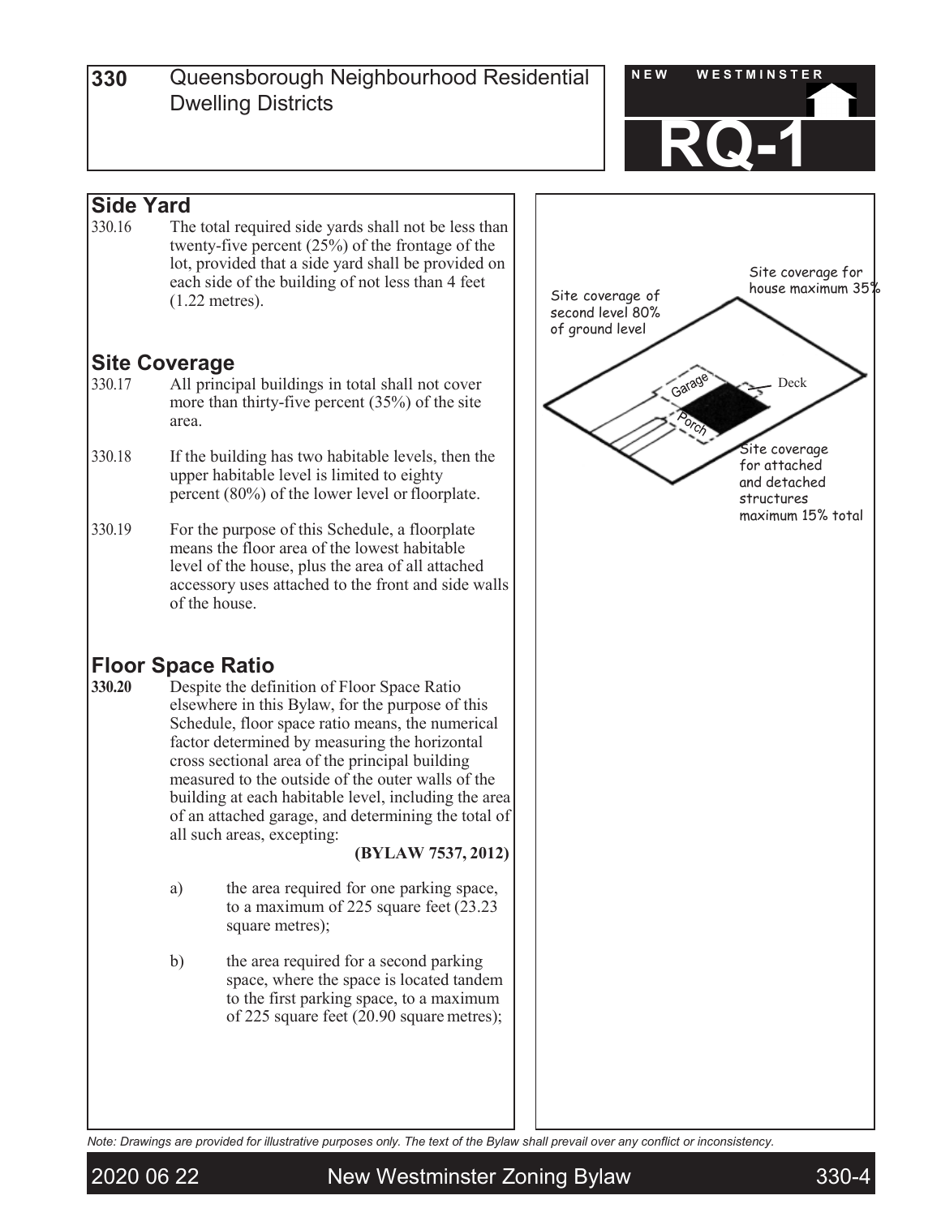# 330 Queensborough Neighbourhood Residential Dwelling Districts

**RQ-1**

## Side Yard

330.16 The total required side yards shall not be less than twenty-five percent (25%) of the frontage of the lot, provided that a side yard shall be provided on each side of the building of not less than 4 feet (1.22 metres).

## Site Coverage

330.17 All principal buildings in total shall not cover more than thirty-five percent (35%) of the site area.

330.18 If the building has two habitable levels, then the upper habitable level is limited to eighty percent (80%) of the lower level or floorplate.

330.19 For the purpose of this Schedule, a floorplate means the floor area of the lowest habitable level of the house, plus the area of all attached accessory uses attached to the front and side walls of the house.

## Floor Space Ratio

**330.20** Despite the definition of Floor Space Ratio elsewhere in this Bylaw, for the purpose of this Schedule, floor space ratio means, the numerical factor determined by measuring the horizontal cross sectional area of the principal building measured to the outside of the outer walls of the building at each habitable level, including the area of an attached garage, and determining the total of all such areas, excepting:

**(BYLAW 7537, 2012)**

a) the area required for one parking space, to a maximum of 225 square feet (23.23 square metres);

b) the area required for a second parking space, where the space is located tandem to the first parking space, to a maximum of 225 square feet (20.90 square metres);

Site coverage of second level 80% of ground level

Site coverage for house maximum 35%

Garage

Deck

Porch

Site coverage for attached and detached structures maximum 15% total

*Note: Drawings are provided for illustrative purposes only. The text of the Bylaw shall prevail over any conflict or inconsistency.*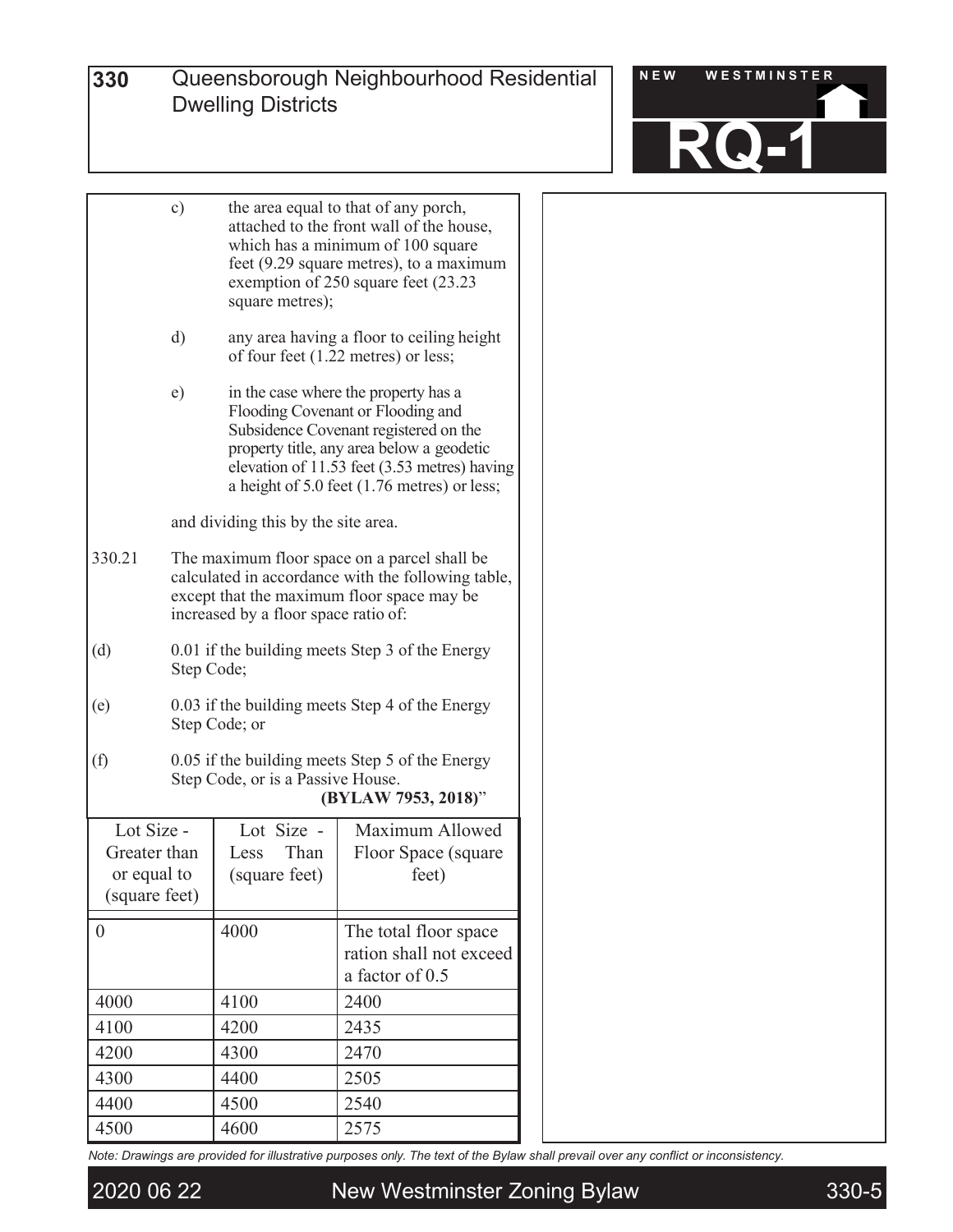c) the area equal to that of any porch, attached to the front wall of the house, which has a minimum of 100 square feet (9.29 square metres), to a maximum exemption of 250 square feet (23.23 square metres);

d) any area having a floor to ceiling height of four feet (1.22 metres) or less;

e) in the case where the property has a Flooding Covenant or Flooding and Subsidence Covenant registered on the property title, any area below a geodetic elevation of 11.53 feet (3.53 metres) having a height of 5.0 feet (1.76 metres) or less;

and dividing this by the site area.

330.21 The maximum floor space on a parcel shall be calculated in accordance with the following table, except that the maximum floor space may be increased by a floor space ratio of:

(d) 0.01 if the building meets Step 3 of the Energy Step Code;

(e) 0.03 if the building meets Step 4 of the Energy Step Code; or

(f) 0.05 if the building meets Step 5 of the Energy Step Code, or is a Passive House.
**(BYLAW 7953, 2018)**"

| Lot Size - Greater than or equal to (square feet) | Lot Size - Less Than (square feet) | Maximum Allowed Floor Space (square feet) |
|---|---|---|
| 0 | 4000 | The total floor space ration shall not exceed a factor of 0.5 |
| 4000 | 4100 | 2400 |
| 4100 | 4200 | 2435 |
| 4200 | 4300 | 2470 |
| 4300 | 4400 | 2505 |
| 4400 | 4500 | 2540 |
| 4500 | 4600 | 2575 |

*Note: Drawings are provided for illustrative purposes only. The text of the Bylaw shall prevail over any conflict or inconsistency.*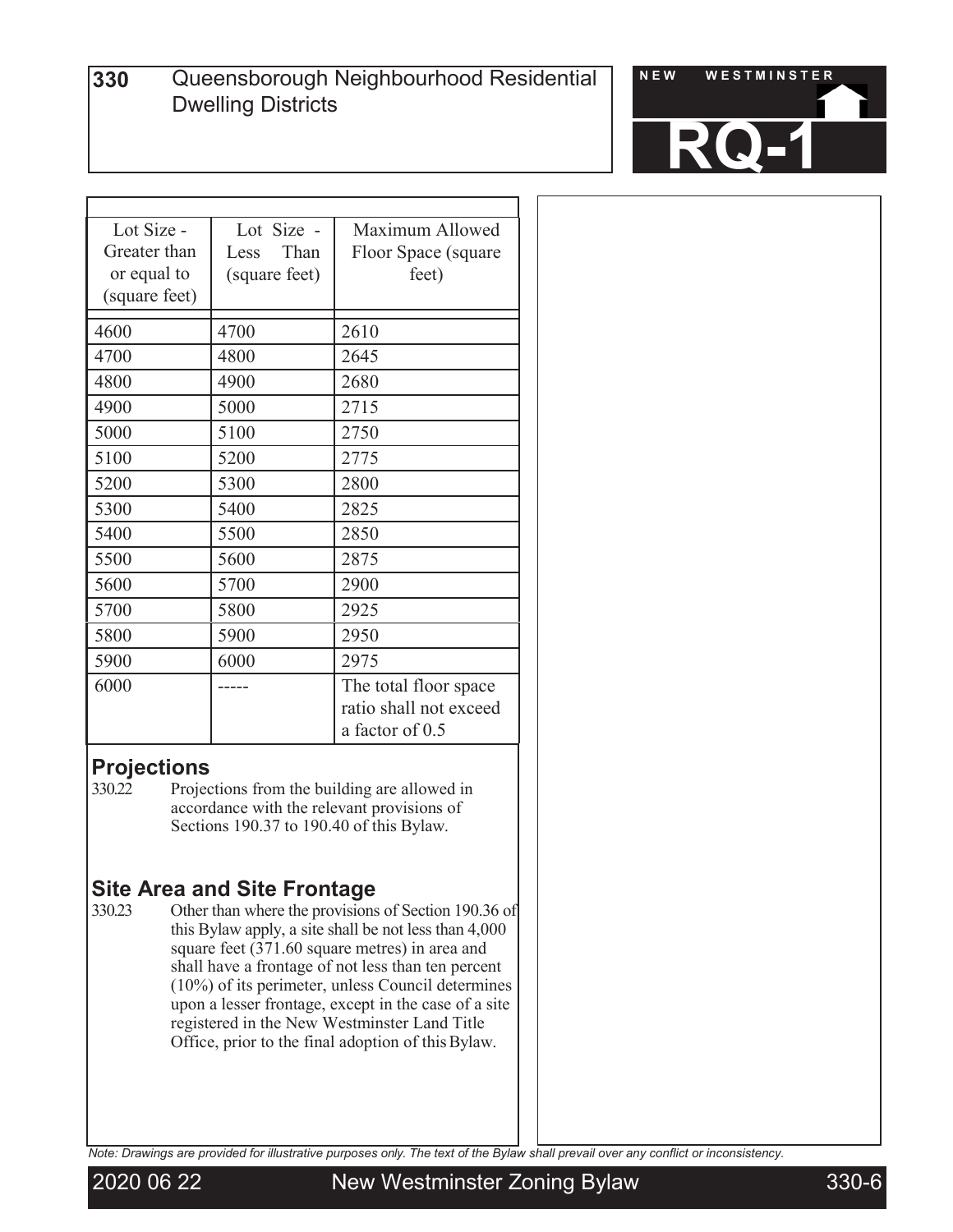# 330 Queensborough Neighbourhood Residential Dwelling Districts

**RQ-1**

| Lot Size - Greater than or equal to (square feet) | Lot Size - Less Than (square feet) | Maximum Allowed Floor Space (square feet) |
|---|---|---|
| 4600 | 4700 | 2610 |
| 4700 | 4800 | 2645 |
| 4800 | 4900 | 2680 |
| 4900 | 5000 | 2715 |
| 5000 | 5100 | 2750 |
| 5100 | 5200 | 2775 |
| 5200 | 5300 | 2800 |
| 5300 | 5400 | 2825 |
| 5400 | 5500 | 2850 |
| 5500 | 5600 | 2875 |
| 5600 | 5700 | 2900 |
| 5700 | 5800 | 2925 |
| 5800 | 5900 | 2950 |
| 5900 | 6000 | 2975 |
| 6000 | ----- | The total floor space ratio shall not exceed a factor of 0.5 |

## Projections

330.22 Projections from the building are allowed in accordance with the relevant provisions of Sections 190.37 to 190.40 of this Bylaw.

## Site Area and Site Frontage

330.23 Other than where the provisions of Section 190.36 of this Bylaw apply, a site shall be not less than 4,000 square feet (371.60 square metres) in area and shall have a frontage of not less than ten percent (10%) of its perimeter, unless Council determines upon a lesser frontage, except in the case of a site registered in the New Westminster Land Title Office, prior to the final adoption of this Bylaw.

*Note: Drawings are provided for illustrative purposes only. The text of the Bylaw shall prevail over any conflict or inconsistency.*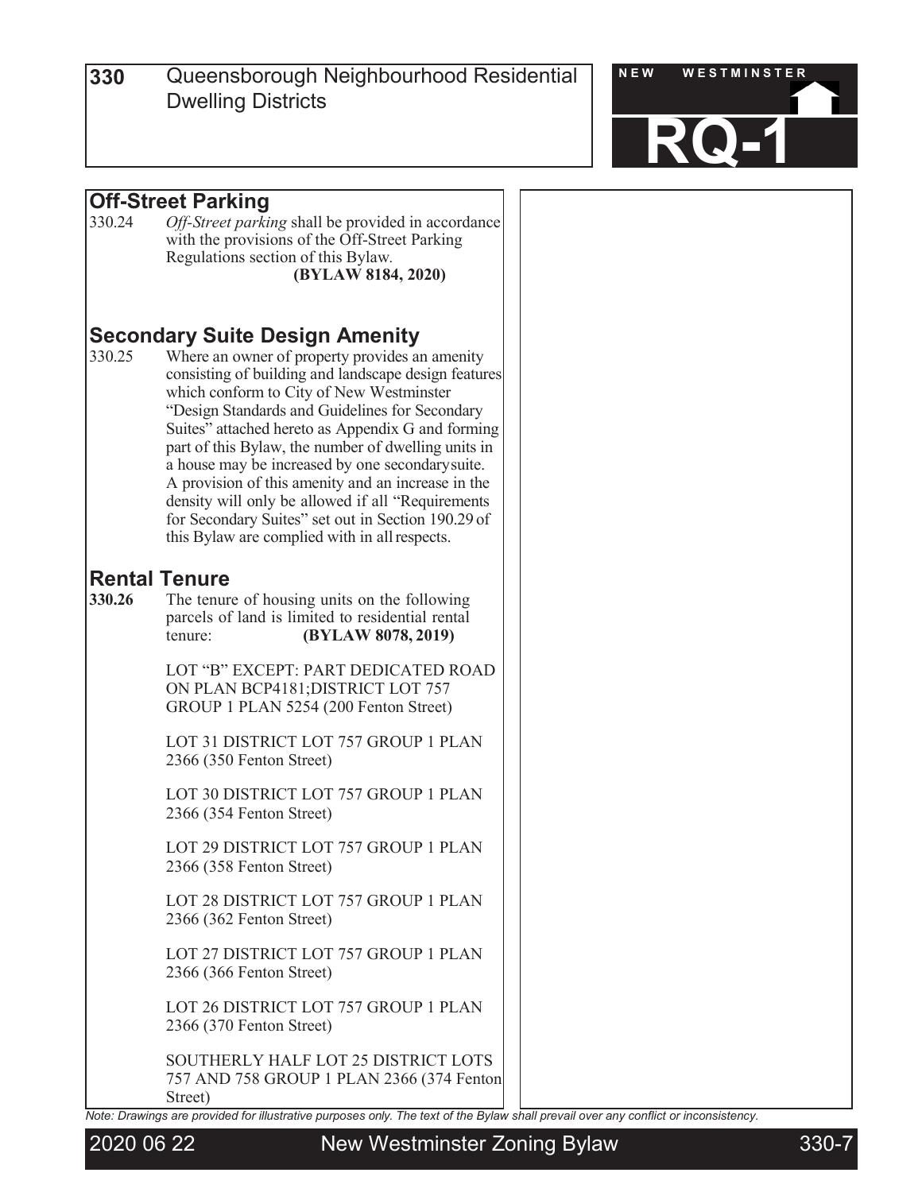## Off-Street Parking

330.24 *Off-Street parking* shall be provided in accordance with the provisions of the Off-Street Parking Regulations section of this Bylaw.
**(BYLAW 8184, 2020)**

## Secondary Suite Design Amenity

330.25 Where an owner of property provides an amenity consisting of building and landscape design features which conform to City of New Westminster "Design Standards and Guidelines for Secondary Suites" attached hereto as Appendix G and forming part of this Bylaw, the number of dwelling units in a house may be increased by one secondary suite. A provision of this amenity and an increase in the density will only be allowed if all "Requirements for Secondary Suites" set out in Section 190.29 of this Bylaw are complied with in all respects.

## Rental Tenure

**330.26** The tenure of housing units on the following parcels of land is limited to residential rental tenure: **(BYLAW 8078, 2019)**

LOT "B" EXCEPT: PART DEDICATED ROAD ON PLAN BCP4181;DISTRICT LOT 757 GROUP 1 PLAN 5254 (200 Fenton Street)

LOT 31 DISTRICT LOT 757 GROUP 1 PLAN 2366 (350 Fenton Street)

LOT 30 DISTRICT LOT 757 GROUP 1 PLAN 2366 (354 Fenton Street)

LOT 29 DISTRICT LOT 757 GROUP 1 PLAN 2366 (358 Fenton Street)

LOT 28 DISTRICT LOT 757 GROUP 1 PLAN 2366 (362 Fenton Street)

LOT 27 DISTRICT LOT 757 GROUP 1 PLAN 2366 (366 Fenton Street)

LOT 26 DISTRICT LOT 757 GROUP 1 PLAN 2366 (370 Fenton Street)

SOUTHERLY HALF LOT 25 DISTRICT LOTS 757 AND 758 GROUP 1 PLAN 2366 (374 Fenton Street)

*Note: Drawings are provided for illustrative purposes only. The text of the Bylaw shall prevail over any conflict or inconsistency.*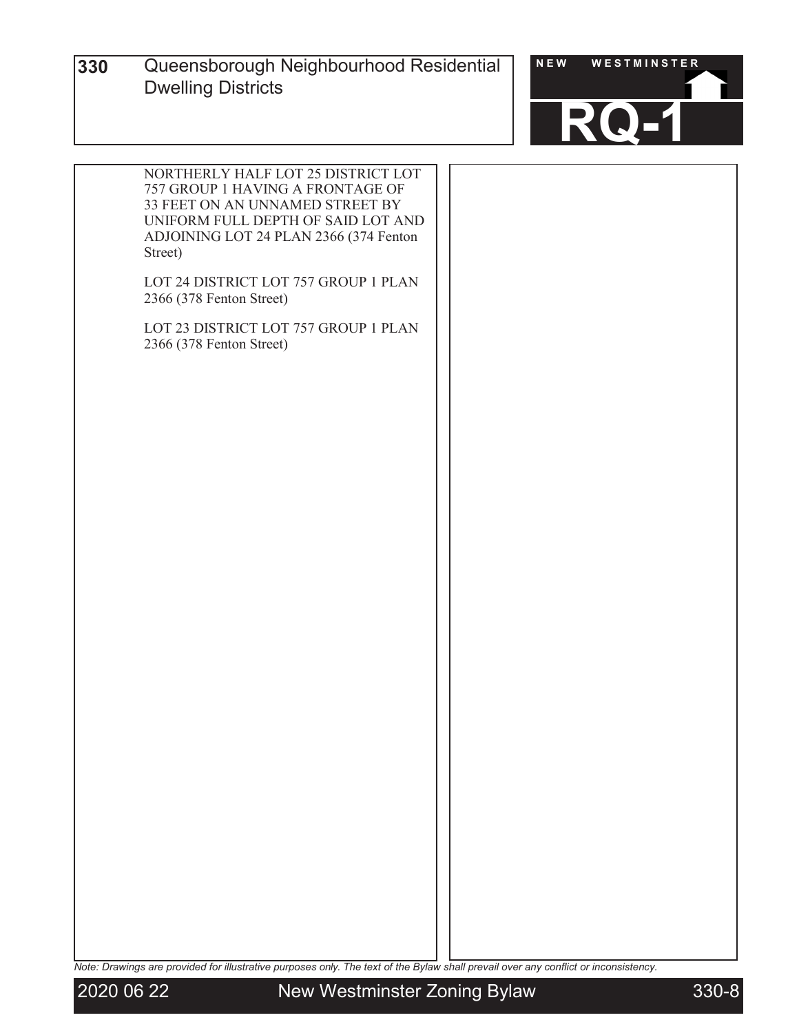NORTHERLY HALF LOT 25 DISTRICT LOT 757 GROUP 1 HAVING A FRONTAGE OF 33 FEET ON AN UNNAMED STREET BY UNIFORM FULL DEPTH OF SAID LOT AND ADJOINING LOT 24 PLAN 2366 (374 Fenton Street)

LOT 24 DISTRICT LOT 757 GROUP 1 PLAN 2366 (378 Fenton Street)

LOT 23 DISTRICT LOT 757 GROUP 1 PLAN 2366 (378 Fenton Street)

*Note: Drawings are provided for illustrative purposes only. The text of the Bylaw shall prevail over any conflict or inconsistency.*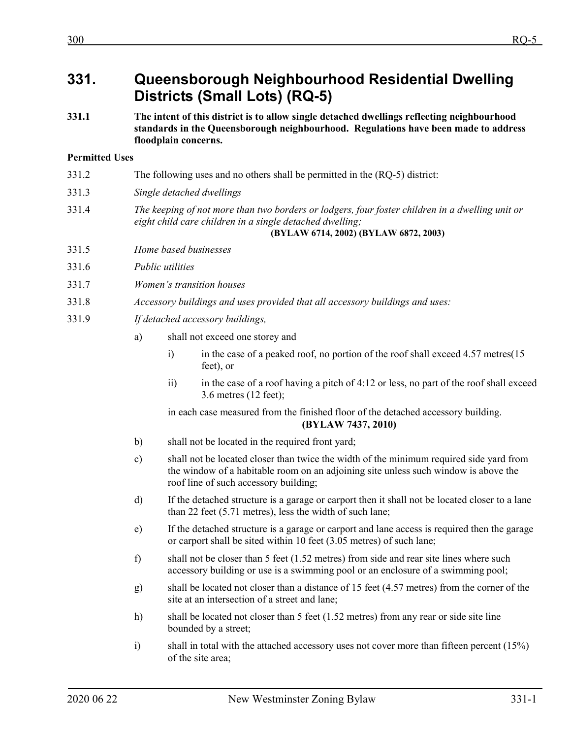# 331. Queensborough Neighbourhood Residential Dwelling Districts (Small Lots) (RQ-5)

**331.1 The intent of this district is to allow single detached dwellings reflecting neighbourhood standards in the Queensborough neighbourhood. Regulations have been made to address floodplain concerns.**

**Permitted Uses**

331.2 The following uses and no others shall be permitted in the (RQ-5) district:

331.3 *Single detached dwellings*

331.4 *The keeping of not more than two borders or lodgers, four foster children in a dwelling unit or eight child care children in a single detached dwelling;*
**(BYLAW 6714, 2002) (BYLAW 6872, 2003)**

331.5 *Home based businesses*

331.6 *Public utilities*

331.7 *Women's transition houses*

331.8 *Accessory buildings and uses provided that all accessory buildings and uses:*

331.9 *If detached accessory buildings,*

a) shall not exceed one storey and

   i) in the case of a peaked roof, no portion of the roof shall exceed 4.57 metres(15 feet), or

   ii) in the case of a roof having a pitch of 4:12 or less, no part of the roof shall exceed 3.6 metres (12 feet);

   in each case measured from the finished floor of the detached accessory building.
   **(BYLAW 7437, 2010)**

b) shall not be located in the required front yard;

c) shall not be located closer than twice the width of the minimum required side yard from the window of a habitable room on an adjoining site unless such window is above the roof line of such accessory building;

d) If the detached structure is a garage or carport then it shall not be located closer to a lane than 22 feet (5.71 metres), less the width of such lane;

e) If the detached structure is a garage or carport and lane access is required then the garage or carport shall be sited within 10 feet (3.05 metres) of such lane;

f) shall not be closer than 5 feet (1.52 metres) from side and rear site lines where such accessory building or use is a swimming pool or an enclosure of a swimming pool;

g) shall be located not closer than a distance of 15 feet (4.57 metres) from the corner of the site at an intersection of a street and lane;

h) shall be located not closer than 5 feet (1.52 metres) from any rear or side site line bounded by a street;

i) shall in total with the attached accessory uses not cover more than fifteen percent (15%) of the site area;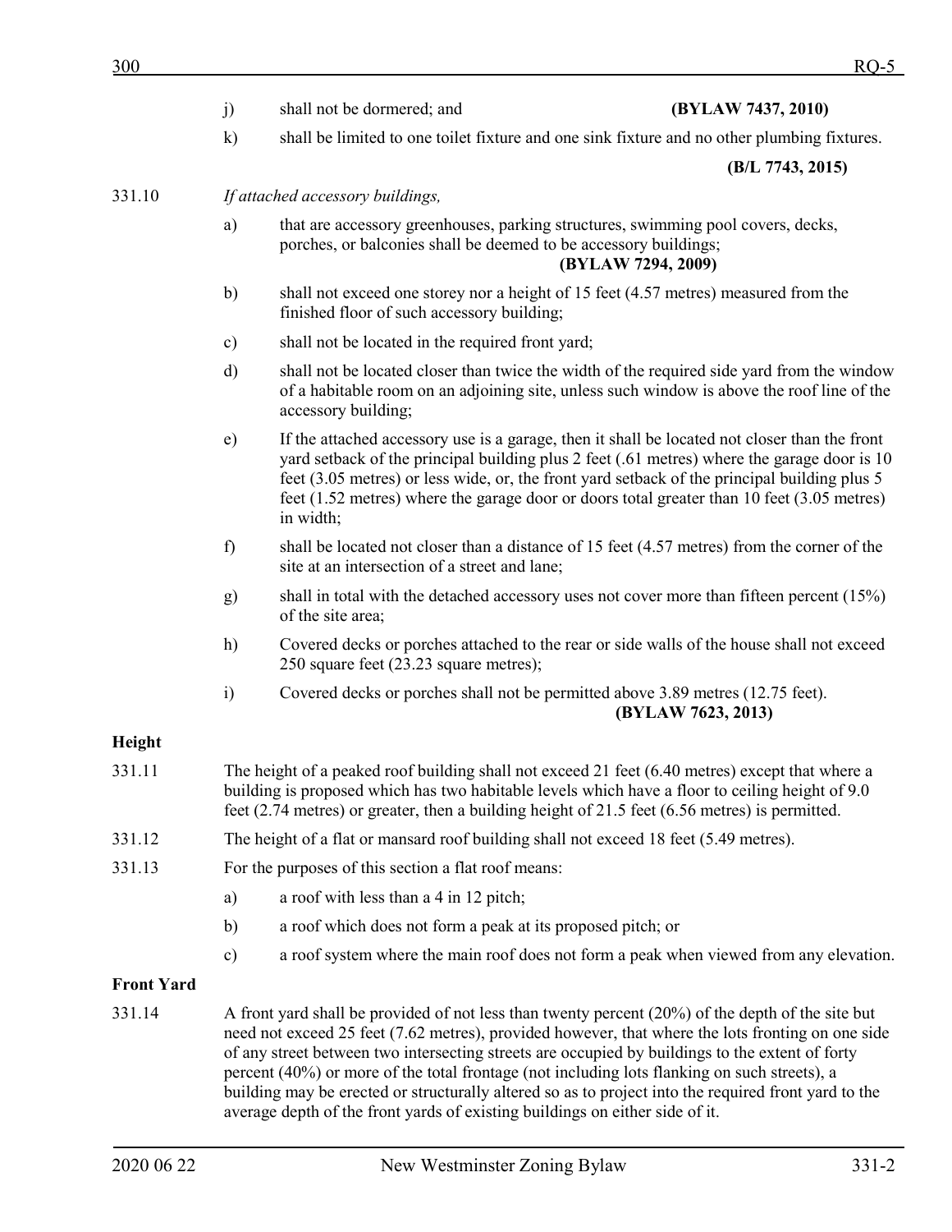j) shall not be dormered; and **(BYLAW 7437, 2010)**

k) shall be limited to one toilet fixture and one sink fixture and no other plumbing fixtures. **(B/L 7743, 2015)**

331.10 *If attached accessory buildings,*

a) that are accessory greenhouses, parking structures, swimming pool covers, decks, porches, or balconies shall be deemed to be accessory buildings; **(BYLAW 7294, 2009)**

b) shall not exceed one storey nor a height of 15 feet (4.57 metres) measured from the finished floor of such accessory building;

c) shall not be located in the required front yard;

d) shall not be located closer than twice the width of the required side yard from the window of a habitable room on an adjoining site, unless such window is above the roof line of the accessory building;

e) If the attached accessory use is a garage, then it shall be located not closer than the front yard setback of the principal building plus 2 feet (.61 metres) where the garage door is 10 feet (3.05 metres) or less wide, or, the front yard setback of the principal building plus 5 feet (1.52 metres) where the garage door or doors total greater than 10 feet (3.05 metres) in width;

f) shall be located not closer than a distance of 15 feet (4.57 metres) from the corner of the site at an intersection of a street and lane;

g) shall in total with the detached accessory uses not cover more than fifteen percent (15%) of the site area;

h) Covered decks or porches attached to the rear or side walls of the house shall not exceed 250 square feet (23.23 square metres);

i) Covered decks or porches shall not be permitted above 3.89 metres (12.75 feet). **(BYLAW 7623, 2013)**

**Height**

331.11 The height of a peaked roof building shall not exceed 21 feet (6.40 metres) except that where a building is proposed which has two habitable levels which have a floor to ceiling height of 9.0 feet (2.74 metres) or greater, then a building height of 21.5 feet (6.56 metres) is permitted.

331.12 The height of a flat or mansard roof building shall not exceed 18 feet (5.49 metres).

331.13 For the purposes of this section a flat roof means:

a) a roof with less than a 4 in 12 pitch;

b) a roof which does not form a peak at its proposed pitch; or

c) a roof system where the main roof does not form a peak when viewed from any elevation.

**Front Yard**

331.14 A front yard shall be provided of not less than twenty percent (20%) of the depth of the site but need not exceed 25 feet (7.62 metres), provided however, that where the lots fronting on one side of any street between two intersecting streets are occupied by buildings to the extent of forty percent (40%) or more of the total frontage (not including lots flanking on such streets), a building may be erected or structurally altered so as to project into the required front yard to the average depth of the front yards of existing buildings on either side of it.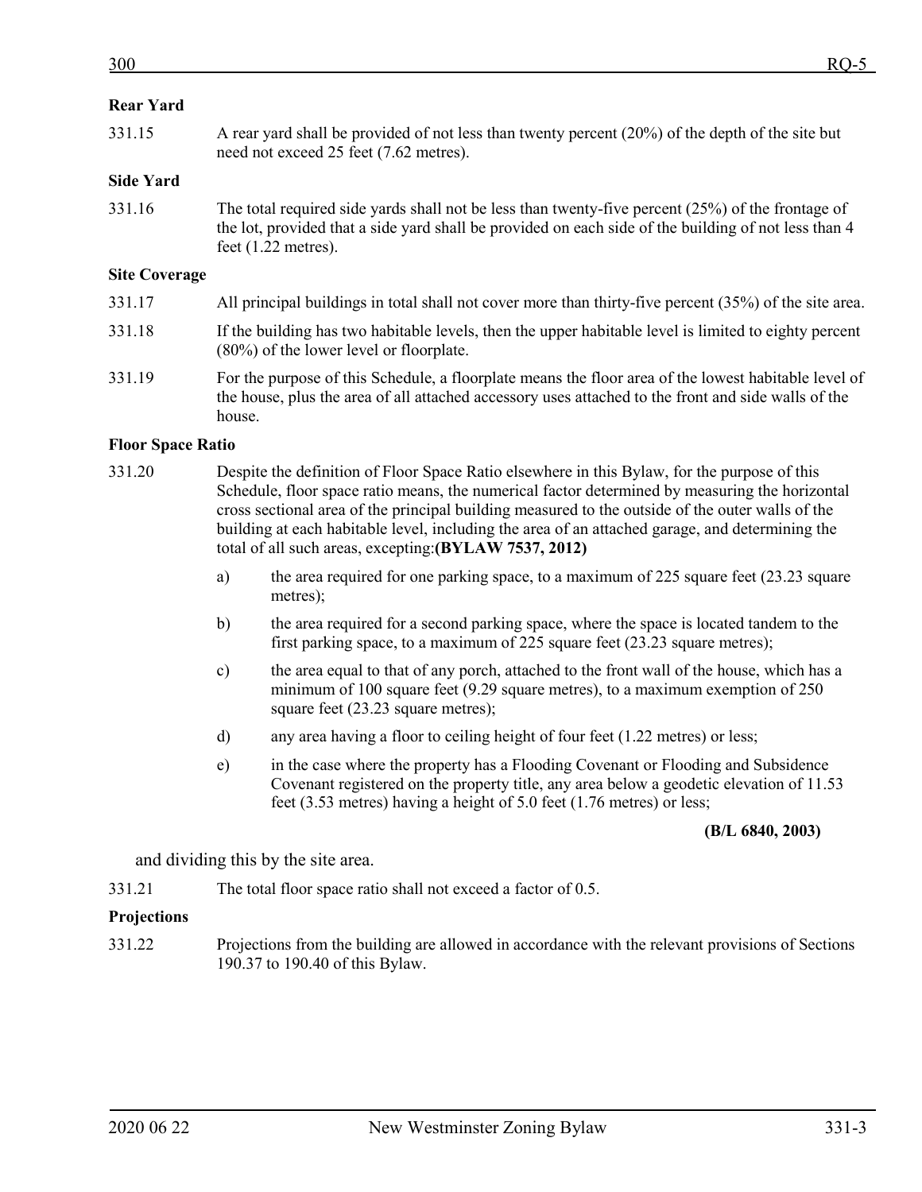**Rear Yard**

331.15 A rear yard shall be provided of not less than twenty percent (20%) of the depth of the site but need not exceed 25 feet (7.62 metres).

**Side Yard**

331.16 The total required side yards shall not be less than twenty-five percent (25%) of the frontage of the lot, provided that a side yard shall be provided on each side of the building of not less than 4 feet (1.22 metres).

**Site Coverage**

331.17 All principal buildings in total shall not cover more than thirty-five percent (35%) of the site area.

331.18 If the building has two habitable levels, then the upper habitable level is limited to eighty percent (80%) of the lower level or floorplate.

331.19 For the purpose of this Schedule, a floorplate means the floor area of the lowest habitable level of the house, plus the area of all attached accessory uses attached to the front and side walls of the house.

**Floor Space Ratio**

331.20 Despite the definition of Floor Space Ratio elsewhere in this Bylaw, for the purpose of this Schedule, floor space ratio means, the numerical factor determined by measuring the horizontal cross sectional area of the principal building measured to the outside of the outer walls of the building at each habitable level, including the area of an attached garage, and determining the total of all such areas, excepting:**(BYLAW 7537, 2012)**

a) the area required for one parking space, to a maximum of 225 square feet (23.23 square metres);

b) the area required for a second parking space, where the space is located tandem to the first parking space, to a maximum of 225 square feet (23.23 square metres);

c) the area equal to that of any porch, attached to the front wall of the house, which has a minimum of 100 square feet (9.29 square metres), to a maximum exemption of 250 square feet (23.23 square metres);

d) any area having a floor to ceiling height of four feet (1.22 metres) or less;

e) in the case where the property has a Flooding Covenant or Flooding and Subsidence Covenant registered on the property title, any area below a geodetic elevation of 11.53 feet (3.53 metres) having a height of 5.0 feet (1.76 metres) or less;

**(B/L 6840, 2003)**

and dividing this by the site area.

331.21 The total floor space ratio shall not exceed a factor of 0.5.

**Projections**

331.22 Projections from the building are allowed in accordance with the relevant provisions of Sections 190.37 to 190.40 of this Bylaw.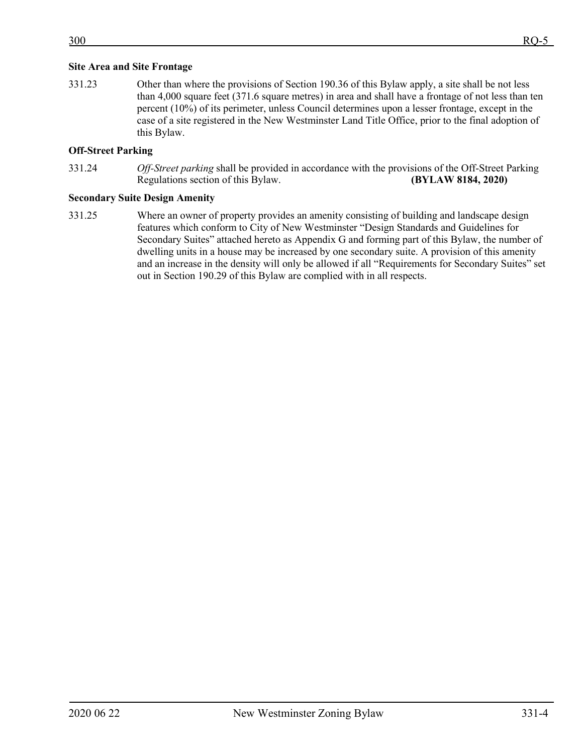### Site Area and Site Frontage

331.23 Other than where the provisions of Section 190.36 of this Bylaw apply, a site shall be not less than 4,000 square feet (371.6 square metres) in area and shall have a frontage of not less than ten percent (10%) of its perimeter, unless Council determines upon a lesser frontage, except in the case of a site registered in the New Westminster Land Title Office, prior to the final adoption of this Bylaw.

### Off-Street Parking

331.24 *Off-Street parking* shall be provided in accordance with the provisions of the Off-Street Parking Regulations section of this Bylaw. **(BYLAW 8184, 2020)**

### Secondary Suite Design Amenity

331.25 Where an owner of property provides an amenity consisting of building and landscape design features which conform to City of New Westminster "Design Standards and Guidelines for Secondary Suites" attached hereto as Appendix G and forming part of this Bylaw, the number of dwelling units in a house may be increased by one secondary suite. A provision of this amenity and an increase in the density will only be allowed if all "Requirements for Secondary Suites" set out in Section 190.29 of this Bylaw are complied with in all respects.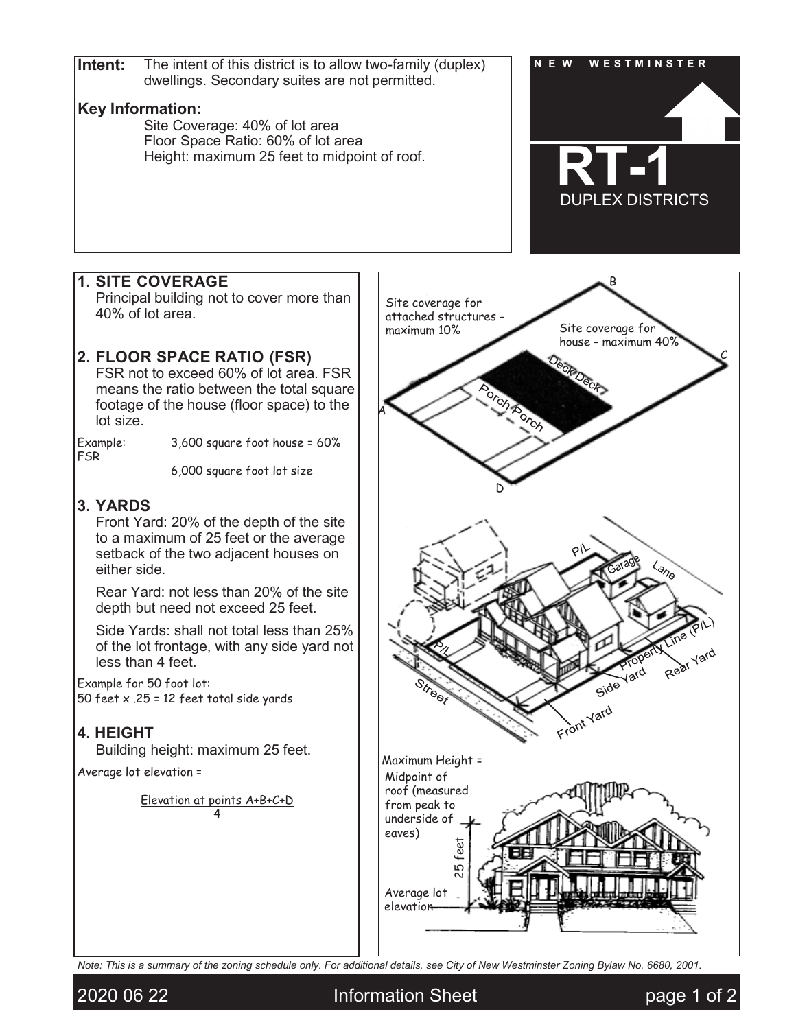**Intent:** The intent of this district is to allow two-family (duplex) dwellings. Secondary suites are not permitted.

**Key Information:**

Site Coverage: 40% of lot area
Floor Space Ratio: 60% of lot area
Height: maximum 25 feet to midpoint of roof.

NEW WESTMINSTER

# RT-1

DUPLEX DISTRICTS

## 1. SITE COVERAGE

Principal building not to cover more than 40% of lot area.

## 2. FLOOR SPACE RATIO (FSR)

FSR not to exceed 60% of lot area. FSR means the ratio between the total square footage of the house (floor space) to the lot size.

Example: FSR $\frac{\text{3,600 square foot house}}{\text{6,000 square foot lot size}} = 60\%$

## 3. YARDS

Front Yard: 20% of the depth of the site to a maximum of 25 feet or the average setback of the two adjacent houses on either side.

Rear Yard: not less than 20% of the site depth but need not exceed 25 feet.

Side Yards: shall not total less than 25% of the lot frontage, with any side yard not less than 4 feet.

Example for 50 foot lot:
50 feet x .25 = 12 feet total side yards

## 4. HEIGHT

Building height: maximum 25 feet.

Average lot elevation = $\frac{\text{Elevation at points A+B+C+D}}{4}$

Site coverage for attached structures - maximum 10%

Site coverage for house - maximum 40%

Deck Deck

Porch Porch

A B C D

P/L Garage Lane Property Line (P/L) Rear Yard Side Yard Front Yard Street

Maximum Height = Midpoint of roof (measured from peak to underside of eaves)

25 feet

Average lot elevation

*Note: This is a summary of the zoning schedule only. For additional details, see City of New Westminster Zoning Bylaw No. 6680, 2001.*

2020 06 22 Information Sheet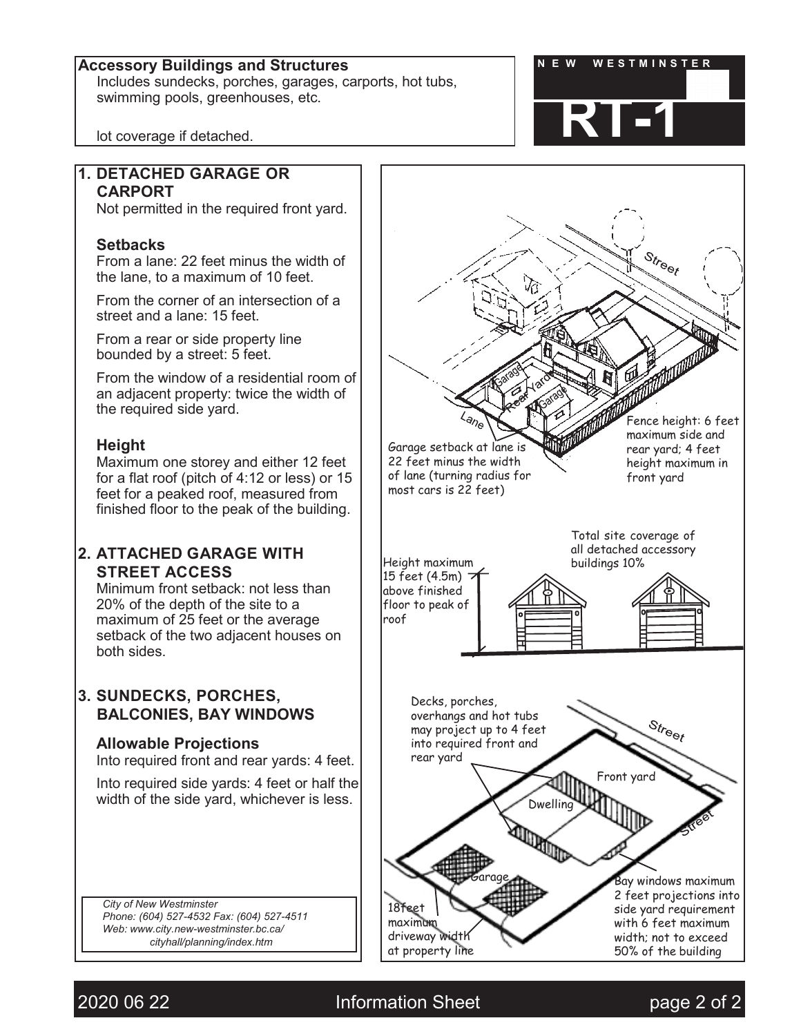**Accessory Buildings and Structures**

Includes sundecks, porches, garages, carports, hot tubs, swimming pools, greenhouses, etc.

lot coverage if detached.

NEW WESTMINSTER

# RT-1

## 1. DETACHED GARAGE OR CARPORT

Not permitted in the required front yard.

### Setbacks

From a lane: 22 feet minus the width of the lane, to a maximum of 10 feet.

From the corner of an intersection of a street and a lane: 15 feet.

From a rear or side property line bounded by a street: 5 feet.

From the window of a residential room of an adjacent property: twice the width of the required side yard.

### Height

Maximum one storey and either 12 feet for a flat roof (pitch of 4:12 or less) or 15 feet for a peaked roof, measured from finished floor to the peak of the building.

## 2. ATTACHED GARAGE WITH STREET ACCESS

Minimum front setback: not less than 20% of the depth of the site to a maximum of 25 feet or the average setback of the two adjacent houses on both sides.

## 3. SUNDECKS, PORCHES, BALCONIES, BAY WINDOWS

### Allowable Projections

Into required front and rear yards: 4 feet.

Into required side yards: 4 feet or half the width of the side yard, whichever is less.

*City of New Westminster*
*Phone: (604) 527-4532 Fax: (604) 527-4511*
*Web: www.city.new-westminster.bc.ca/cityhall/planning/index.htm*

Street

Garage

Rear Yard

Garage

Lane

Garage setback at lane is 22 feet minus the width of lane (turning radius for most cars is 22 feet)

Fence height: 6 feet maximum side and rear yard; 4 feet height maximum in front yard

Height maximum 15 feet (4.5m) above finished floor to peak of roof

Total site coverage of all detached accessory buildings 10%

Decks, porches, overhangs and hot tubs may project up to 4 feet into required front and rear yard

Street

Front yard

Dwelling

Street

Garage

18feet maximum driveway width at property line

Bay windows maximum 2 feet projections into side yard requirement with 6 feet maximum width; not to exceed 50% of the building

2020 06 22 Information Sheet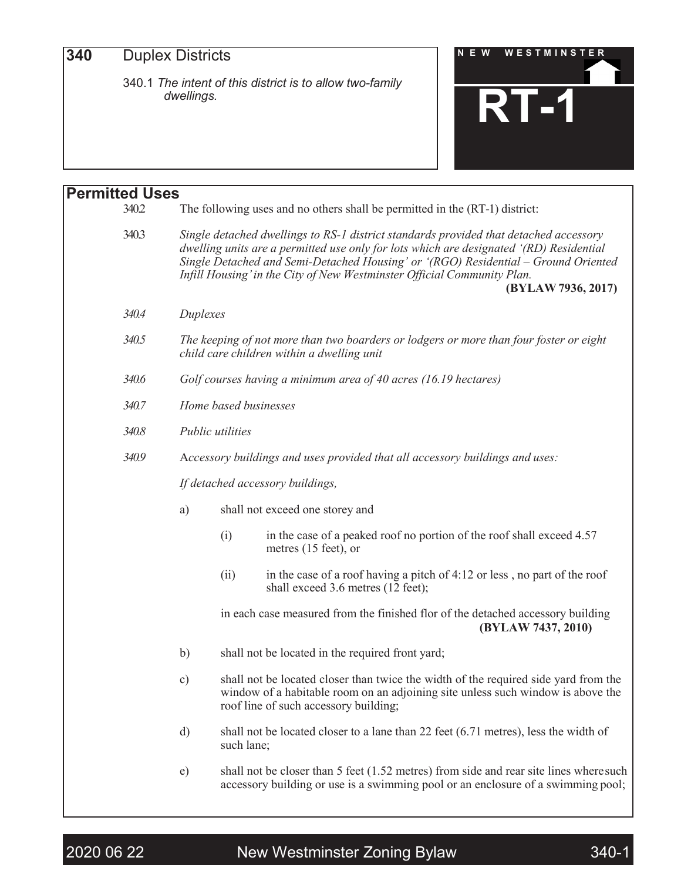# 340 Duplex Districts

340.1 *The intent of this district is to allow two-family dwellings.*

**NEW WESTMINSTER**

**RT-1**

## Permitted Uses

340.2 The following uses and no others shall be permitted in the (RT-1) district:

340.3 *Single detached dwellings to RS-1 district standards provided that detached accessory dwelling units are a permitted use only for lots which are designated '(RD) Residential Single Detached and Semi-Detached Housing' or '(RGO) Residential – Ground Oriented Infill Housing' in the City of New Westminster Official Community Plan.* **(BYLAW 7936, 2017)**

*340.4 Duplexes*

*340.5 The keeping of not more than two boarders or lodgers or more than four foster or eight child care children within a dwelling unit*

*340.6 Golf courses having a minimum area of 40 acres (16.19 hectares)*

*340.7 Home based businesses*

*340.8 Public utilities*

*340.9* Accessory buildings and uses provided that all accessory buildings and uses:

*If detached accessory buildings,*

a) shall not exceed one storey and

   (i) in the case of a peaked roof no portion of the roof shall exceed 4.57 metres (15 feet), or

   (ii) in the case of a roof having a pitch of 4:12 or less , no part of the roof shall exceed 3.6 metres (12 feet);

   in each case measured from the finished flor of the detached accessory building **(BYLAW 7437, 2010)**

b) shall not be located in the required front yard;

c) shall not be located closer than twice the width of the required side yard from the window of a habitable room on an adjoining site unless such window is above the roof line of such accessory building;

d) shall not be located closer to a lane than 22 feet (6.71 metres), less the width of such lane;

e) shall not be closer than 5 feet (1.52 metres) from side and rear site lines where such accessory building or use is a swimming pool or an enclosure of a swimming pool;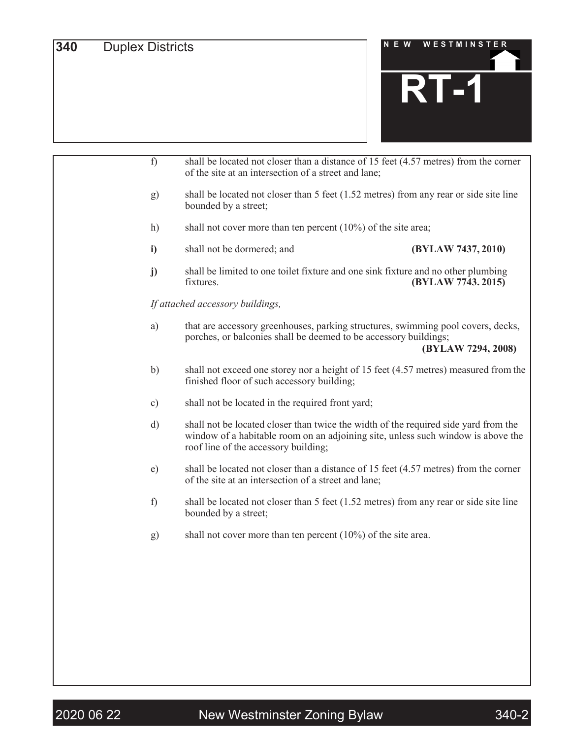f) shall be located not closer than a distance of 15 feet (4.57 metres) from the corner of the site at an intersection of a street and lane;

g) shall be located not closer than 5 feet (1.52 metres) from any rear or side site line bounded by a street;

h) shall not cover more than ten percent (10%) of the site area;

**i)** shall not be dormered; and **(BYLAW 7437, 2010)**

**j)** shall be limited to one toilet fixture and one sink fixture and no other plumbing fixtures. **(BYLAW 7743. 2015)**

*If attached accessory buildings,*

a) that are accessory greenhouses, parking structures, swimming pool covers, decks, porches, or balconies shall be deemed to be accessory buildings; **(BYLAW 7294, 2008)**

b) shall not exceed one storey nor a height of 15 feet (4.57 metres) measured from the finished floor of such accessory building;

c) shall not be located in the required front yard;

d) shall not be located closer than twice the width of the required side yard from the window of a habitable room on an adjoining site, unless such window is above the roof line of the accessory building;

e) shall be located not closer than a distance of 15 feet (4.57 metres) from the corner of the site at an intersection of a street and lane;

f) shall be located not closer than 5 feet (1.52 metres) from any rear or side site line bounded by a street;

g) shall not cover more than ten percent (10%) of the site area.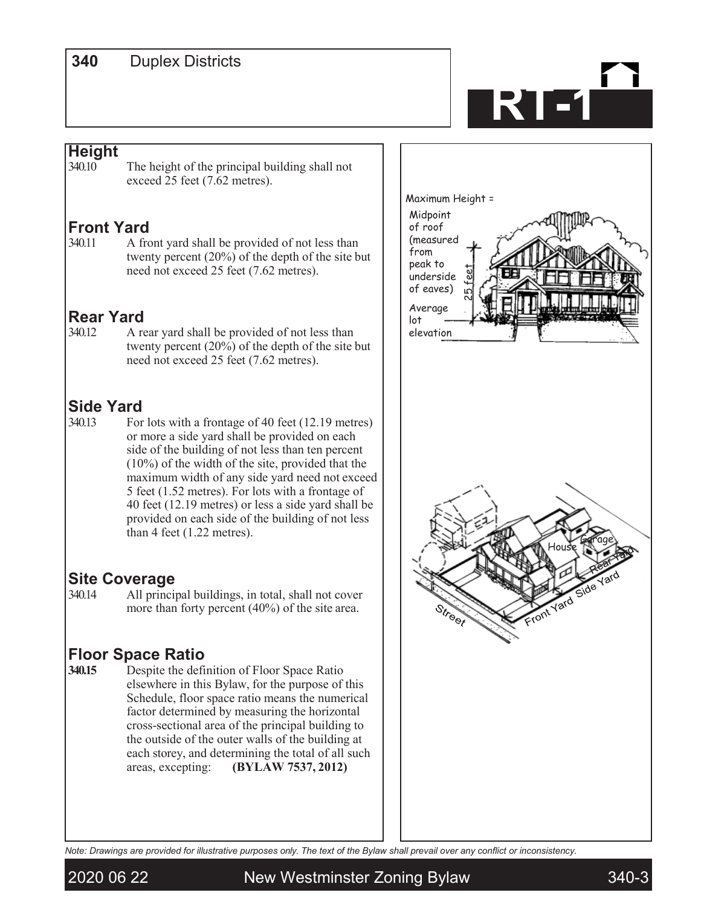# 340 Duplex Districts

## RT-1

### Height

340.10 The height of the principal building shall not exceed 25 feet (7.62 metres).

### Front Yard

340.11 A front yard shall be provided of not less than twenty percent (20%) of the depth of the site but need not exceed 25 feet (7.62 metres).

### Rear Yard

340.12 A rear yard shall be provided of not less than twenty percent (20%) of the depth of the site but need not exceed 25 feet (7.62 metres).

### Side Yard

340.13 For lots with a frontage of 40 feet (12.19 metres) or more a side yard shall be provided on each side of the building of not less than ten percent (10%) of the width of the site, provided that the maximum width of any side yard need not exceed 5 feet (1.52 metres). For lots with a frontage of 40 feet (12.19 metres) or less a side yard shall be provided on each side of the building of not less than 4 feet (1.22 metres).

### Site Coverage

340.14 All principal buildings, in total, shall not cover more than forty percent (40%) of the site area.

### Floor Space Ratio

**340.15** Despite the definition of Floor Space Ratio elsewhere in this Bylaw, for the purpose of this Schedule, floor space ratio means the numerical factor determined by measuring the horizontal cross-sectional area of the principal building to the outside of the outer walls of the building at each storey, and determining the total of all such areas, excepting: **(BYLAW 7537, 2012)**

Maximum Height = Midpoint of roof (measured from peak to underside of eaves)

25 feet

Average lot elevation

House Garage Rear Yard Side Yard Front Yard Street

*Note: Drawings are provided for illustrative purposes only. The text of the Bylaw shall prevail over any conflict or inconsistency.*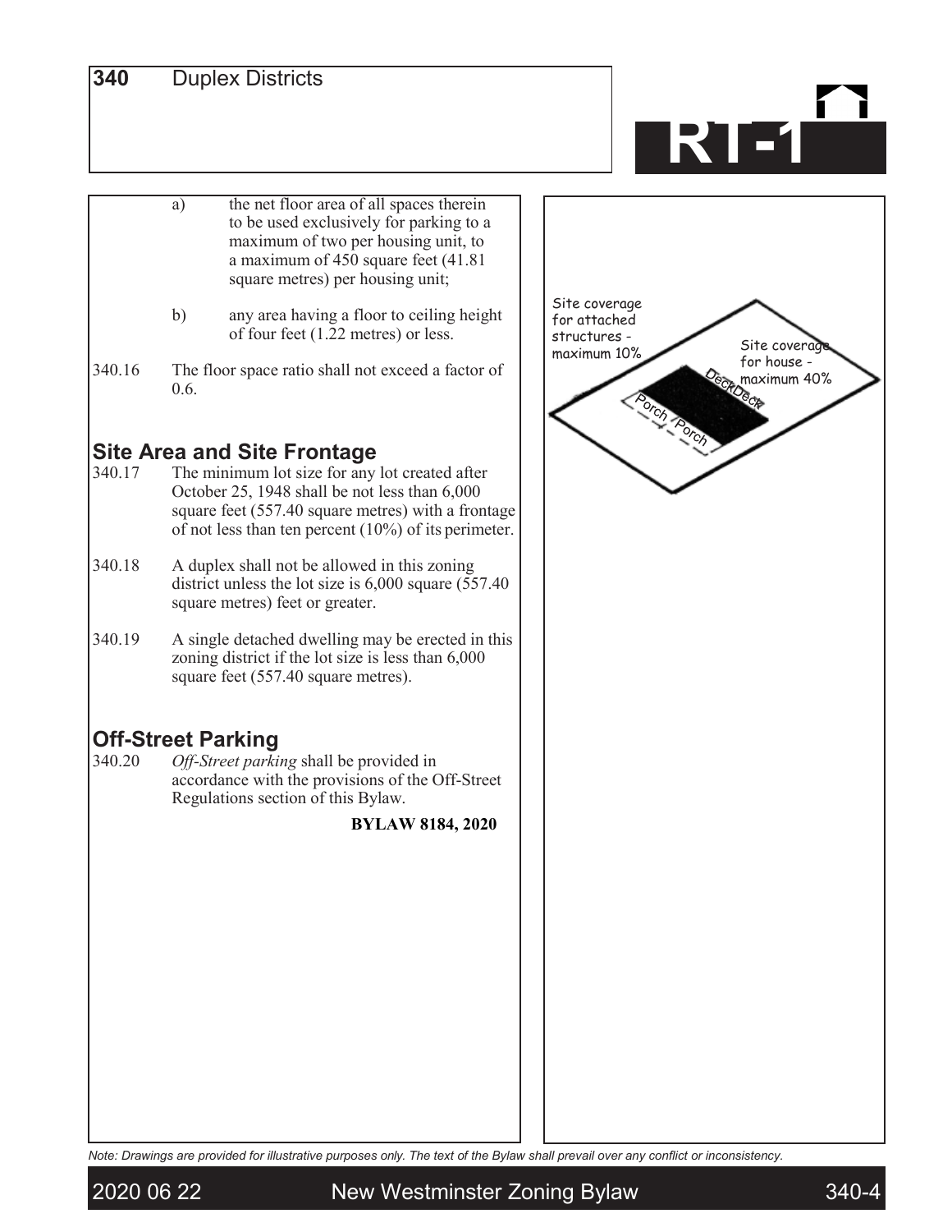a) the net floor area of all spaces therein to be used exclusively for parking to a maximum of two per housing unit, to a maximum of 450 square feet (41.81 square metres) per housing unit;

b) any area having a floor to ceiling height of four feet (1.22 metres) or less.

340.16 The floor space ratio shall not exceed a factor of 0.6.

## Site Area and Site Frontage

340.17 The minimum lot size for any lot created after October 25, 1948 shall be not less than 6,000 square feet (557.40 square metres) with a frontage of not less than ten percent (10%) of its perimeter.

340.18 A duplex shall not be allowed in this zoning district unless the lot size is 6,000 square (557.40 square metres) feet or greater.

340.19 A single detached dwelling may be erected in this zoning district if the lot size is less than 6,000 square feet (557.40 square metres).

## Off-Street Parking

340.20 *Off-Street parking* shall be provided in accordance with the provisions of the Off-Street Regulations section of this Bylaw.

**BYLAW 8184, 2020**

Site coverage for attached structures - maximum 10%

Site coverage for house - maximum 40%

Deck Deck

Porch Porch

*Note: Drawings are provided for illustrative purposes only. The text of the Bylaw shall prevail over any conflict or inconsistency.*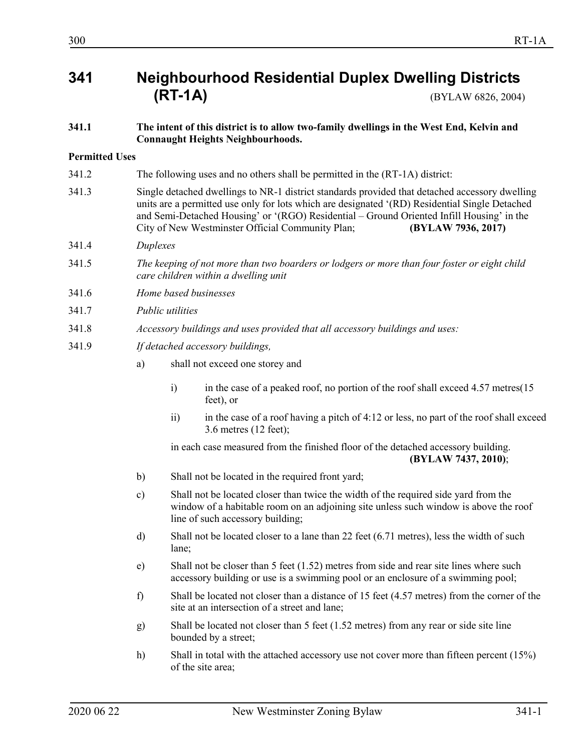# 341 Neighbourhood Residential Duplex Dwelling Districts (RT-1A)

(BYLAW 6826, 2004)

**341.1 The intent of this district is to allow two-family dwellings in the West End, Kelvin and Connaught Heights Neighbourhoods.**

**Permitted Uses**

341.2 The following uses and no others shall be permitted in the (RT-1A) district:

341.3 Single detached dwellings to NR-1 district standards provided that detached accessory dwelling units are a permitted use only for lots which are designated '(RD) Residential Single Detached and Semi-Detached Housing' or '(RGO) Residential – Ground Oriented Infill Housing' in the City of New Westminster Official Community Plan; **(BYLAW 7936, 2017)**

341.4 *Duplexes*

341.5 *The keeping of not more than two boarders or lodgers or more than four foster or eight child care children within a dwelling unit*

341.6 *Home based businesses*

341.7 *Public utilities*

341.8 *Accessory buildings and uses provided that all accessory buildings and uses:*

341.9 *If detached accessory buildings,*

a) shall not exceed one storey and

   i) in the case of a peaked roof, no portion of the roof shall exceed 4.57 metres(15 feet), or

   ii) in the case of a roof having a pitch of 4:12 or less, no part of the roof shall exceed 3.6 metres (12 feet);

   in each case measured from the finished floor of the detached accessory building. **(BYLAW 7437, 2010)**;

b) Shall not be located in the required front yard;

c) Shall not be located closer than twice the width of the required side yard from the window of a habitable room on an adjoining site unless such window is above the roof line of such accessory building;

d) Shall not be located closer to a lane than 22 feet (6.71 metres), less the width of such lane;

e) Shall not be closer than 5 feet (1.52) metres from side and rear site lines where such accessory building or use is a swimming pool or an enclosure of a swimming pool;

f) Shall be located not closer than a distance of 15 feet (4.57 metres) from the corner of the site at an intersection of a street and lane;

g) Shall be located not closer than 5 feet (1.52 metres) from any rear or side site line bounded by a street;

h) Shall in total with the attached accessory use not cover more than fifteen percent (15%) of the site area;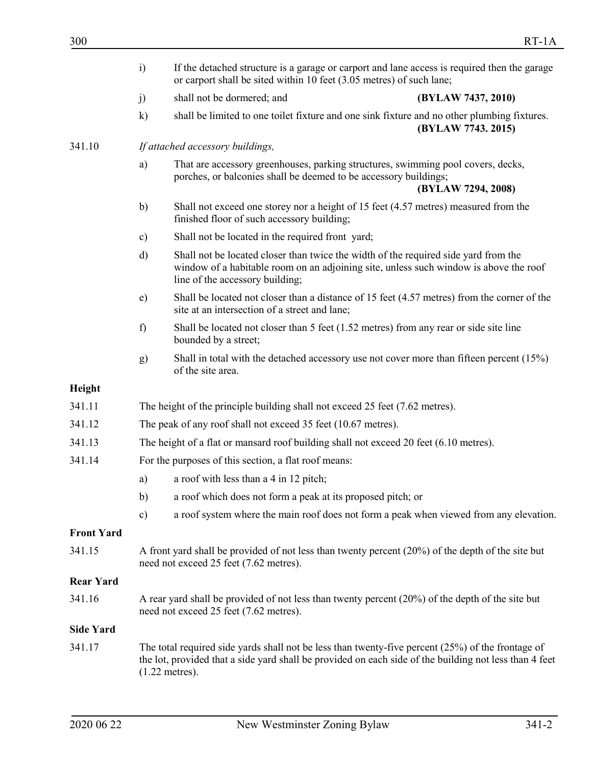i) If the detached structure is a garage or carport and lane access is required then the garage or carport shall be sited within 10 feet (3.05 metres) of such lane;

j) shall not be dormered; and **(BYLAW 7437, 2010)**

k) shall be limited to one toilet fixture and one sink fixture and no other plumbing fixtures. **(BYLAW 7743. 2015)**

341.10 *If attached accessory buildings,*

a) That are accessory greenhouses, parking structures, swimming pool covers, decks, porches, or balconies shall be deemed to be accessory buildings; **(BYLAW 7294, 2008)**

b) Shall not exceed one storey nor a height of 15 feet (4.57 metres) measured from the finished floor of such accessory building;

c) Shall not be located in the required front yard;

d) Shall not be located closer than twice the width of the required side yard from the window of a habitable room on an adjoining site, unless such window is above the roof line of the accessory building;

e) Shall be located not closer than a distance of 15 feet (4.57 metres) from the corner of the site at an intersection of a street and lane;

f) Shall be located not closer than 5 feet (1.52 metres) from any rear or side site line bounded by a street;

g) Shall in total with the detached accessory use not cover more than fifteen percent (15%) of the site area.

**Height**

341.11 The height of the principle building shall not exceed 25 feet (7.62 metres).

341.12 The peak of any roof shall not exceed 35 feet (10.67 metres).

341.13 The height of a flat or mansard roof building shall not exceed 20 feet (6.10 metres).

341.14 For the purposes of this section, a flat roof means:

a) a roof with less than a 4 in 12 pitch;

b) a roof which does not form a peak at its proposed pitch; or

c) a roof system where the main roof does not form a peak when viewed from any elevation.

**Front Yard**

341.15 A front yard shall be provided of not less than twenty percent (20%) of the depth of the site but need not exceed 25 feet (7.62 metres).

**Rear Yard**

341.16 A rear yard shall be provided of not less than twenty percent (20%) of the depth of the site but need not exceed 25 feet (7.62 metres).

**Side Yard**

341.17 The total required side yards shall not be less than twenty-five percent (25%) of the frontage of the lot, provided that a side yard shall be provided on each side of the building not less than 4 feet (1.22 metres).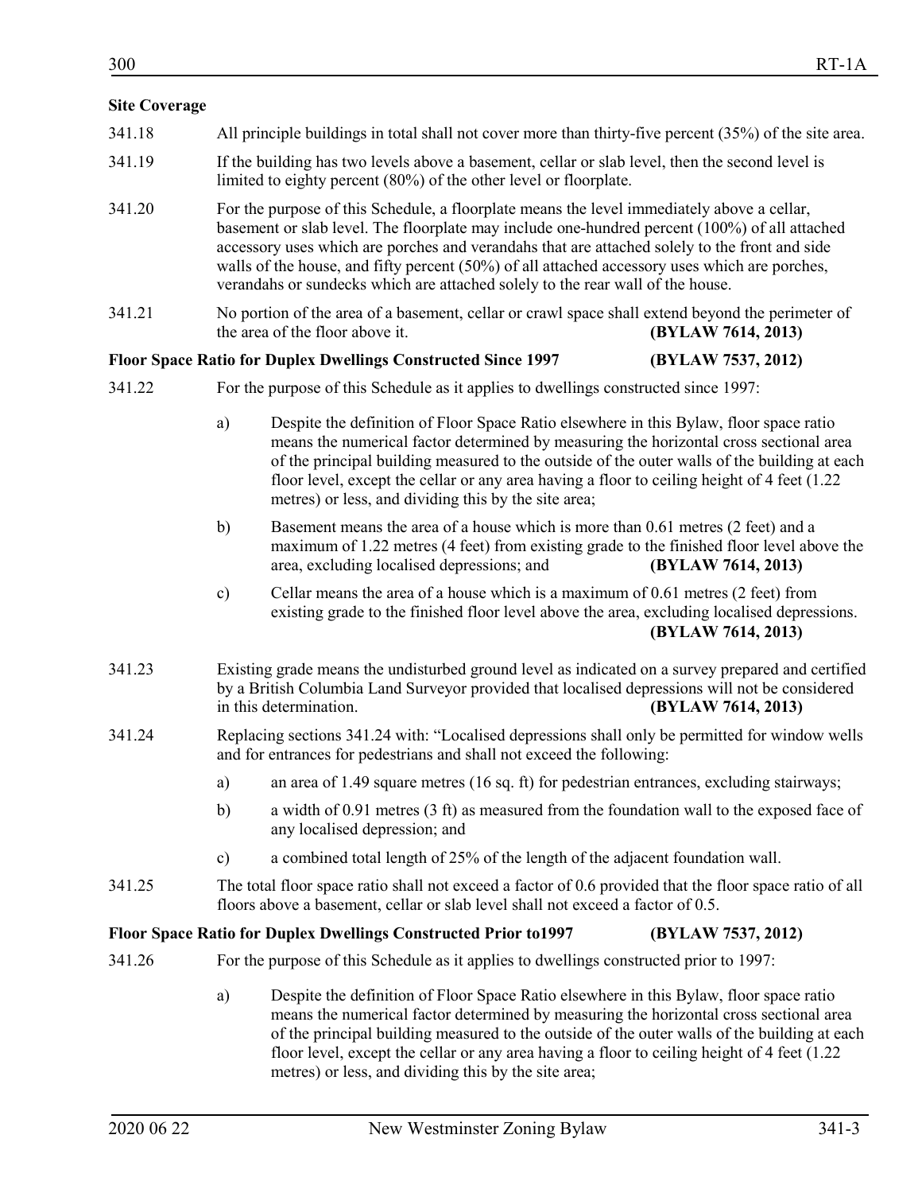**Site Coverage**

341.18 All principle buildings in total shall not cover more than thirty-five percent (35%) of the site area.

341.19 If the building has two levels above a basement, cellar or slab level, then the second level is limited to eighty percent (80%) of the other level or floorplate.

341.20 For the purpose of this Schedule, a floorplate means the level immediately above a cellar, basement or slab level. The floorplate may include one-hundred percent (100%) of all attached accessory uses which are porches and verandahs that are attached solely to the front and side walls of the house, and fifty percent (50%) of all attached accessory uses which are porches, verandahs or sundecks which are attached solely to the rear wall of the house.

341.21 No portion of the area of a basement, cellar or crawl space shall extend beyond the perimeter of the area of the floor above it. **(BYLAW 7614, 2013)**

**Floor Space Ratio for Duplex Dwellings Constructed Since 1997** **(BYLAW 7537, 2012)**

341.22 For the purpose of this Schedule as it applies to dwellings constructed since 1997:

a) Despite the definition of Floor Space Ratio elsewhere in this Bylaw, floor space ratio means the numerical factor determined by measuring the horizontal cross sectional area of the principal building measured to the outside of the outer walls of the building at each floor level, except the cellar or any area having a floor to ceiling height of 4 feet (1.22 metres) or less, and dividing this by the site area;

b) Basement means the area of a house which is more than 0.61 metres (2 feet) and a maximum of 1.22 metres (4 feet) from existing grade to the finished floor level above the area, excluding localised depressions; and **(BYLAW 7614, 2013)**

c) Cellar means the area of a house which is a maximum of 0.61 metres (2 feet) from existing grade to the finished floor level above the area, excluding localised depressions. **(BYLAW 7614, 2013)**

341.23 Existing grade means the undisturbed ground level as indicated on a survey prepared and certified by a British Columbia Land Surveyor provided that localised depressions will not be considered in this determination. **(BYLAW 7614, 2013)**

341.24 Replacing sections 341.24 with: "Localised depressions shall only be permitted for window wells and for entrances for pedestrians and shall not exceed the following:

a) an area of 1.49 square metres (16 sq. ft) for pedestrian entrances, excluding stairways;

b) a width of 0.91 metres (3 ft) as measured from the foundation wall to the exposed face of any localised depression; and

c) a combined total length of 25% of the length of the adjacent foundation wall.

341.25 The total floor space ratio shall not exceed a factor of 0.6 provided that the floor space ratio of all floors above a basement, cellar or slab level shall not exceed a factor of 0.5.

**Floor Space Ratio for Duplex Dwellings Constructed Prior to1997** **(BYLAW 7537, 2012)**

341.26 For the purpose of this Schedule as it applies to dwellings constructed prior to 1997:

a) Despite the definition of Floor Space Ratio elsewhere in this Bylaw, floor space ratio means the numerical factor determined by measuring the horizontal cross sectional area of the principal building measured to the outside of the outer walls of the building at each floor level, except the cellar or any area having a floor to ceiling height of 4 feet (1.22 metres) or less, and dividing this by the site area;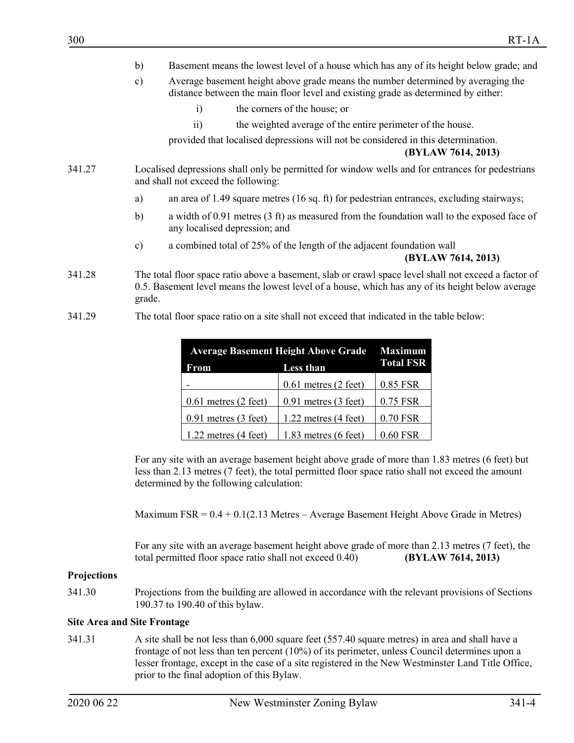b) Basement means the lowest level of a house which has any of its height below grade; and

c) Average basement height above grade means the number determined by averaging the distance between the main floor level and existing grade as determined by either:

   i) the corners of the house; or

   ii) the weighted average of the entire perimeter of the house.

   provided that localised depressions will not be considered in this determination. **(BYLAW 7614, 2013)**

341.27 Localised depressions shall only be permitted for window wells and for entrances for pedestrians and shall not exceed the following:

a) an area of 1.49 square metres (16 sq. ft) for pedestrian entrances, excluding stairways;

b) a width of 0.91 metres (3 ft) as measured from the foundation wall to the exposed face of any localised depression; and

c) a combined total of 25% of the length of the adjacent foundation wall **(BYLAW 7614, 2013)**

341.28 The total floor space ratio above a basement, slab or crawl space level shall not exceed a factor of 0.5. Basement level means the lowest level of a house, which has any of its height below average grade.

341.29 The total floor space ratio on a site shall not exceed that indicated in the table below:

| Average Basement Height Above Grade | | Maximum Total FSR |
|---|---|---|
| From | Less than | |
| - | 0.61 metres (2 feet) | 0.85 FSR |
| 0.61 metres (2 feet) | 0.91 metres (3 feet) | 0.75 FSR |
| 0.91 metres (3 feet) | 1.22 metres (4 feet) | 0.70 FSR |
| 1.22 metres (4 feet) | 1.83 metres (6 feet) | 0.60 FSR |

For any site with an average basement height above grade of more than 1.83 metres (6 feet) but less than 2.13 metres (7 feet), the total permitted floor space ratio shall not exceed the amount determined by the following calculation:

Maximum FSR = 0.4 + 0.1(2.13 Metres – Average Basement Height Above Grade in Metres)

For any site with an average basement height above grade of more than 2.13 metres (7 feet), the total permitted floor space ratio shall not exceed 0.40) **(BYLAW 7614, 2013)**

**Projections**

341.30 Projections from the building are allowed in accordance with the relevant provisions of Sections 190.37 to 190.40 of this bylaw.

**Site Area and Site Frontage**

341.31 A site shall be not less than 6,000 square feet (557.40 square metres) in area and shall have a frontage of not less than ten percent (10%) of its perimeter, unless Council determines upon a lesser frontage, except in the case of a site registered in the New Westminster Land Title Office, prior to the final adoption of this Bylaw.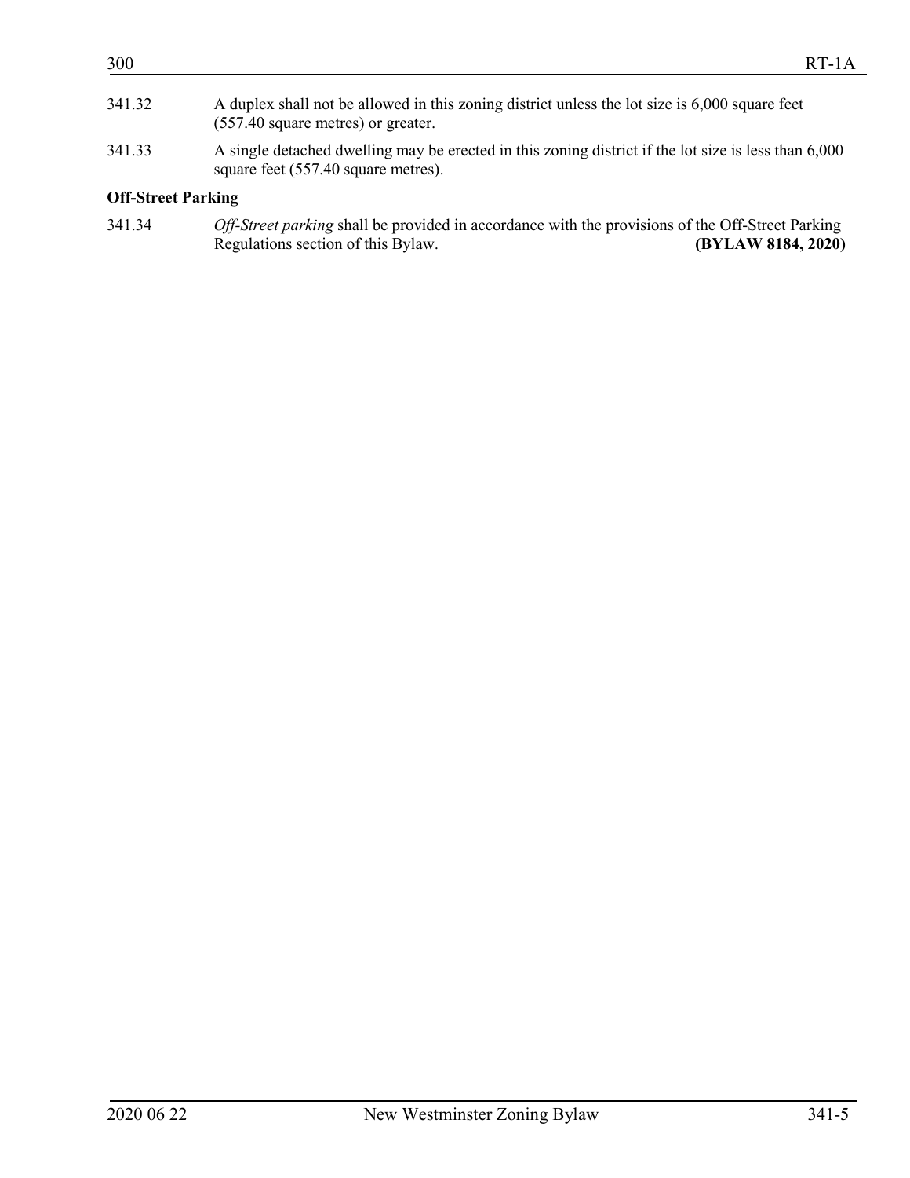341.32 A duplex shall not be allowed in this zoning district unless the lot size is 6,000 square feet (557.40 square metres) or greater.

341.33 A single detached dwelling may be erected in this zoning district if the lot size is less than 6,000 square feet (557.40 square metres).

**Off-Street Parking**

341.34 *Off-Street parking* shall be provided in accordance with the provisions of the Off-Street Parking Regulations section of this Bylaw. **(BYLAW 8184, 2020)**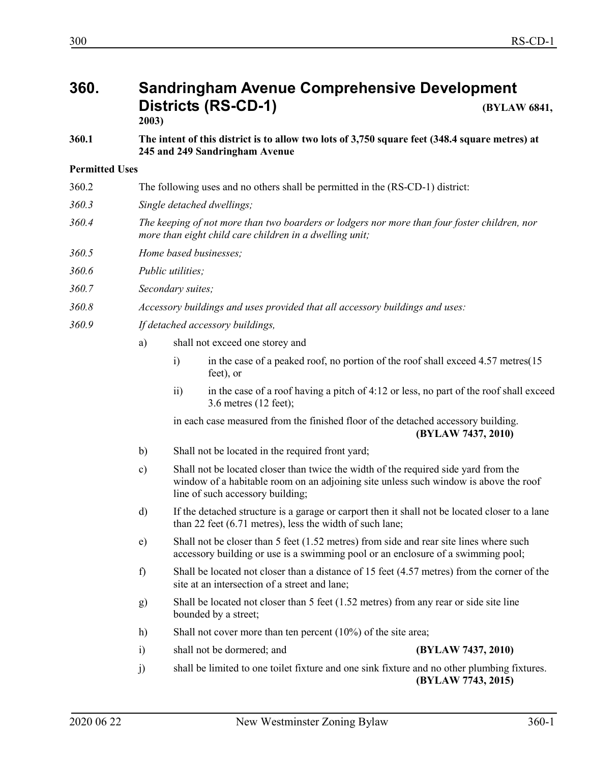# 360. Sandringham Avenue Comprehensive Development Districts (RS-CD-1) (BYLAW 6841, 2003)

**360.1 The intent of this district is to allow two lots of 3,750 square feet (348.4 square metres) at 245 and 249 Sandringham Avenue**

**Permitted Uses**

360.2 The following uses and no others shall be permitted in the (RS-CD-1) district:

*360.3 Single detached dwellings;*

*360.4 The keeping of not more than two boarders or lodgers nor more than four foster children, nor more than eight child care children in a dwelling unit;*

*360.5 Home based businesses;*

*360.6 Public utilities;*

*360.7 Secondary suites;*

*360.8 Accessory buildings and uses provided that all accessory buildings and uses:*

*360.9 If detached accessory buildings,*

a) shall not exceed one storey and

   i) in the case of a peaked roof, no portion of the roof shall exceed 4.57 metres(15 feet), or

   ii) in the case of a roof having a pitch of 4:12 or less, no part of the roof shall exceed 3.6 metres (12 feet);

   in each case measured from the finished floor of the detached accessory building. **(BYLAW 7437, 2010)**

b) Shall not be located in the required front yard;

c) Shall not be located closer than twice the width of the required side yard from the window of a habitable room on an adjoining site unless such window is above the roof line of such accessory building;

d) If the detached structure is a garage or carport then it shall not be located closer to a lane than 22 feet (6.71 metres), less the width of such lane;

e) Shall not be closer than 5 feet (1.52 metres) from side and rear site lines where such accessory building or use is a swimming pool or an enclosure of a swimming pool;

f) Shall be located not closer than a distance of 15 feet (4.57 metres) from the corner of the site at an intersection of a street and lane;

g) Shall be located not closer than 5 feet (1.52 metres) from any rear or side site line bounded by a street;

h) Shall not cover more than ten percent (10%) of the site area;

i) shall not be dormered; and **(BYLAW 7437, 2010)**

j) shall be limited to one toilet fixture and one sink fixture and no other plumbing fixtures. **(BYLAW 7743, 2015)**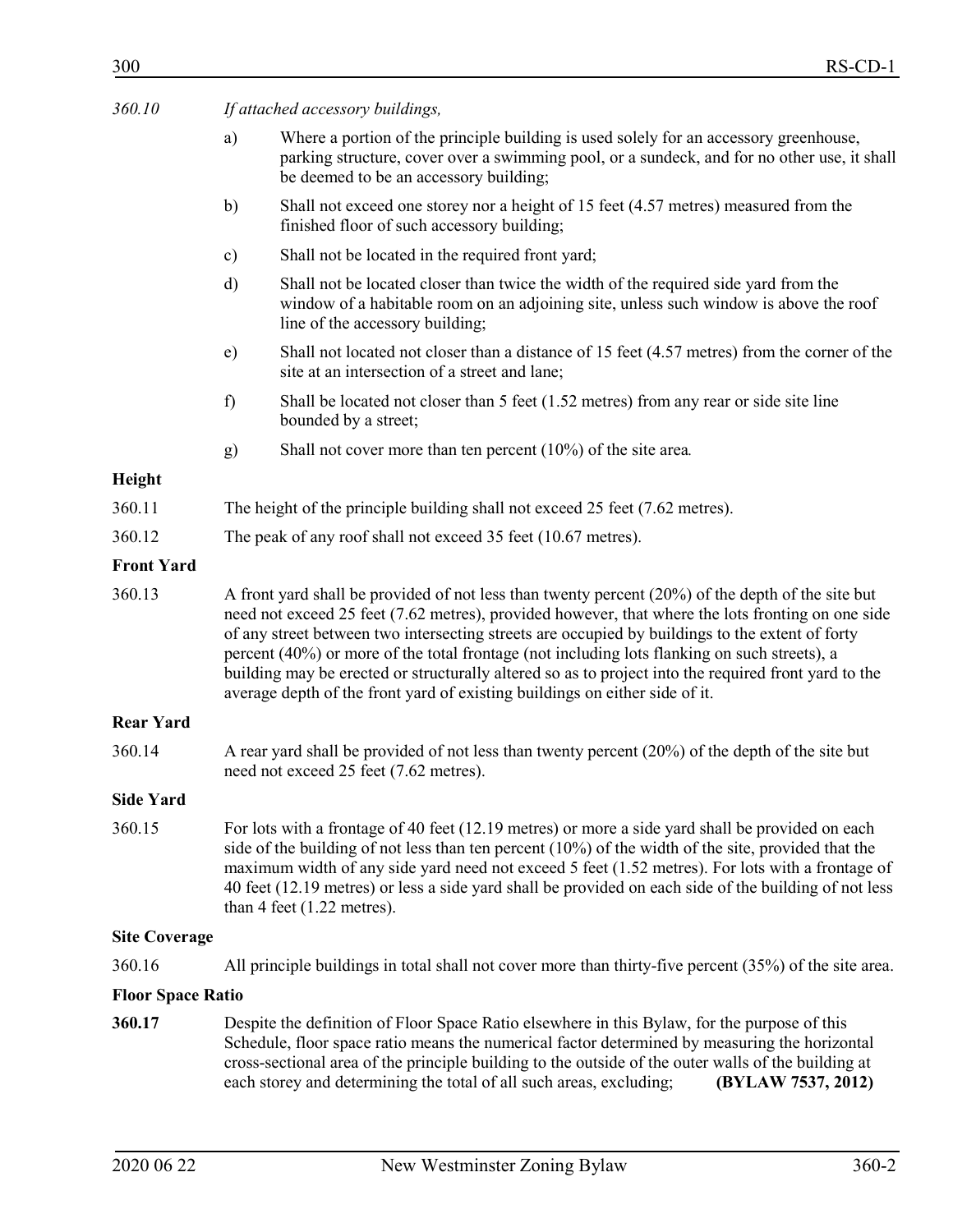*360.10* *If attached accessory buildings,*

a) Where a portion of the principle building is used solely for an accessory greenhouse, parking structure, cover over a swimming pool, or a sundeck, and for no other use, it shall be deemed to be an accessory building;

b) Shall not exceed one storey nor a height of 15 feet (4.57 metres) measured from the finished floor of such accessory building;

c) Shall not be located in the required front yard;

d) Shall not be located closer than twice the width of the required side yard from the window of a habitable room on an adjoining site, unless such window is above the roof line of the accessory building;

e) Shall not located not closer than a distance of 15 feet (4.57 metres) from the corner of the site at an intersection of a street and lane;

f) Shall be located not closer than 5 feet (1.52 metres) from any rear or side site line bounded by a street;

g) Shall not cover more than ten percent (10%) of the site area.

**Height**

360.11 The height of the principle building shall not exceed 25 feet (7.62 metres).

360.12 The peak of any roof shall not exceed 35 feet (10.67 metres).

**Front Yard**

360.13 A front yard shall be provided of not less than twenty percent (20%) of the depth of the site but need not exceed 25 feet (7.62 metres), provided however, that where the lots fronting on one side of any street between two intersecting streets are occupied by buildings to the extent of forty percent (40%) or more of the total frontage (not including lots flanking on such streets), a building may be erected or structurally altered so as to project into the required front yard to the average depth of the front yard of existing buildings on either side of it.

**Rear Yard**

360.14 A rear yard shall be provided of not less than twenty percent (20%) of the depth of the site but need not exceed 25 feet (7.62 metres).

**Side Yard**

360.15 For lots with a frontage of 40 feet (12.19 metres) or more a side yard shall be provided on each side of the building of not less than ten percent (10%) of the width of the site, provided that the maximum width of any side yard need not exceed 5 feet (1.52 metres). For lots with a frontage of 40 feet (12.19 metres) or less a side yard shall be provided on each side of the building of not less than 4 feet (1.22 metres).

**Site Coverage**

360.16 All principle buildings in total shall not cover more than thirty-five percent (35%) of the site area.

**Floor Space Ratio**

**360.17** Despite the definition of Floor Space Ratio elsewhere in this Bylaw, for the purpose of this Schedule, floor space ratio means the numerical factor determined by measuring the horizontal cross-sectional area of the principle building to the outside of the outer walls of the building at each storey and determining the total of all such areas, excluding; **(BYLAW 7537, 2012)**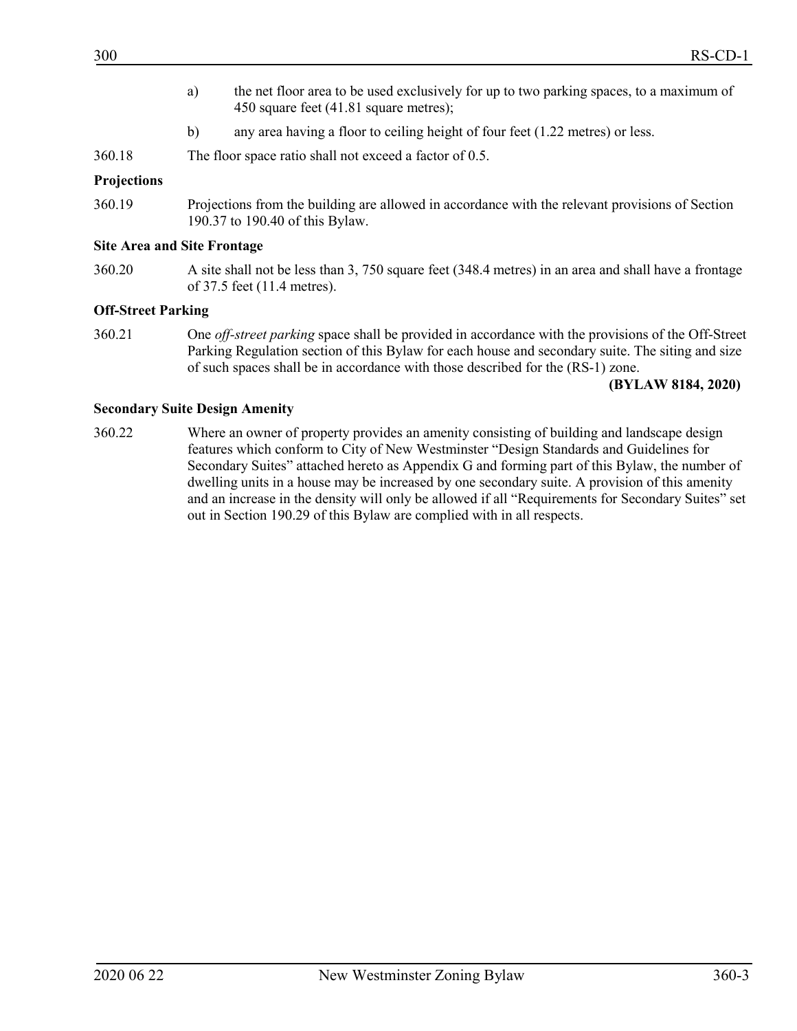a) the net floor area to be used exclusively for up to two parking spaces, to a maximum of 450 square feet (41.81 square metres);

b) any area having a floor to ceiling height of four feet (1.22 metres) or less.

360.18 The floor space ratio shall not exceed a factor of 0.5.

**Projections**

360.19 Projections from the building are allowed in accordance with the relevant provisions of Section 190.37 to 190.40 of this Bylaw.

**Site Area and Site Frontage**

360.20 A site shall not be less than 3, 750 square feet (348.4 metres) in an area and shall have a frontage of 37.5 feet (11.4 metres).

**Off-Street Parking**

360.21 One *off-street parking* space shall be provided in accordance with the provisions of the Off-Street Parking Regulation section of this Bylaw for each house and secondary suite. The siting and size of such spaces shall be in accordance with those described for the (RS-1) zone.

**(BYLAW 8184, 2020)**

**Secondary Suite Design Amenity**

360.22 Where an owner of property provides an amenity consisting of building and landscape design features which conform to City of New Westminster "Design Standards and Guidelines for Secondary Suites" attached hereto as Appendix G and forming part of this Bylaw, the number of dwelling units in a house may be increased by one secondary suite. A provision of this amenity and an increase in the density will only be allowed if all "Requirements for Secondary Suites" set out in Section 190.29 of this Bylaw are complied with in all respects.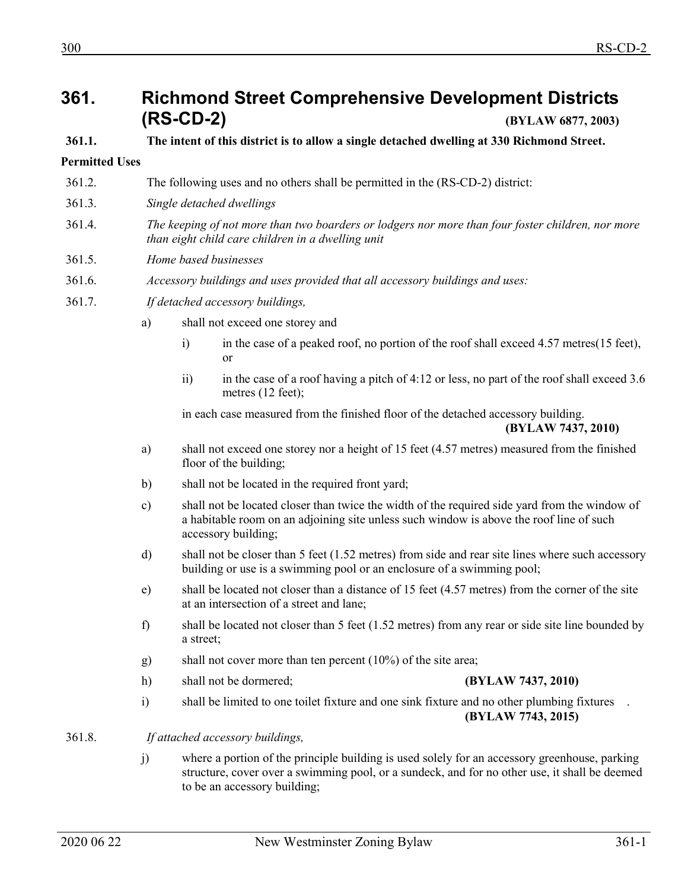# 361. Richmond Street Comprehensive Development Districts (RS-CD-2) (BYLAW 6877, 2003)

**361.1. The intent of this district is to allow a single detached dwelling at 330 Richmond Street.**

**Permitted Uses**

361.2. The following uses and no others shall be permitted in the (RS-CD-2) district:

361.3. *Single detached dwellings*

361.4. *The keeping of not more than two boarders or lodgers nor more than four foster children, nor more than eight child care children in a dwelling unit*

361.5. *Home based businesses*

361.6. *Accessory buildings and uses provided that all accessory buildings and uses:*

361.7. *If detached accessory buildings,*

a) shall not exceed one storey and

   i) in the case of a peaked roof, no portion of the roof shall exceed 4.57 metres(15 feet), or

   ii) in the case of a roof having a pitch of 4:12 or less, no part of the roof shall exceed 3.6 metres (12 feet);

   in each case measured from the finished floor of the detached accessory building. **(BYLAW 7437, 2010)**

a) shall not exceed one storey nor a height of 15 feet (4.57 metres) measured from the finished floor of the building;

b) shall not be located in the required front yard;

c) shall not be located closer than twice the width of the required side yard from the window of a habitable room on an adjoining site unless such window is above the roof line of such accessory building;

d) shall not be closer than 5 feet (1.52 metres) from side and rear site lines where such accessory building or use is a swimming pool or an enclosure of a swimming pool;

e) shall be located not closer than a distance of 15 feet (4.57 metres) from the corner of the site at an intersection of a street and lane;

f) shall be located not closer than 5 feet (1.52 metres) from any rear or side site line bounded by a street;

g) shall not cover more than ten percent (10%) of the site area;

h) shall not be dormered; **(BYLAW 7437, 2010)**

i) shall be limited to one toilet fixture and one sink fixture and no other plumbing fixtures . **(BYLAW 7743, 2015)**

361.8. *If attached accessory buildings,*

j) where a portion of the principle building is used solely for an accessory greenhouse, parking structure, cover over a swimming pool, or a sundeck, and for no other use, it shall be deemed to be an accessory building;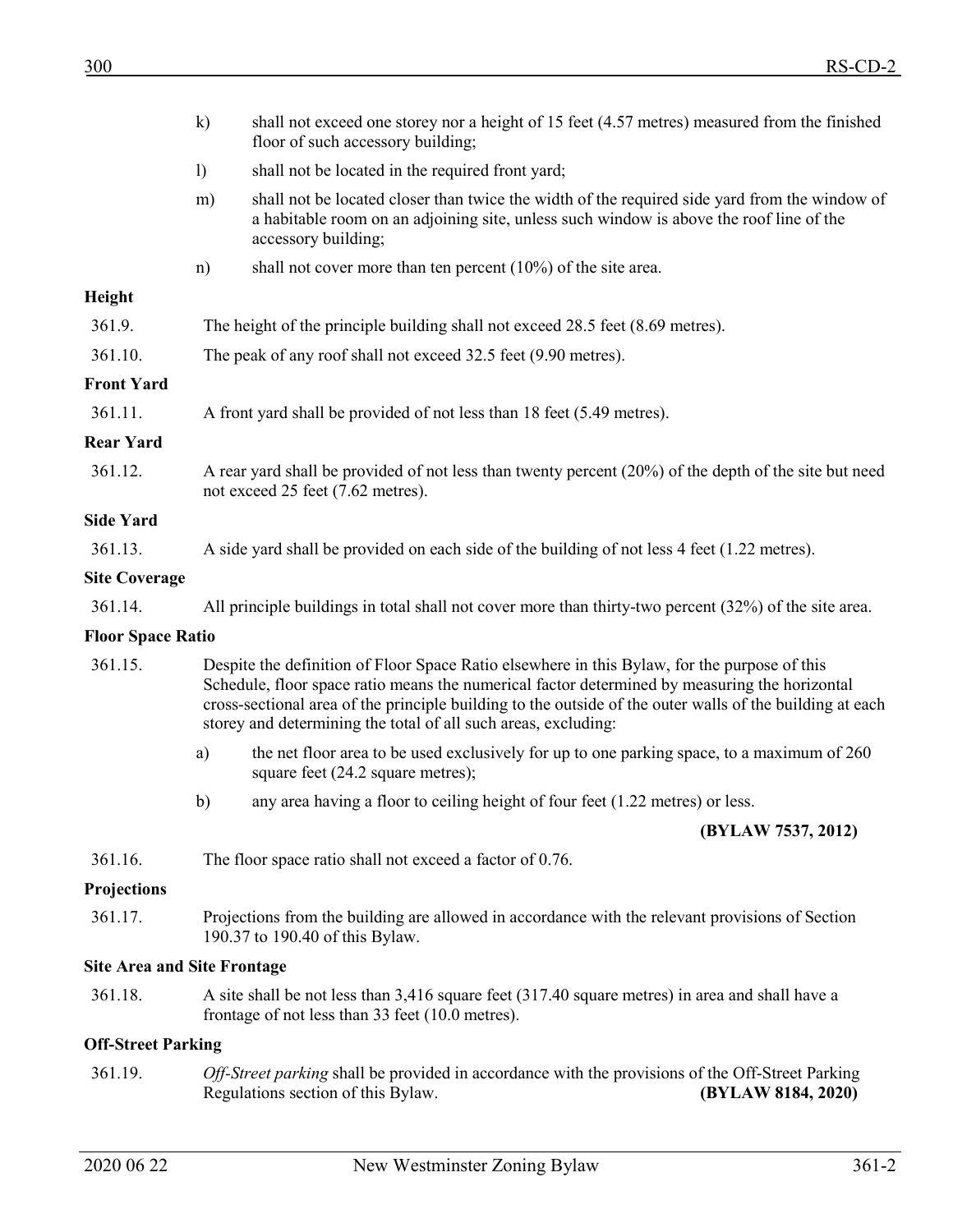k) shall not exceed one storey nor a height of 15 feet (4.57 metres) measured from the finished floor of such accessory building;

l) shall not be located in the required front yard;

m) shall not be located closer than twice the width of the required side yard from the window of a habitable room on an adjoining site, unless such window is above the roof line of the accessory building;

n) shall not cover more than ten percent (10%) of the site area.

**Height**

361.9. The height of the principle building shall not exceed 28.5 feet (8.69 metres).

361.10. The peak of any roof shall not exceed 32.5 feet (9.90 metres).

**Front Yard**

361.11. A front yard shall be provided of not less than 18 feet (5.49 metres).

**Rear Yard**

361.12. A rear yard shall be provided of not less than twenty percent (20%) of the depth of the site but need not exceed 25 feet (7.62 metres).

**Side Yard**

361.13. A side yard shall be provided on each side of the building of not less 4 feet (1.22 metres).

**Site Coverage**

361.14. All principle buildings in total shall not cover more than thirty-two percent (32%) of the site area.

**Floor Space Ratio**

361.15. Despite the definition of Floor Space Ratio elsewhere in this Bylaw, for the purpose of this Schedule, floor space ratio means the numerical factor determined by measuring the horizontal cross-sectional area of the principle building to the outside of the outer walls of the building at each storey and determining the total of all such areas, excluding:

a) the net floor area to be used exclusively for up to one parking space, to a maximum of 260 square feet (24.2 square metres);

b) any area having a floor to ceiling height of four feet (1.22 metres) or less.

**(BYLAW 7537, 2012)**

361.16. The floor space ratio shall not exceed a factor of 0.76.

**Projections**

361.17. Projections from the building are allowed in accordance with the relevant provisions of Section 190.37 to 190.40 of this Bylaw.

**Site Area and Site Frontage**

361.18. A site shall be not less than 3,416 square feet (317.40 square metres) in area and shall have a frontage of not less than 33 feet (10.0 metres).

**Off-Street Parking**

361.19. *Off-Street parking* shall be provided in accordance with the provisions of the Off-Street Parking Regulations section of this Bylaw. **(BYLAW 8184, 2020)**